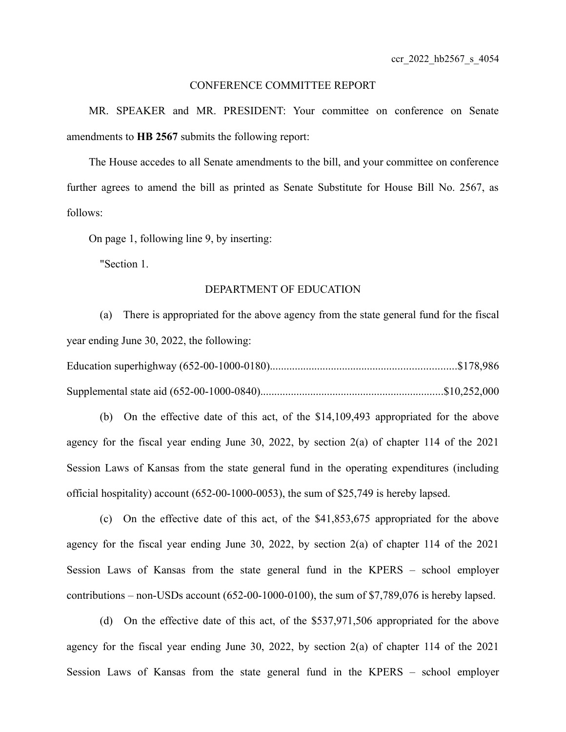ccr_2022_hb2567_s_4054

CONFERENCE COMMITTEE REPORT

MR. SPEAKER and MR. PRESIDENT: Your committee on conference on Senate amendments to **HB 2567** submits the following report:

The House accedes to all Senate amendments to the bill, and your committee on conference further agrees to amend the bill as printed as Senate Substitute for House Bill No. 2567, as follows:

On page 1, following line 9, by inserting:

"Section 1.

DEPARTMENT OF EDUCATION

(a) There is appropriated for the above agency from the state general fund for the fiscal year ending June 30, 2022, the following:

Education superhighway (652-00-1000-0180)....................................................................$178,986

Supplemental state aid (652-00-1000-0840)..................................................................$10,252,000

(b) On the effective date of this act, of the $14,109,493 appropriated for the above agency for the fiscal year ending June 30, 2022, by section 2(a) of chapter 114 of the 2021 Session Laws of Kansas from the state general fund in the operating expenditures (including official hospitality) account (652-00-1000-0053), the sum of $25,749 is hereby lapsed.

(c) On the effective date of this act, of the $41,853,675 appropriated for the above agency for the fiscal year ending June 30, 2022, by section 2(a) of chapter 114 of the 2021 Session Laws of Kansas from the state general fund in the KPERS – school employer contributions – non-USDs account (652-00-1000-0100), the sum of $7,789,076 is hereby lapsed.

(d) On the effective date of this act, of the $537,971,506 appropriated for the above agency for the fiscal year ending June 30, 2022, by section 2(a) of chapter 114 of the 2021 Session Laws of Kansas from the state general fund in the KPERS – school employer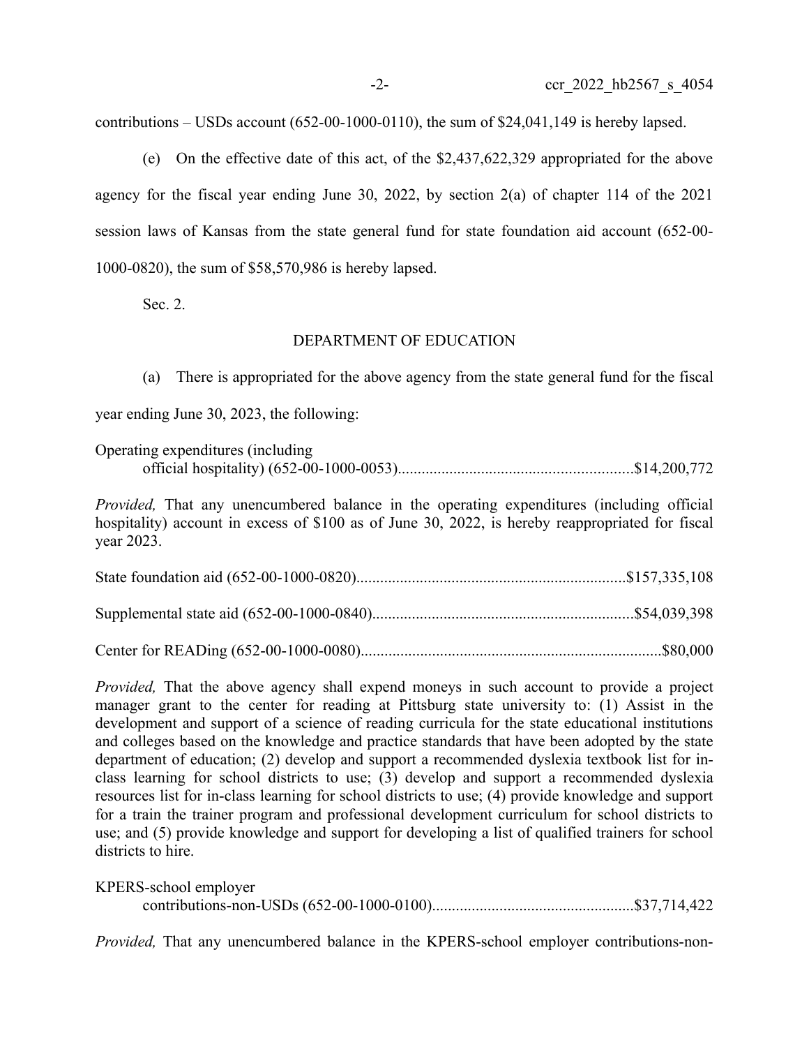contributions – USDs account (652-00-1000-0110), the sum of $24,041,149 is hereby lapsed.

(e) On the effective date of this act, of the $2,437,622,329 appropriated for the above agency for the fiscal year ending June 30, 2022, by section 2(a) of chapter 114 of the 2021 session laws of Kansas from the state general fund for state foundation aid account (652-00-1000-0820), the sum of $58,570,986 is hereby lapsed.

Sec. 2.

DEPARTMENT OF EDUCATION

(a) There is appropriated for the above agency from the state general fund for the fiscal year ending June 30, 2023, the following:

Operating expenditures (including official hospitality) (652-00-1000-0053)..........................................................$14,200,772

*Provided,* That any unencumbered balance in the operating expenditures (including official hospitality) account in excess of $100 as of June 30, 2022, is hereby reappropriated for fiscal year 2023.

State foundation aid (652-00-1000-0820)..................................................................$157,335,108

Supplemental state aid (652-00-1000-0840).................................................................$54,039,398

Center for READing (652-00-1000-0080)..........................................................................$80,000

*Provided,* That the above agency shall expend moneys in such account to provide a project manager grant to the center for reading at Pittsburg state university to: (1) Assist in the development and support of a science of reading curricula for the state educational institutions and colleges based on the knowledge and practice standards that have been adopted by the state department of education; (2) develop and support a recommended dyslexia textbook list for in-class learning for school districts to use; (3) develop and support a recommended dyslexia resources list for in-class learning for school districts to use; (4) provide knowledge and support for a train the trainer program and professional development curriculum for school districts to use; and (5) provide knowledge and support for developing a list of qualified trainers for school districts to hire.

KPERS-school employer contributions-non-USDs (652-00-1000-0100)..................................................$37,714,422

*Provided,* That any unencumbered balance in the KPERS-school employer contributions-non-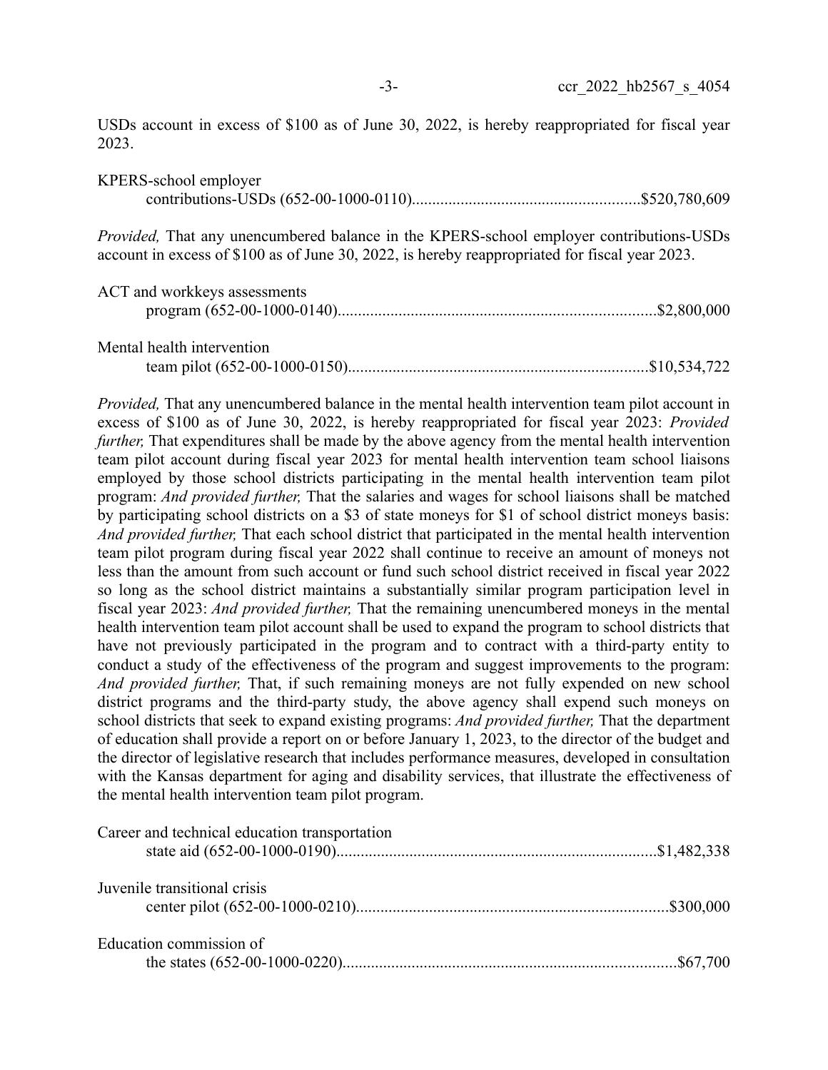USDs account in excess of $100 as of June 30, 2022, is hereby reappropriated for fiscal year 2023.

KPERS-school employer
contributions-USDs (652-00-1000-0110).......................................................$520,780,609

*Provided,* That any unencumbered balance in the KPERS-school employer contributions-USDs account in excess of $100 as of June 30, 2022, is hereby reappropriated for fiscal year 2023.

ACT and workkeys assessments
program (652-00-1000-0140)............................................................................$2,800,000

Mental health intervention
team pilot (652-00-1000-0150).........................................................................$10,534,722

*Provided,* That any unencumbered balance in the mental health intervention team pilot account in excess of $100 as of June 30, 2022, is hereby reappropriated for fiscal year 2023: *Provided further,* That expenditures shall be made by the above agency from the mental health intervention team pilot account during fiscal year 2023 for mental health intervention team school liaisons employed by those school districts participating in the mental health intervention team pilot program: *And provided further,* That the salaries and wages for school liaisons shall be matched by participating school districts on a $3 of state moneys for $1 of school district moneys basis: *And provided further,* That each school district that participated in the mental health intervention team pilot program during fiscal year 2022 shall continue to receive an amount of moneys not less than the amount from such account or fund such school district received in fiscal year 2022 so long as the school district maintains a substantially similar program participation level in fiscal year 2023: *And provided further,* That the remaining unencumbered moneys in the mental health intervention team pilot account shall be used to expand the program to school districts that have not previously participated in the program and to contract with a third-party entity to conduct a study of the effectiveness of the program and suggest improvements to the program: *And provided further,* That, if such remaining moneys are not fully expended on new school district programs and the third-party study, the above agency shall expend such moneys on school districts that seek to expand existing programs: *And provided further,* That the department of education shall provide a report on or before January 1, 2023, to the director of the budget and the director of legislative research that includes performance measures, developed in consultation with the Kansas department for aging and disability services, that illustrate the effectiveness of the mental health intervention team pilot program.

Career and technical education transportation
state aid (652-00-1000-0190)..............................................................................$1,482,338

Juvenile transitional crisis
center pilot (652-00-1000-0210)............................................................................$300,000

Education commission of
the states (652-00-1000-0220).................................................................................$67,700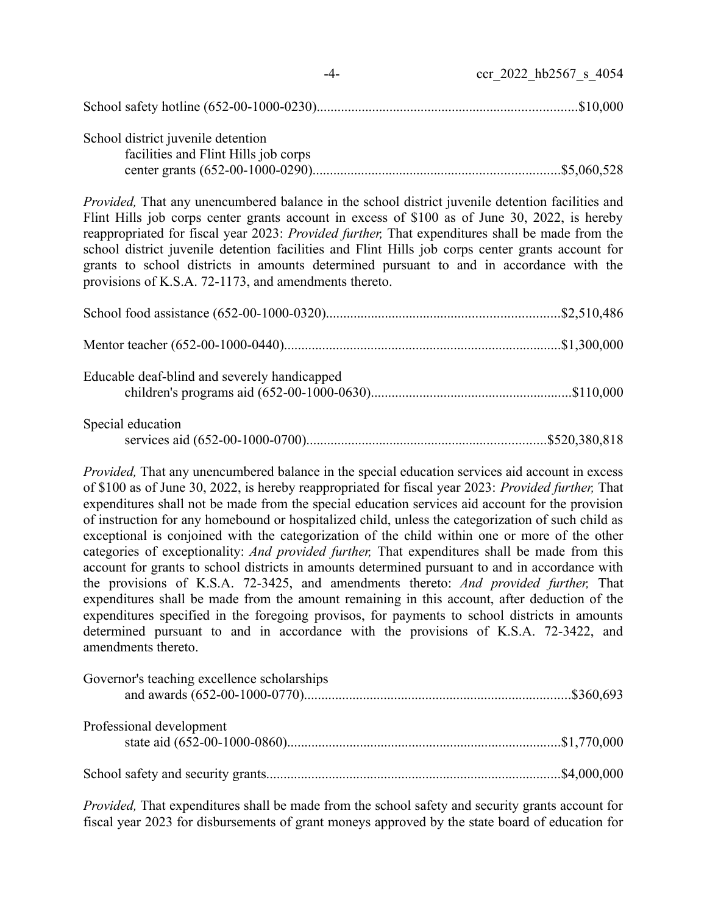School safety hotline (652-00-1000-0230)..........................................................................$10,000

School district juvenile detention
facilities and Flint Hills job corps
center grants (652-00-1000-0290).......................................................................$5,060,528

*Provided,* That any unencumbered balance in the school district juvenile detention facilities and Flint Hills job corps center grants account in excess of $100 as of June 30, 2022, is hereby reappropriated for fiscal year 2023: *Provided further,* That expenditures shall be made from the school district juvenile detention facilities and Flint Hills job corps center grants account for grants to school districts in amounts determined pursuant to and in accordance with the provisions of K.S.A. 72-1173, and amendments thereto.

School food assistance (652-00-1000-0320)..................................................................$2,510,486

Mentor teacher (652-00-1000-0440)...............................................................................$1,300,000

Educable deaf-blind and severely handicapped
children's programs aid (652-00-1000-0630)..........................................................$110,000

Special education
services aid (652-00-1000-0700).....................................................................$520,380,818

*Provided,* That any unencumbered balance in the special education services aid account in excess of $100 as of June 30, 2022, is hereby reappropriated for fiscal year 2023: *Provided further,* That expenditures shall not be made from the special education services aid account for the provision of instruction for any homebound or hospitalized child, unless the categorization of such child as exceptional is conjoined with the categorization of the child within one or more of the other categories of exceptionality: *And provided further,* That expenditures shall be made from this account for grants to school districts in amounts determined pursuant to and in accordance with the provisions of K.S.A. 72-3425, and amendments thereto: *And provided further,* That expenditures shall be made from the amount remaining in this account, after deduction of the expenditures specified in the foregoing provisos, for payments to school districts in amounts determined pursuant to and in accordance with the provisions of K.S.A. 72-3422, and amendments thereto.

Governor's teaching excellence scholarships
and awards (652-00-1000-0770)............................................................................$360,693

Professional development
state aid (652-00-1000-0860)..............................................................................$1,770,000

School safety and security grants....................................................................................$4,000,000

*Provided,* That expenditures shall be made from the school safety and security grants account for fiscal year 2023 for disbursements of grant moneys approved by the state board of education for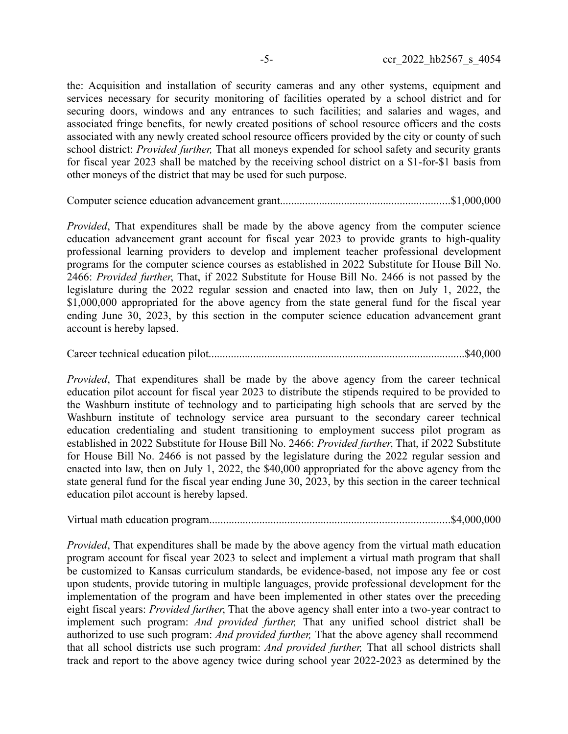the: Acquisition and installation of security cameras and any other systems, equipment and services necessary for security monitoring of facilities operated by a school district and for securing doors, windows and any entrances to such facilities; and salaries and wages, and associated fringe benefits, for newly created positions of school resource officers and the costs associated with any newly created school resource officers provided by the city or county of such school district: *Provided further,* That all moneys expended for school safety and security grants for fiscal year 2023 shall be matched by the receiving school district on a $1-for-$1 basis from other moneys of the district that may be used for such purpose.

Computer science education advancement grant............................................................$1,000,000

*Provided*, That expenditures shall be made by the above agency from the computer science education advancement grant account for fiscal year 2023 to provide grants to high-quality professional learning providers to develop and implement teacher professional development programs for the computer science courses as established in 2022 Substitute for House Bill No. 2466: *Provided further*, That, if 2022 Substitute for House Bill No. 2466 is not passed by the legislature during the 2022 regular session and enacted into law, then on July 1, 2022, the $1,000,000 appropriated for the above agency from the state general fund for the fiscal year ending June 30, 2023, by this section in the computer science education advancement grant account is hereby lapsed.

Career technical education pilot...........................................................................................$40,000

*Provided*, That expenditures shall be made by the above agency from the career technical education pilot account for fiscal year 2023 to distribute the stipends required to be provided to the Washburn institute of technology and to participating high schools that are served by the Washburn institute of technology service area pursuant to the secondary career technical education credentialing and student transitioning to employment success pilot program as established in 2022 Substitute for House Bill No. 2466: *Provided further*, That, if 2022 Substitute for House Bill No. 2466 is not passed by the legislature during the 2022 regular session and enacted into law, then on July 1, 2022, the $40,000 appropriated for the above agency from the state general fund for the fiscal year ending June 30, 2023, by this section in the career technical education pilot account is hereby lapsed.

Virtual math education program.....................................................................................$4,000,000

*Provided*, That expenditures shall be made by the above agency from the virtual math education program account for fiscal year 2023 to select and implement a virtual math program that shall be customized to Kansas curriculum standards, be evidence-based, not impose any fee or cost upon students, provide tutoring in multiple languages, provide professional development for the implementation of the program and have been implemented in other states over the preceding eight fiscal years: *Provided further*, That the above agency shall enter into a two-year contract to implement such program: *And provided further,* That any unified school district shall be authorized to use such program: *And provided further,* That the above agency shall recommend that all school districts use such program: *And provided further,* That all school districts shall track and report to the above agency twice during school year 2022-2023 as determined by the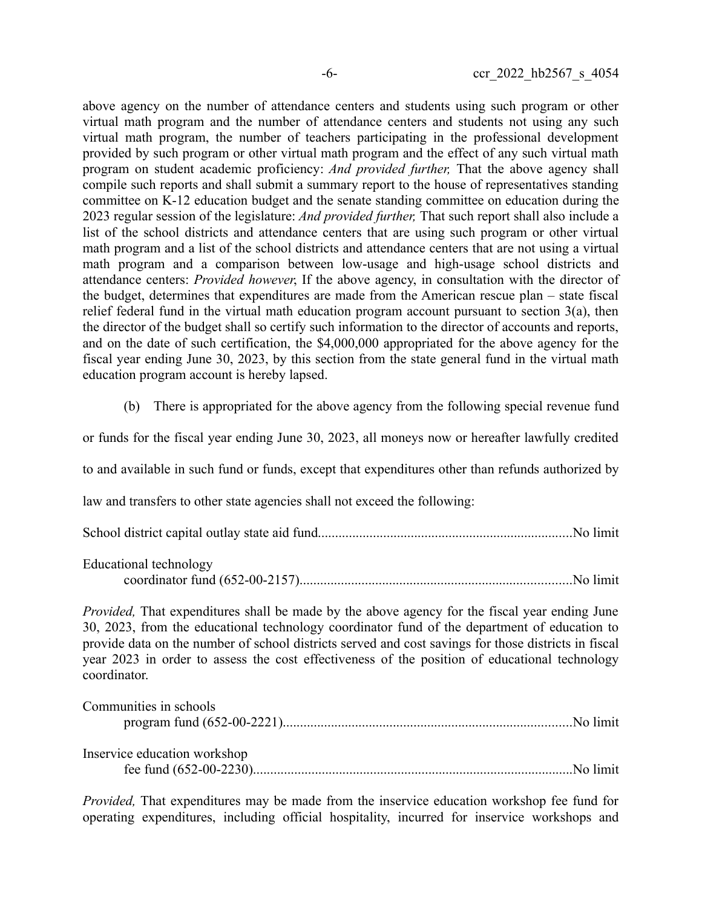above agency on the number of attendance centers and students using such program or other virtual math program and the number of attendance centers and students not using any such virtual math program, the number of teachers participating in the professional development provided by such program or other virtual math program and the effect of any such virtual math program on student academic proficiency: *And provided further,* That the above agency shall compile such reports and shall submit a summary report to the house of representatives standing committee on K-12 education budget and the senate standing committee on education during the 2023 regular session of the legislature: *And provided further,* That such report shall also include a list of the school districts and attendance centers that are using such program or other virtual math program and a list of the school districts and attendance centers that are not using a virtual math program and a comparison between low-usage and high-usage school districts and attendance centers: *Provided however*, If the above agency, in consultation with the director of the budget, determines that expenditures are made from the American rescue plan – state fiscal relief federal fund in the virtual math education program account pursuant to section 3(a), then the director of the budget shall so certify such information to the director of accounts and reports, and on the date of such certification, the $4,000,000 appropriated for the above agency for the fiscal year ending June 30, 2023, by this section from the state general fund in the virtual math education program account is hereby lapsed.

(b) There is appropriated for the above agency from the following special revenue fund or funds for the fiscal year ending June 30, 2023, all moneys now or hereafter lawfully credited to and available in such fund or funds, except that expenditures other than refunds authorized by law and transfers to other state agencies shall not exceed the following:

School district capital outlay state aid fund........................................................................No limit

Educational technology
coordinator fund (652-00-2157)..............................................................................No limit

*Provided,* That expenditures shall be made by the above agency for the fiscal year ending June 30, 2023, from the educational technology coordinator fund of the department of education to provide data on the number of school districts served and cost savings for those districts in fiscal year 2023 in order to assess the cost effectiveness of the position of educational technology coordinator.

Communities in schools
program fund (652-00-2221)...................................................................................No limit

Inservice education workshop
fee fund (652-00-2230)............................................................................................No limit

*Provided,* That expenditures may be made from the inservice education workshop fee fund for operating expenditures, including official hospitality, incurred for inservice workshops and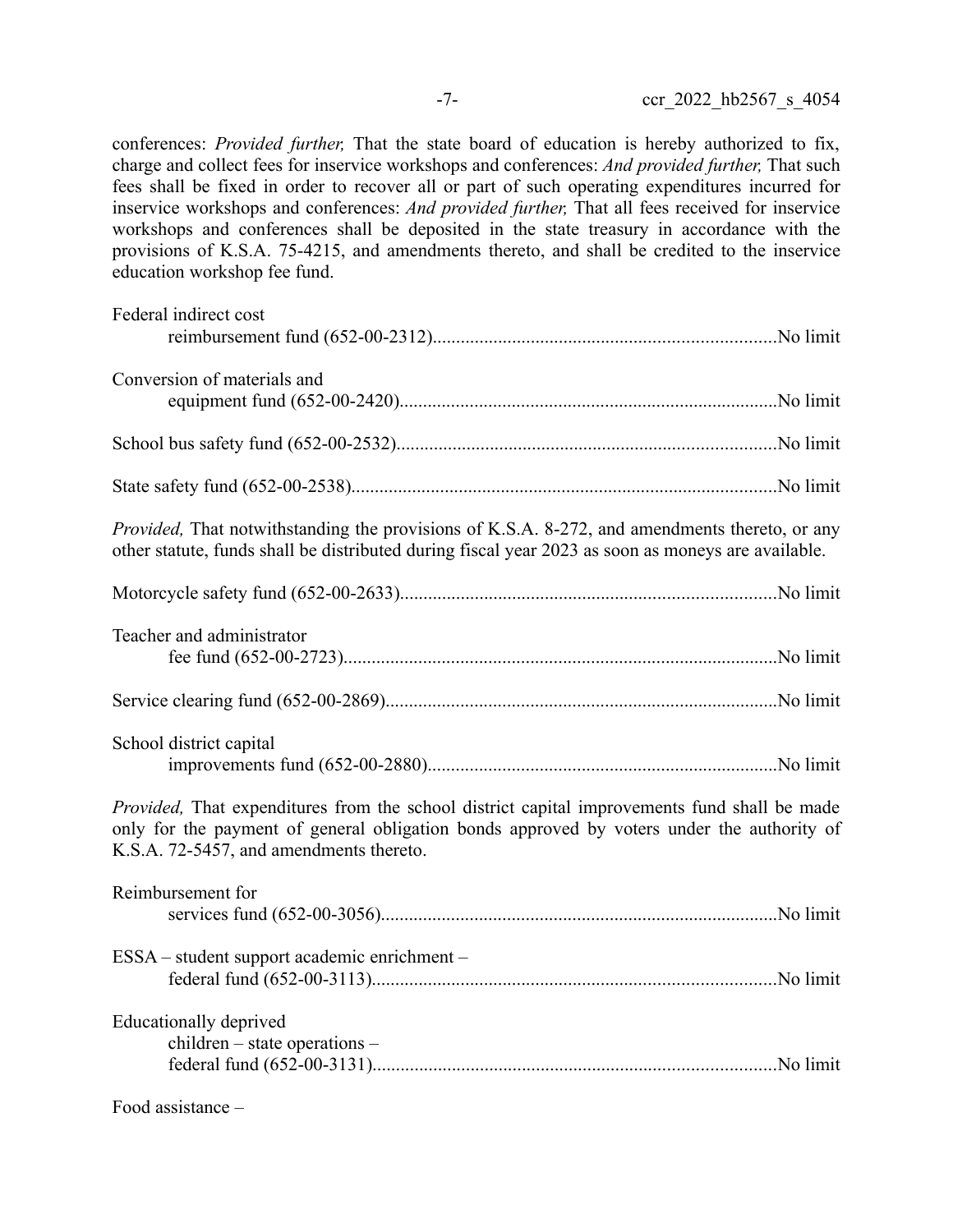conferences: *Provided further,* That the state board of education is hereby authorized to fix, charge and collect fees for inservice workshops and conferences: *And provided further,* That such fees shall be fixed in order to recover all or part of such operating expenditures incurred for inservice workshops and conferences: *And provided further,* That all fees received for inservice workshops and conferences shall be deposited in the state treasury in accordance with the provisions of K.S.A. 75-4215, and amendments thereto, and shall be credited to the inservice education workshop fee fund.

Federal indirect cost
reimbursement fund (652-00-2312)........................................................................No limit

Conversion of materials and
equipment fund (652-00-2420)................................................................................No limit

School bus safety fund (652-00-2532).................................................................................No limit

State safety fund (652-00-2538)..........................................................................................No limit

*Provided,* That notwithstanding the provisions of K.S.A. 8-272, and amendments thereto, or any other statute, funds shall be distributed during fiscal year 2023 as soon as moneys are available.

Motorcycle safety fund (652-00-2633)................................................................................No limit

Teacher and administrator
fee fund (652-00-2723)............................................................................................No limit

Service clearing fund (652-00-2869)...................................................................................No limit

School district capital
improvements fund (652-00-2880)..........................................................................No limit

*Provided,* That expenditures from the school district capital improvements fund shall be made only for the payment of general obligation bonds approved by voters under the authority of K.S.A. 72-5457, and amendments thereto.

Reimbursement for
services fund (652-00-3056)....................................................................................No limit

ESSA – student support academic enrichment –
federal fund (652-00-3113)......................................................................................No limit

Educationally deprived
children – state operations –
federal fund (652-00-3131)......................................................................................No limit

Food assistance –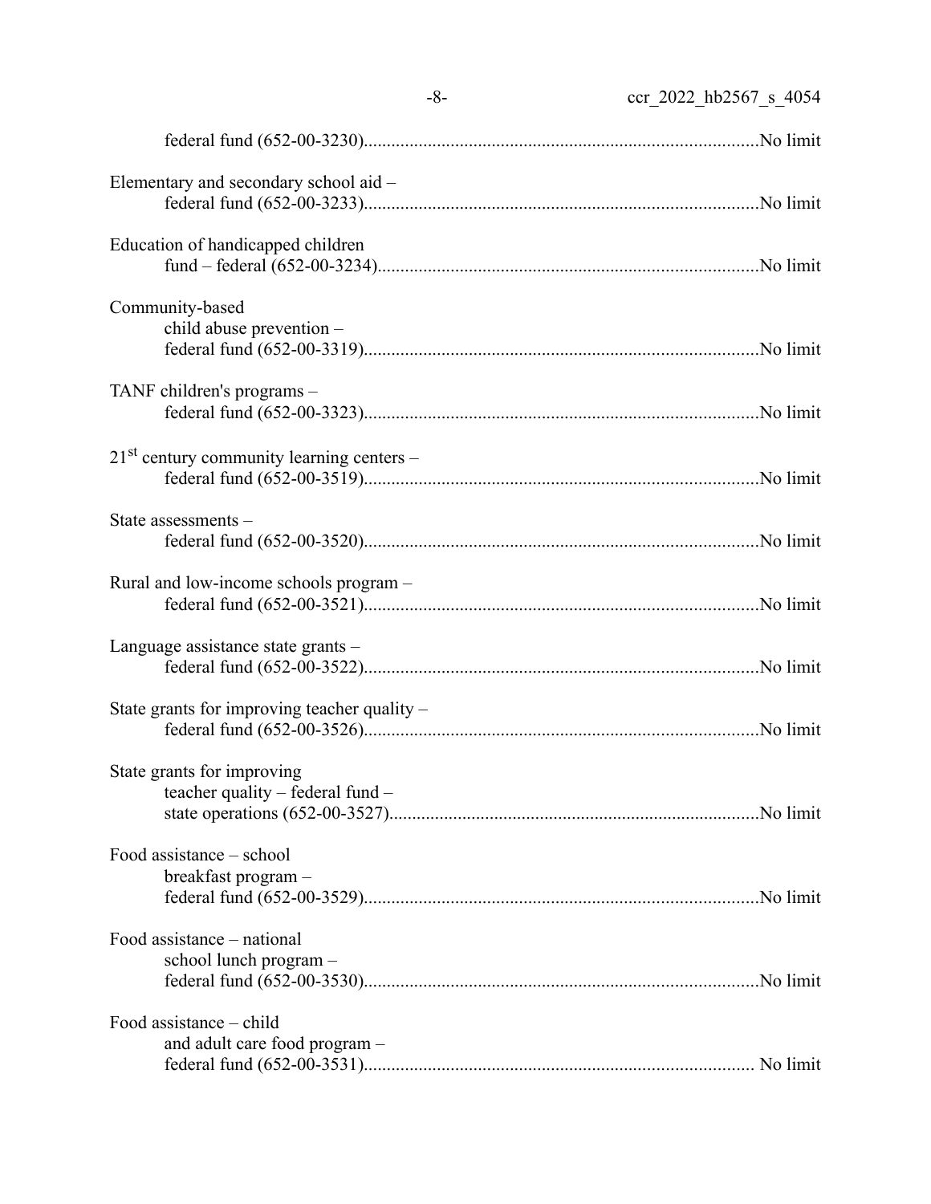federal fund (652-00-3230)......................................................................................No limit

Elementary and secondary school aid –
federal fund (652-00-3233)......................................................................................No limit

Education of handicapped children
fund – federal (652-00-3234)...................................................................................No limit

Community-based
child abuse prevention –
federal fund (652-00-3319)......................................................................................No limit

TANF children's programs –
federal fund (652-00-3323)......................................................................................No limit

21st century community learning centers –
federal fund (652-00-3519)......................................................................................No limit

State assessments –
federal fund (652-00-3520)......................................................................................No limit

Rural and low-income schools program –
federal fund (652-00-3521)......................................................................................No limit

Language assistance state grants –
federal fund (652-00-3522)......................................................................................No limit

State grants for improving teacher quality –
federal fund (652-00-3526)......................................................................................No limit

State grants for improving
teacher quality – federal fund –
state operations (652-00-3527)................................................................................No limit

Food assistance – school
breakfast program –
federal fund (652-00-3529)......................................................................................No limit

Food assistance – national
school lunch program –
federal fund (652-00-3530)......................................................................................No limit

Food assistance – child
and adult care food program –
federal fund (652-00-3531)..................................................................................... No limit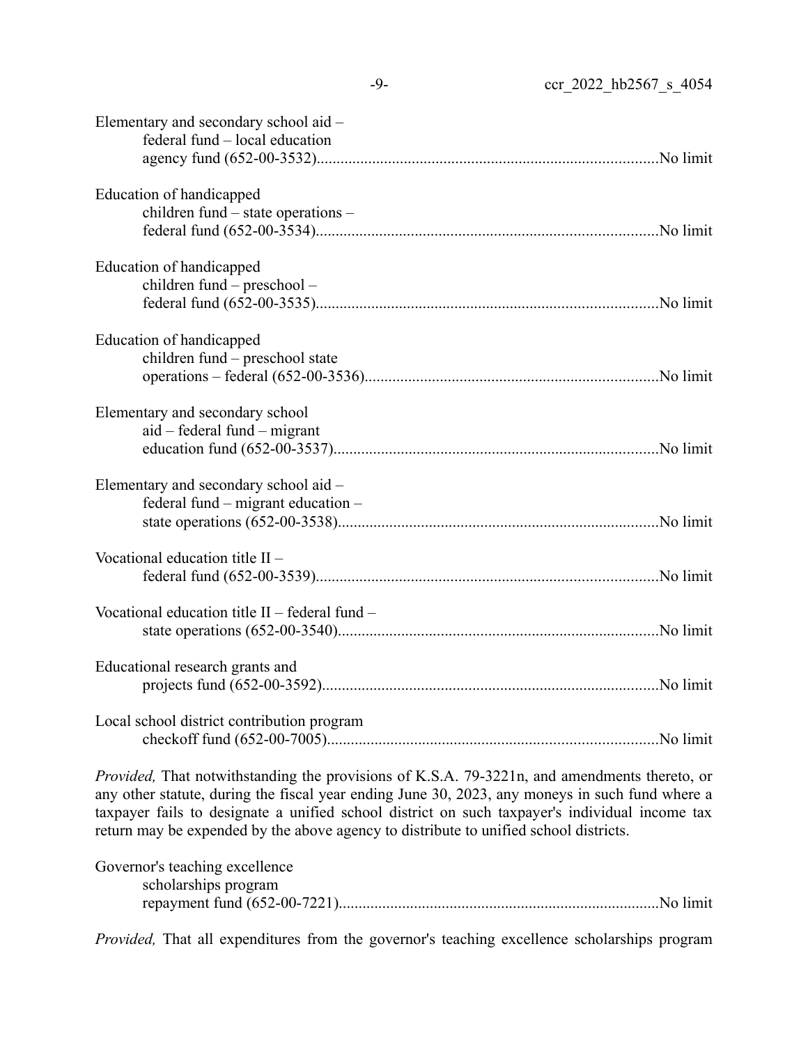Elementary and secondary school aid – federal fund – local education agency fund (652-00-3532)....................No limit

Education of handicapped children fund – state operations – federal fund (652-00-3534)....................No limit

Education of handicapped children fund – preschool – federal fund (652-00-3535)....................No limit

Education of handicapped children fund – preschool state operations – federal (652-00-3536)....................No limit

Elementary and secondary school aid – federal fund – migrant education fund (652-00-3537)....................No limit

Elementary and secondary school aid – federal fund – migrant education – state operations (652-00-3538)....................No limit

Vocational education title II – federal fund (652-00-3539)....................No limit

Vocational education title II – federal fund – state operations (652-00-3540)....................No limit

Educational research grants and projects fund (652-00-3592)....................No limit

Local school district contribution program checkoff fund (652-00-7005)....................No limit

*Provided,* That notwithstanding the provisions of K.S.A. 79-3221n, and amendments thereto, or any other statute, during the fiscal year ending June 30, 2023, any moneys in such fund where a taxpayer fails to designate a unified school district on such taxpayer's individual income tax return may be expended by the above agency to distribute to unified school districts.

Governor's teaching excellence scholarships program repayment fund (652-00-7221)....................No limit

*Provided,* That all expenditures from the governor's teaching excellence scholarships program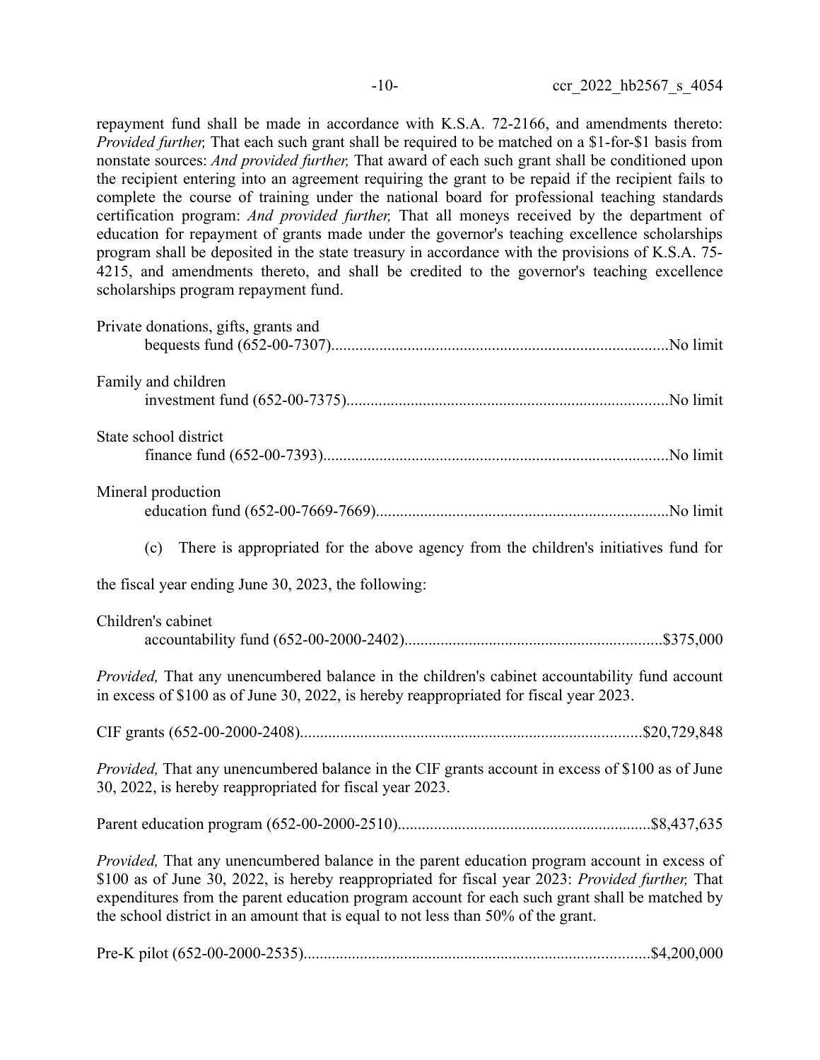repayment fund shall be made in accordance with K.S.A. 72-2166, and amendments thereto: *Provided further,* That each such grant shall be required to be matched on a $1-for-$1 basis from nonstate sources: *And provided further,* That award of each such grant shall be conditioned upon the recipient entering into an agreement requiring the grant to be repaid if the recipient fails to complete the course of training under the national board for professional teaching standards certification program: *And provided further,* That all moneys received by the department of education for repayment of grants made under the governor's teaching excellence scholarships program shall be deposited in the state treasury in accordance with the provisions of K.S.A. 75-4215, and amendments thereto, and shall be credited to the governor's teaching excellence scholarships program repayment fund.

Private donations, gifts, grants and
bequests fund (652-00-7307)....................................................................................No limit

Family and children
investment fund (652-00-7375)................................................................................No limit

State school district
finance fund (652-00-7393)......................................................................................No limit

Mineral production
education fund (652-00-7669-7669).........................................................................No limit

(c) There is appropriated for the above agency from the children's initiatives fund for the fiscal year ending June 30, 2023, the following:

Children's cabinet
accountability fund (652-00-2000-2402)................................................................$375,000

*Provided,* That any unencumbered balance in the children's cabinet accountability fund account in excess of $100 as of June 30, 2022, is hereby reappropriated for fiscal year 2023.

CIF grants (652-00-2000-2408)....................................................................................$20,729,848

*Provided,* That any unencumbered balance in the CIF grants account in excess of $100 as of June 30, 2022, is hereby reappropriated for fiscal year 2023.

Parent education program (652-00-2000-2510)..............................................................$8,437,635

*Provided,* That any unencumbered balance in the parent education program account in excess of $100 as of June 30, 2022, is hereby reappropriated for fiscal year 2023: *Provided further,* That expenditures from the parent education program account for each such grant shall be matched by the school district in an amount that is equal to not less than 50% of the grant.

Pre-K pilot (652-00-2000-2535).....................................................................................$4,200,000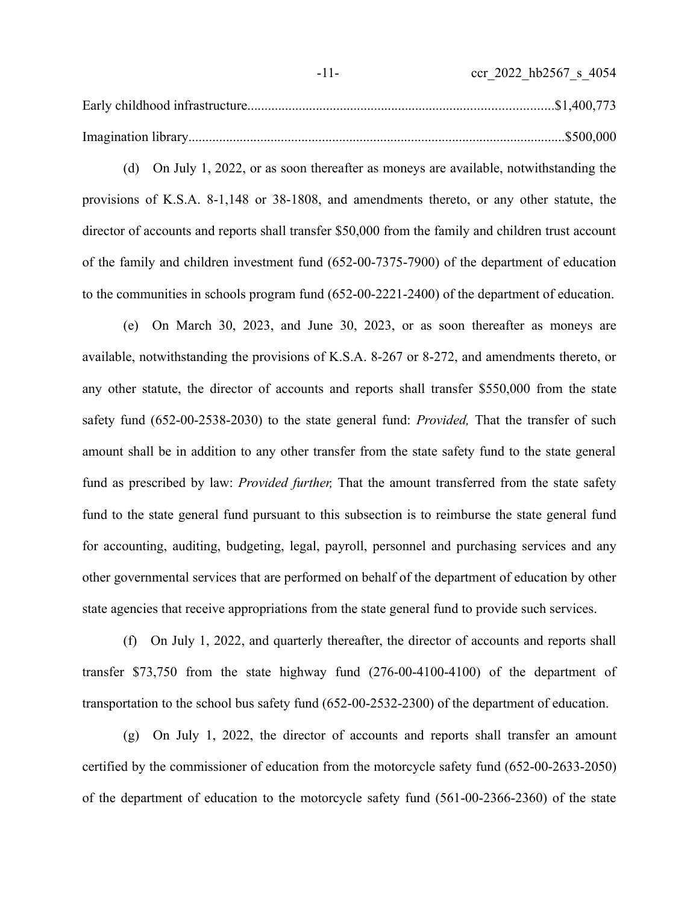Early childhood infrastructure........................................................................................$1,400,773

Imagination library..............................................................................................................$500,000

(d) On July 1, 2022, or as soon thereafter as moneys are available, notwithstanding the provisions of K.S.A. 8-1,148 or 38-1808, and amendments thereto, or any other statute, the director of accounts and reports shall transfer $50,000 from the family and children trust account of the family and children investment fund (652-00-7375-7900) of the department of education to the communities in schools program fund (652-00-2221-2400) of the department of education.

(e) On March 30, 2023, and June 30, 2023, or as soon thereafter as moneys are available, notwithstanding the provisions of K.S.A. 8-267 or 8-272, and amendments thereto, or any other statute, the director of accounts and reports shall transfer $550,000 from the state safety fund (652-00-2538-2030) to the state general fund: *Provided,* That the transfer of such amount shall be in addition to any other transfer from the state safety fund to the state general fund as prescribed by law: *Provided further,* That the amount transferred from the state safety fund to the state general fund pursuant to this subsection is to reimburse the state general fund for accounting, auditing, budgeting, legal, payroll, personnel and purchasing services and any other governmental services that are performed on behalf of the department of education by other state agencies that receive appropriations from the state general fund to provide such services.

(f) On July 1, 2022, and quarterly thereafter, the director of accounts and reports shall transfer $73,750 from the state highway fund (276-00-4100-4100) of the department of transportation to the school bus safety fund (652-00-2532-2300) of the department of education.

(g) On July 1, 2022, the director of accounts and reports shall transfer an amount certified by the commissioner of education from the motorcycle safety fund (652-00-2633-2050) of the department of education to the motorcycle safety fund (561-00-2366-2360) of the state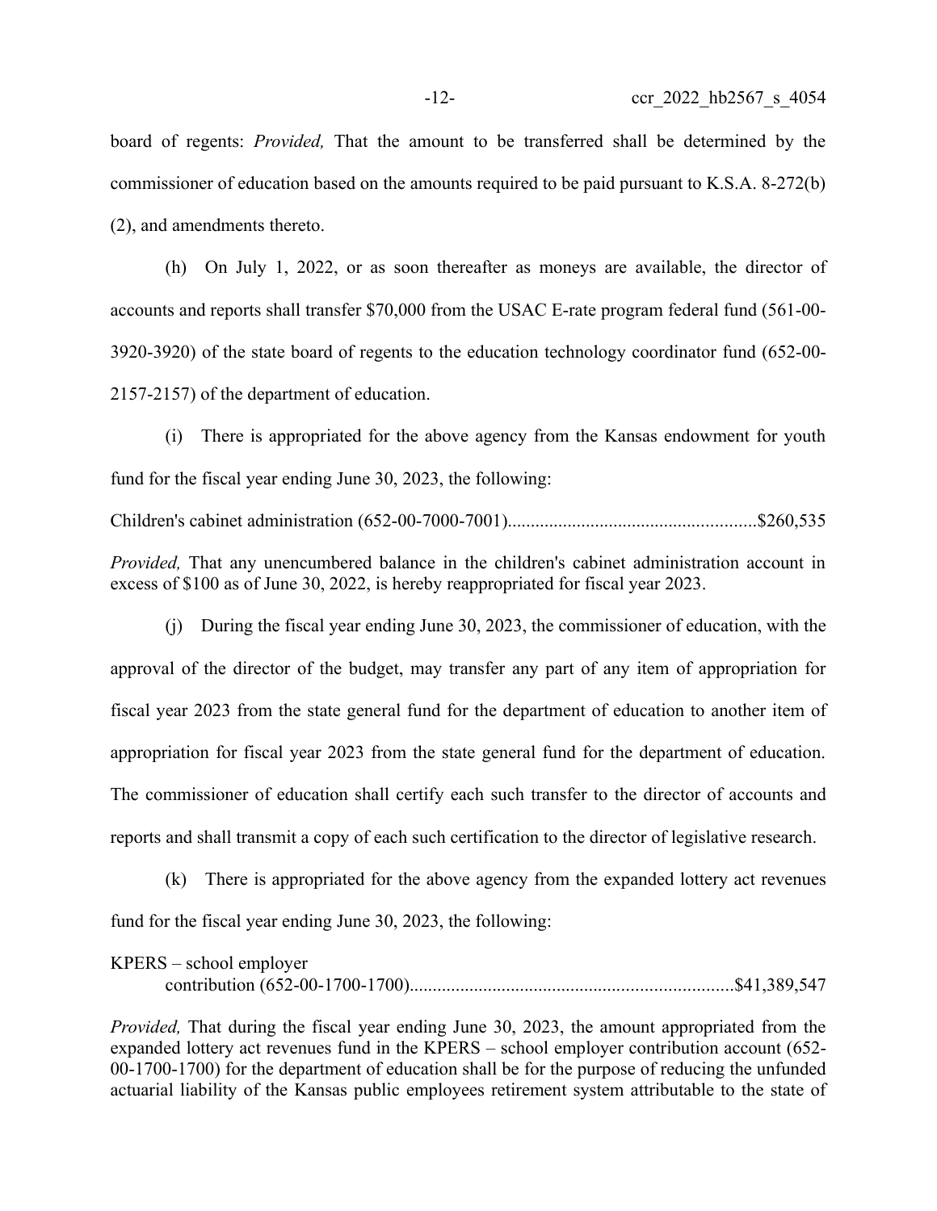board of regents: *Provided,* That the amount to be transferred shall be determined by the commissioner of education based on the amounts required to be paid pursuant to K.S.A. 8-272(b)(2), and amendments thereto.

(h) On July 1, 2022, or as soon thereafter as moneys are available, the director of accounts and reports shall transfer $70,000 from the USAC E-rate program federal fund (561-00-3920-3920) of the state board of regents to the education technology coordinator fund (652-00-2157-2157) of the department of education.

(i) There is appropriated for the above agency from the Kansas endowment for youth fund for the fiscal year ending June 30, 2023, the following:

Children's cabinet administration (652-00-7000-7001).....................................................$260,535

*Provided,* That any unencumbered balance in the children's cabinet administration account in excess of $100 as of June 30, 2022, is hereby reappropriated for fiscal year 2023.

(j) During the fiscal year ending June 30, 2023, the commissioner of education, with the approval of the director of the budget, may transfer any part of any item of appropriation for fiscal year 2023 from the state general fund for the department of education to another item of appropriation for fiscal year 2023 from the state general fund for the department of education. The commissioner of education shall certify each such transfer to the director of accounts and reports and shall transmit a copy of each such certification to the director of legislative research.

(k) There is appropriated for the above agency from the expanded lottery act revenues fund for the fiscal year ending June 30, 2023, the following:

KPERS – school employer contribution (652-00-1700-1700).....................................................................$41,389,547

*Provided,* That during the fiscal year ending June 30, 2023, the amount appropriated from the expanded lottery act revenues fund in the KPERS – school employer contribution account (652-00-1700-1700) for the department of education shall be for the purpose of reducing the unfunded actuarial liability of the Kansas public employees retirement system attributable to the state of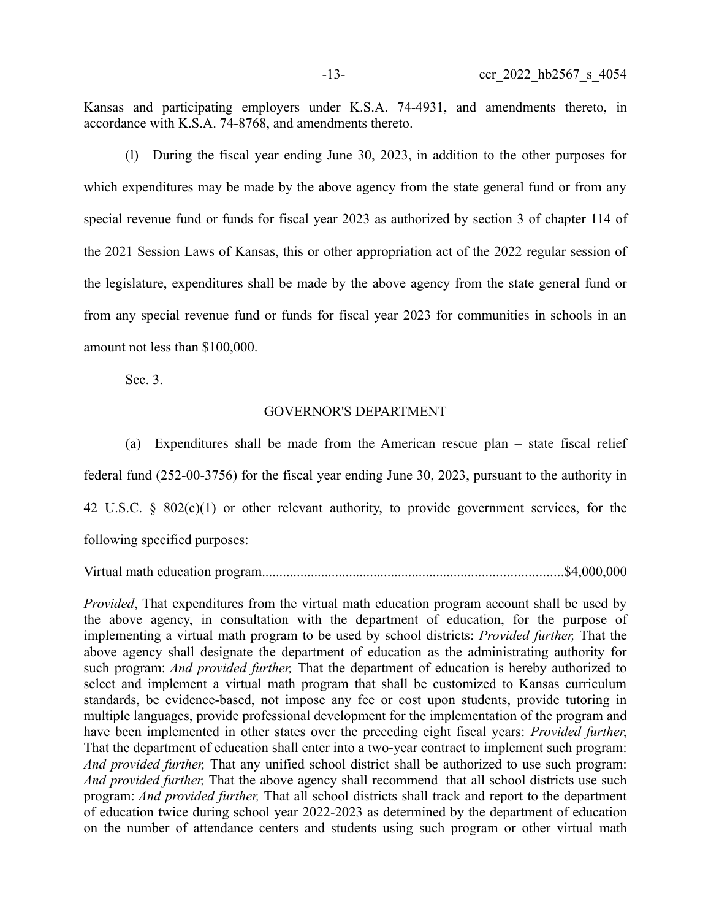Kansas and participating employers under K.S.A. 74-4931, and amendments thereto, in accordance with K.S.A. 74-8768, and amendments thereto.

(l) During the fiscal year ending June 30, 2023, in addition to the other purposes for which expenditures may be made by the above agency from the state general fund or from any special revenue fund or funds for fiscal year 2023 as authorized by section 3 of chapter 114 of the 2021 Session Laws of Kansas, this or other appropriation act of the 2022 regular session of the legislature, expenditures shall be made by the above agency from the state general fund or from any special revenue fund or funds for fiscal year 2023 for communities in schools in an amount not less than $100,000.

Sec. 3.

GOVERNOR'S DEPARTMENT

(a) Expenditures shall be made from the American rescue plan – state fiscal relief federal fund (252-00-3756) for the fiscal year ending June 30, 2023, pursuant to the authority in 42 U.S.C. § 802(c)(1) or other relevant authority, to provide government services, for the following specified purposes:

Virtual math education program......................................................................................$4,000,000

*Provided*, That expenditures from the virtual math education program account shall be used by the above agency, in consultation with the department of education, for the purpose of implementing a virtual math program to be used by school districts: *Provided further,* That the above agency shall designate the department of education as the administrating authority for such program: *And provided further,* That the department of education is hereby authorized to select and implement a virtual math program that shall be customized to Kansas curriculum standards, be evidence-based, not impose any fee or cost upon students, provide tutoring in multiple languages, provide professional development for the implementation of the program and have been implemented in other states over the preceding eight fiscal years: *Provided further*, That the department of education shall enter into a two-year contract to implement such program: *And provided further,* That any unified school district shall be authorized to use such program: *And provided further,* That the above agency shall recommend that all school districts use such program: *And provided further,* That all school districts shall track and report to the department of education twice during school year 2022-2023 as determined by the department of education on the number of attendance centers and students using such program or other virtual math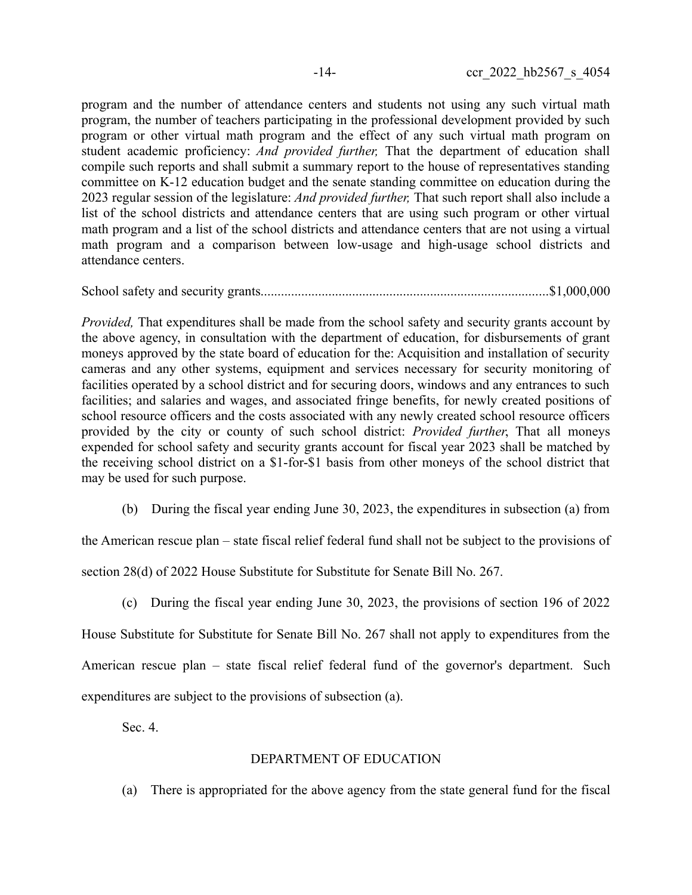program and the number of attendance centers and students not using any such virtual math program, the number of teachers participating in the professional development provided by such program or other virtual math program and the effect of any such virtual math program on student academic proficiency: *And provided further,* That the department of education shall compile such reports and shall submit a summary report to the house of representatives standing committee on K-12 education budget and the senate standing committee on education during the 2023 regular session of the legislature: *And provided further,* That such report shall also include a list of the school districts and attendance centers that are using such program or other virtual math program and a list of the school districts and attendance centers that are not using a virtual math program and a comparison between low-usage and high-usage school districts and attendance centers.

School safety and security grants....................................................................................$1,000,000

*Provided,* That expenditures shall be made from the school safety and security grants account by the above agency, in consultation with the department of education, for disbursements of grant moneys approved by the state board of education for the: Acquisition and installation of security cameras and any other systems, equipment and services necessary for security monitoring of facilities operated by a school district and for securing doors, windows and any entrances to such facilities; and salaries and wages, and associated fringe benefits, for newly created positions of school resource officers and the costs associated with any newly created school resource officers provided by the city or county of such school district: *Provided further*, That all moneys expended for school safety and security grants account for fiscal year 2023 shall be matched by the receiving school district on a $1-for-$1 basis from other moneys of the school district that may be used for such purpose.

(b) During the fiscal year ending June 30, 2023, the expenditures in subsection (a) from the American rescue plan – state fiscal relief federal fund shall not be subject to the provisions of section 28(d) of 2022 House Substitute for Substitute for Senate Bill No. 267.

(c) During the fiscal year ending June 30, 2023, the provisions of section 196 of 2022 House Substitute for Substitute for Senate Bill No. 267 shall not apply to expenditures from the American rescue plan – state fiscal relief federal fund of the governor's department. Such expenditures are subject to the provisions of subsection (a).

Sec. 4.

DEPARTMENT OF EDUCATION

(a) There is appropriated for the above agency from the state general fund for the fiscal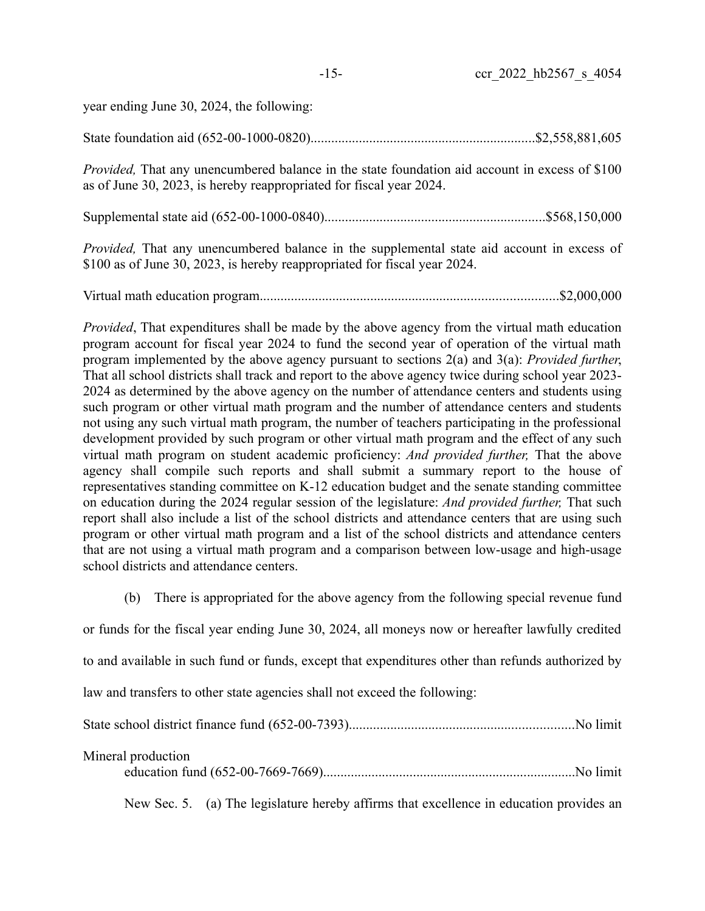year ending June 30, 2024, the following:

State foundation aid (652-00-1000-0820)................................................................$2,558,881,605

*Provided,* That any unencumbered balance in the state foundation aid account in excess of $100 as of June 30, 2023, is hereby reappropriated for fiscal year 2024.

Supplemental state aid (652-00-1000-0840)...............................................................$568,150,000

*Provided,* That any unencumbered balance in the supplemental state aid account in excess of $100 as of June 30, 2023, is hereby reappropriated for fiscal year 2024.

Virtual math education program.....................................................................................$2,000,000

*Provided*, That expenditures shall be made by the above agency from the virtual math education program account for fiscal year 2024 to fund the second year of operation of the virtual math program implemented by the above agency pursuant to sections 2(a) and 3(a): *Provided further*, That all school districts shall track and report to the above agency twice during school year 2023-2024 as determined by the above agency on the number of attendance centers and students using such program or other virtual math program and the number of attendance centers and students not using any such virtual math program, the number of teachers participating in the professional development provided by such program or other virtual math program and the effect of any such virtual math program on student academic proficiency: *And provided further,* That the above agency shall compile such reports and shall submit a summary report to the house of representatives standing committee on K-12 education budget and the senate standing committee on education during the 2024 regular session of the legislature: *And provided further,* That such report shall also include a list of the school districts and attendance centers that are using such program or other virtual math program and a list of the school districts and attendance centers that are not using a virtual math program and a comparison between low-usage and high-usage school districts and attendance centers.

(b) There is appropriated for the above agency from the following special revenue fund or funds for the fiscal year ending June 30, 2024, all moneys now or hereafter lawfully credited to and available in such fund or funds, except that expenditures other than refunds authorized by law and transfers to other state agencies shall not exceed the following:

State school district finance fund (652-00-7393)................................................................No limit

Mineral production
education fund (652-00-7669-7669)........................................................................No limit

New Sec. 5. (a) The legislature hereby affirms that excellence in education provides an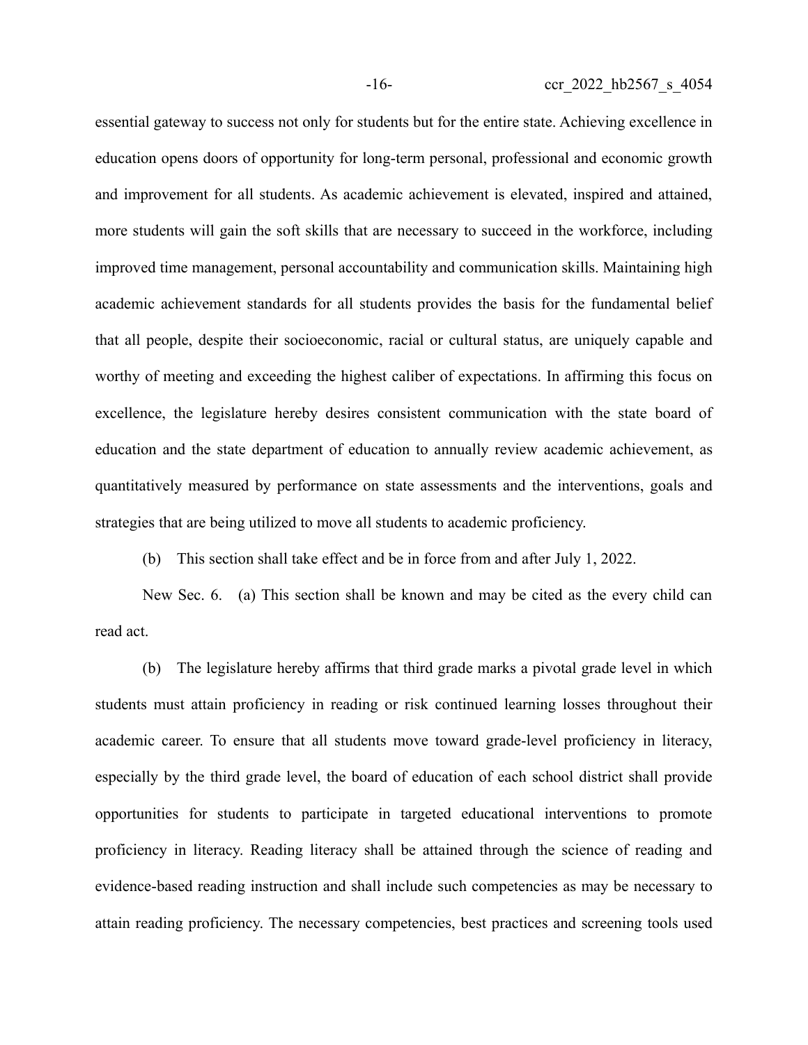essential gateway to success not only for students but for the entire state. Achieving excellence in education opens doors of opportunity for long-term personal, professional and economic growth and improvement for all students. As academic achievement is elevated, inspired and attained, more students will gain the soft skills that are necessary to succeed in the workforce, including improved time management, personal accountability and communication skills. Maintaining high academic achievement standards for all students provides the basis for the fundamental belief that all people, despite their socioeconomic, racial or cultural status, are uniquely capable and worthy of meeting and exceeding the highest caliber of expectations. In affirming this focus on excellence, the legislature hereby desires consistent communication with the state board of education and the state department of education to annually review academic achievement, as quantitatively measured by performance on state assessments and the interventions, goals and strategies that are being utilized to move all students to academic proficiency.

(b) This section shall take effect and be in force from and after July 1, 2022.

New Sec. 6. (a) This section shall be known and may be cited as the every child can read act.

(b) The legislature hereby affirms that third grade marks a pivotal grade level in which students must attain proficiency in reading or risk continued learning losses throughout their academic career. To ensure that all students move toward grade-level proficiency in literacy, especially by the third grade level, the board of education of each school district shall provide opportunities for students to participate in targeted educational interventions to promote proficiency in literacy. Reading literacy shall be attained through the science of reading and evidence-based reading instruction and shall include such competencies as may be necessary to attain reading proficiency. The necessary competencies, best practices and screening tools used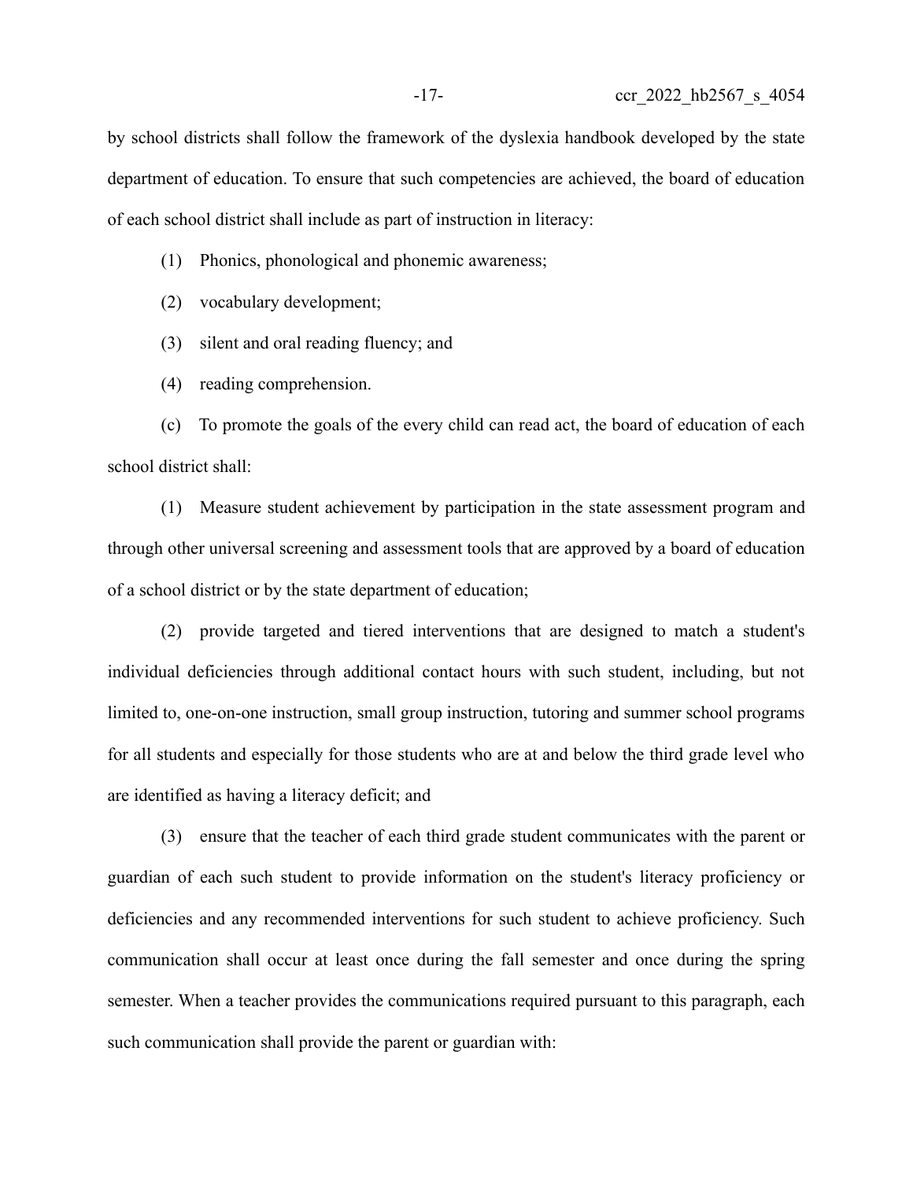by school districts shall follow the framework of the dyslexia handbook developed by the state department of education. To ensure that such competencies are achieved, the board of education of each school district shall include as part of instruction in literacy:

(1) Phonics, phonological and phonemic awareness;

(2) vocabulary development;

(3) silent and oral reading fluency; and

(4) reading comprehension.

(c) To promote the goals of the every child can read act, the board of education of each school district shall:

(1) Measure student achievement by participation in the state assessment program and through other universal screening and assessment tools that are approved by a board of education of a school district or by the state department of education;

(2) provide targeted and tiered interventions that are designed to match a student's individual deficiencies through additional contact hours with such student, including, but not limited to, one-on-one instruction, small group instruction, tutoring and summer school programs for all students and especially for those students who are at and below the third grade level who are identified as having a literacy deficit; and

(3) ensure that the teacher of each third grade student communicates with the parent or guardian of each such student to provide information on the student's literacy proficiency or deficiencies and any recommended interventions for such student to achieve proficiency. Such communication shall occur at least once during the fall semester and once during the spring semester. When a teacher provides the communications required pursuant to this paragraph, each such communication shall provide the parent or guardian with: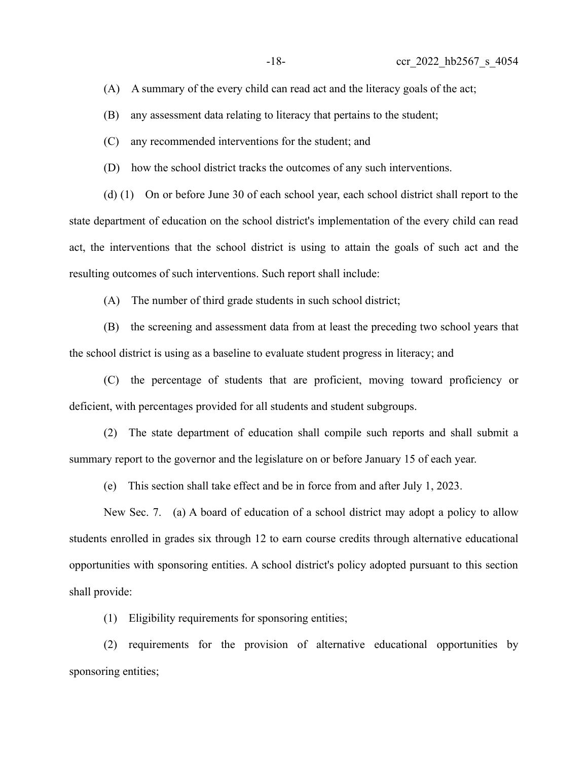(A) A summary of the every child can read act and the literacy goals of the act;

(B) any assessment data relating to literacy that pertains to the student;

(C) any recommended interventions for the student; and

(D) how the school district tracks the outcomes of any such interventions.

(d) (1) On or before June 30 of each school year, each school district shall report to the state department of education on the school district's implementation of the every child can read act, the interventions that the school district is using to attain the goals of such act and the resulting outcomes of such interventions. Such report shall include:

(A) The number of third grade students in such school district;

(B) the screening and assessment data from at least the preceding two school years that the school district is using as a baseline to evaluate student progress in literacy; and

(C) the percentage of students that are proficient, moving toward proficiency or deficient, with percentages provided for all students and student subgroups.

(2) The state department of education shall compile such reports and shall submit a summary report to the governor and the legislature on or before January 15 of each year.

(e) This section shall take effect and be in force from and after July 1, 2023.

New Sec. 7. (a) A board of education of a school district may adopt a policy to allow students enrolled in grades six through 12 to earn course credits through alternative educational opportunities with sponsoring entities. A school district's policy adopted pursuant to this section shall provide:

(1) Eligibility requirements for sponsoring entities;

(2) requirements for the provision of alternative educational opportunities by sponsoring entities;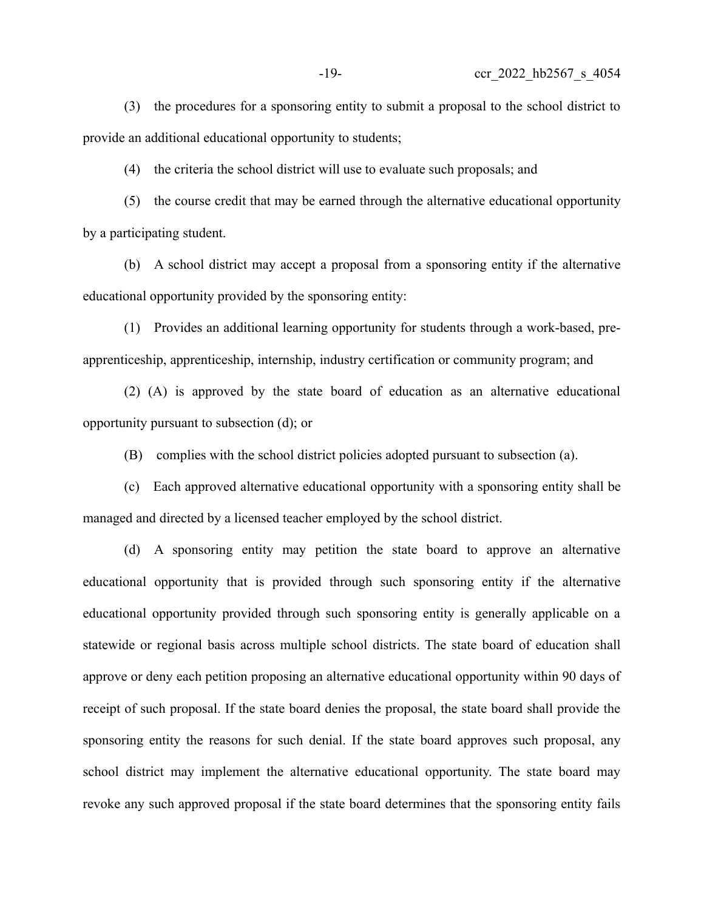(3) the procedures for a sponsoring entity to submit a proposal to the school district to provide an additional educational opportunity to students;

(4) the criteria the school district will use to evaluate such proposals; and

(5) the course credit that may be earned through the alternative educational opportunity by a participating student.

(b) A school district may accept a proposal from a sponsoring entity if the alternative educational opportunity provided by the sponsoring entity:

(1) Provides an additional learning opportunity for students through a work-based, pre-apprenticeship, apprenticeship, internship, industry certification or community program; and

(2) (A) is approved by the state board of education as an alternative educational opportunity pursuant to subsection (d); or

(B) complies with the school district policies adopted pursuant to subsection (a).

(c) Each approved alternative educational opportunity with a sponsoring entity shall be managed and directed by a licensed teacher employed by the school district.

(d) A sponsoring entity may petition the state board to approve an alternative educational opportunity that is provided through such sponsoring entity if the alternative educational opportunity provided through such sponsoring entity is generally applicable on a statewide or regional basis across multiple school districts. The state board of education shall approve or deny each petition proposing an alternative educational opportunity within 90 days of receipt of such proposal. If the state board denies the proposal, the state board shall provide the sponsoring entity the reasons for such denial. If the state board approves such proposal, any school district may implement the alternative educational opportunity. The state board may revoke any such approved proposal if the state board determines that the sponsoring entity fails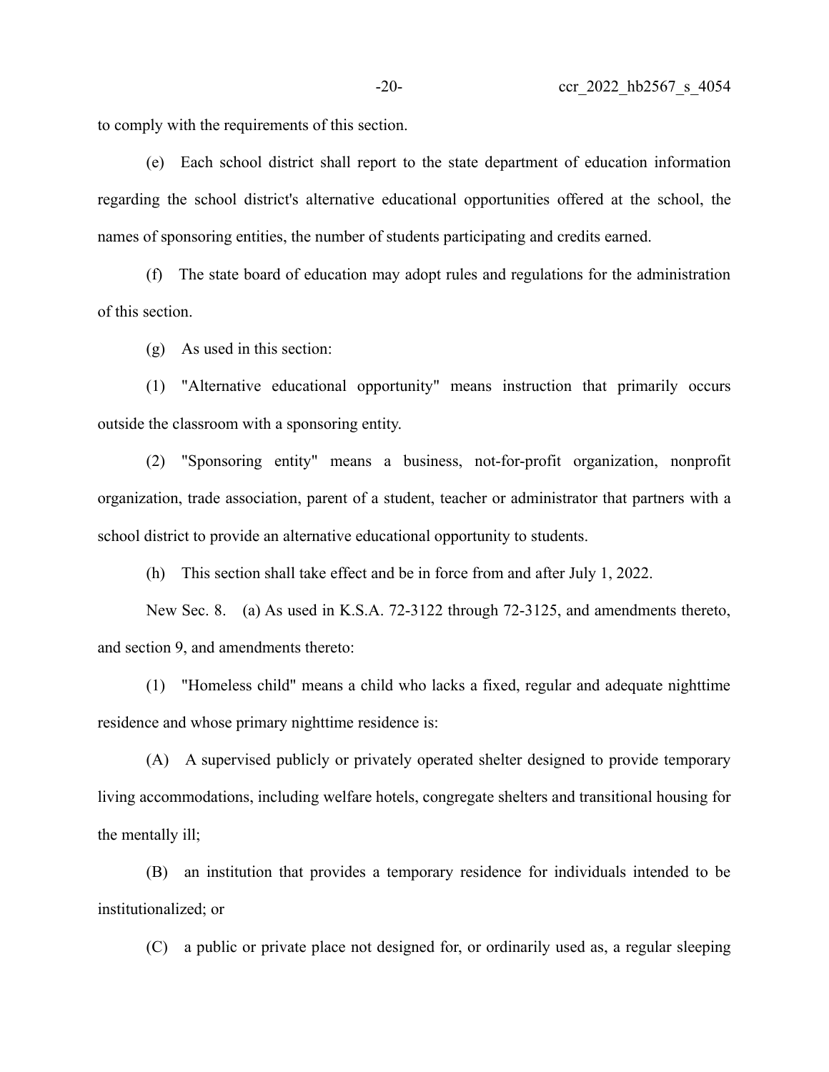to comply with the requirements of this section.

(e) Each school district shall report to the state department of education information regarding the school district's alternative educational opportunities offered at the school, the names of sponsoring entities, the number of students participating and credits earned.

(f) The state board of education may adopt rules and regulations for the administration of this section.

(g) As used in this section:

(1) "Alternative educational opportunity" means instruction that primarily occurs outside the classroom with a sponsoring entity.

(2) "Sponsoring entity" means a business, not-for-profit organization, nonprofit organization, trade association, parent of a student, teacher or administrator that partners with a school district to provide an alternative educational opportunity to students.

(h) This section shall take effect and be in force from and after July 1, 2022.

New Sec. 8. (a) As used in K.S.A. 72-3122 through 72-3125, and amendments thereto, and section 9, and amendments thereto:

(1) "Homeless child" means a child who lacks a fixed, regular and adequate nighttime residence and whose primary nighttime residence is:

(A) A supervised publicly or privately operated shelter designed to provide temporary living accommodations, including welfare hotels, congregate shelters and transitional housing for the mentally ill;

(B) an institution that provides a temporary residence for individuals intended to be institutionalized; or

(C) a public or private place not designed for, or ordinarily used as, a regular sleeping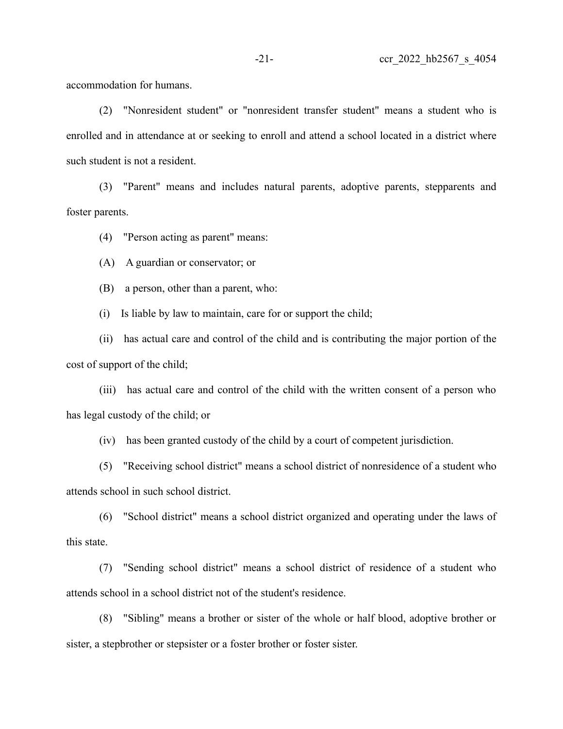accommodation for humans.

(2) "Nonresident student" or "nonresident transfer student" means a student who is enrolled and in attendance at or seeking to enroll and attend a school located in a district where such student is not a resident.

(3) "Parent" means and includes natural parents, adoptive parents, stepparents and foster parents.

(4) "Person acting as parent" means:

(A) A guardian or conservator; or

(B) a person, other than a parent, who:

(i) Is liable by law to maintain, care for or support the child;

(ii) has actual care and control of the child and is contributing the major portion of the cost of support of the child;

(iii) has actual care and control of the child with the written consent of a person who has legal custody of the child; or

(iv) has been granted custody of the child by a court of competent jurisdiction.

(5) "Receiving school district" means a school district of nonresidence of a student who attends school in such school district.

(6) "School district" means a school district organized and operating under the laws of this state.

(7) "Sending school district" means a school district of residence of a student who attends school in a school district not of the student's residence.

(8) "Sibling" means a brother or sister of the whole or half blood, adoptive brother or sister, a stepbrother or stepsister or a foster brother or foster sister.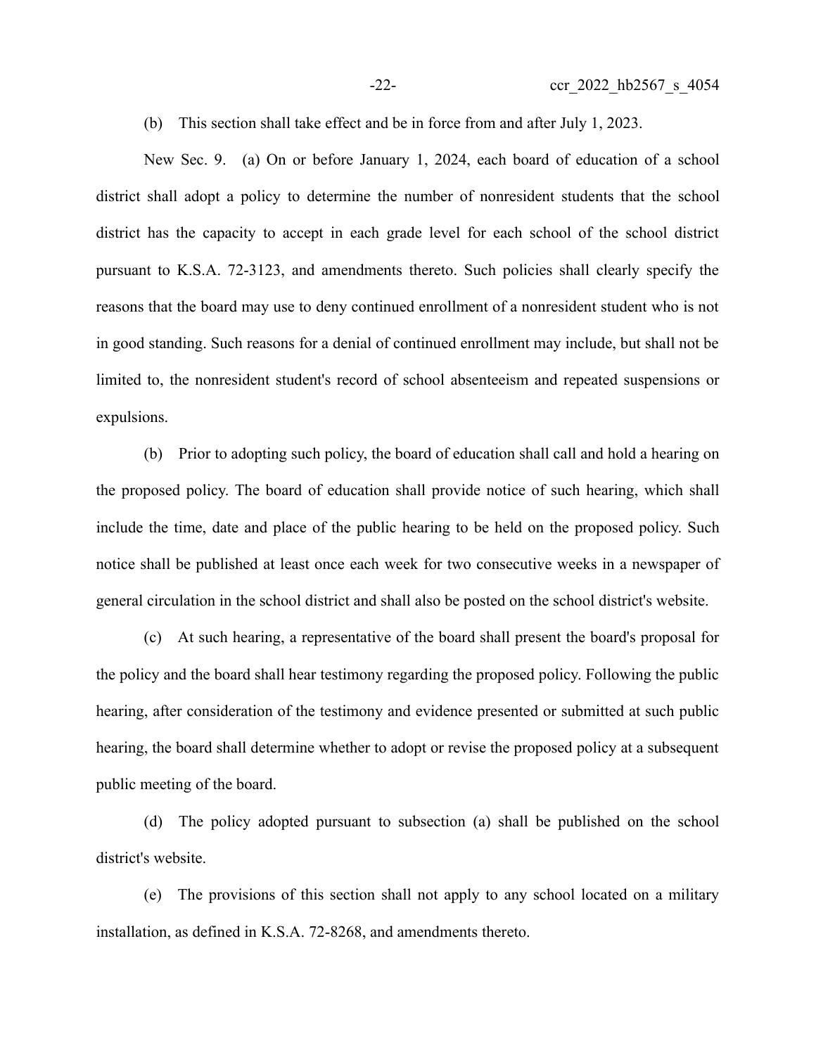(b) This section shall take effect and be in force from and after July 1, 2023.

New Sec. 9. (a) On or before January 1, 2024, each board of education of a school district shall adopt a policy to determine the number of nonresident students that the school district has the capacity to accept in each grade level for each school of the school district pursuant to K.S.A. 72-3123, and amendments thereto. Such policies shall clearly specify the reasons that the board may use to deny continued enrollment of a nonresident student who is not in good standing. Such reasons for a denial of continued enrollment may include, but shall not be limited to, the nonresident student's record of school absenteeism and repeated suspensions or expulsions.

(b) Prior to adopting such policy, the board of education shall call and hold a hearing on the proposed policy. The board of education shall provide notice of such hearing, which shall include the time, date and place of the public hearing to be held on the proposed policy. Such notice shall be published at least once each week for two consecutive weeks in a newspaper of general circulation in the school district and shall also be posted on the school district's website.

(c) At such hearing, a representative of the board shall present the board's proposal for the policy and the board shall hear testimony regarding the proposed policy. Following the public hearing, after consideration of the testimony and evidence presented or submitted at such public hearing, the board shall determine whether to adopt or revise the proposed policy at a subsequent public meeting of the board.

(d) The policy adopted pursuant to subsection (a) shall be published on the school district's website.

(e) The provisions of this section shall not apply to any school located on a military installation, as defined in K.S.A. 72-8268, and amendments thereto.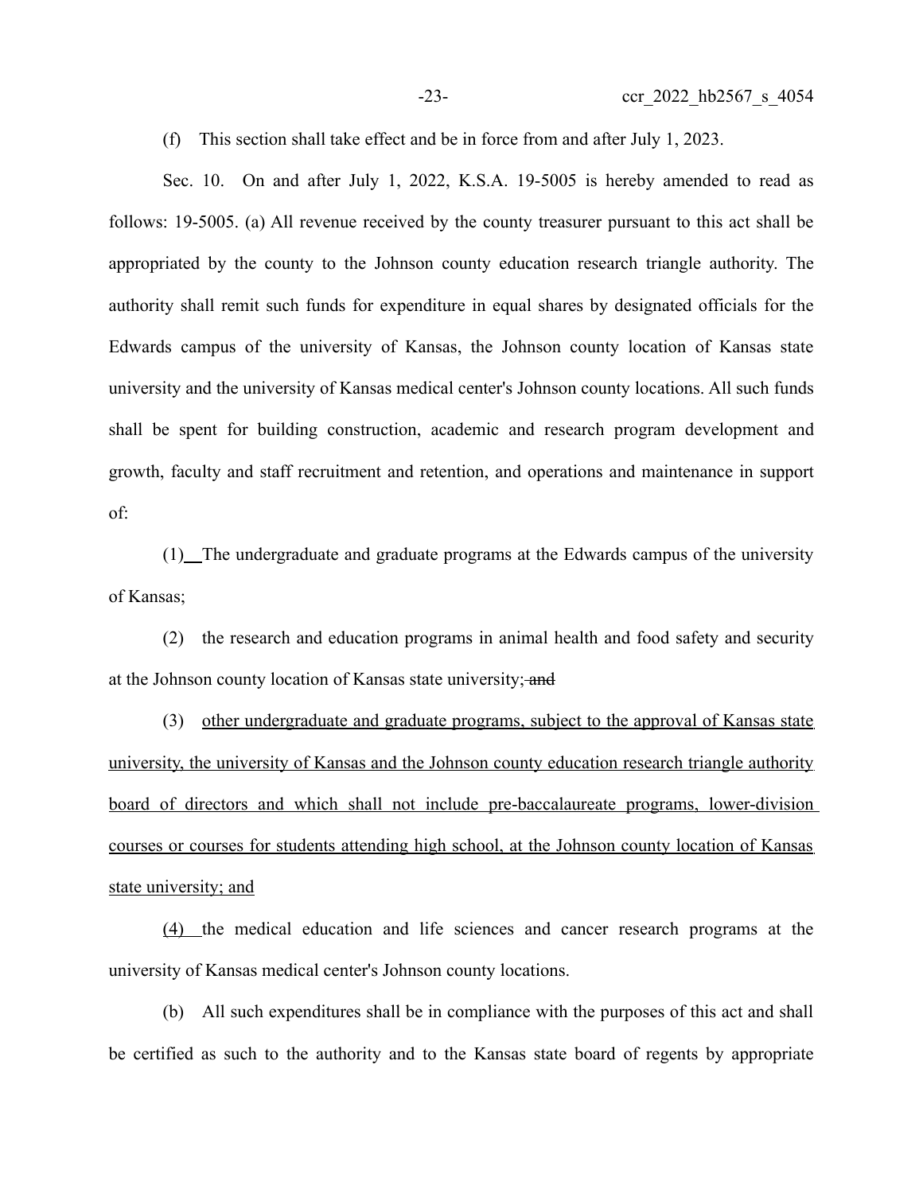(f) This section shall take effect and be in force from and after July 1, 2023.

Sec. 10. On and after July 1, 2022, K.S.A. 19-5005 is hereby amended to read as follows: 19-5005. (a) All revenue received by the county treasurer pursuant to this act shall be appropriated by the county to the Johnson county education research triangle authority. The authority shall remit such funds for expenditure in equal shares by designated officials for the Edwards campus of the university of Kansas, the Johnson county location of Kansas state university and the university of Kansas medical center's Johnson county locations. All such funds shall be spent for building construction, academic and research program development and growth, faculty and staff recruitment and retention, and operations and maintenance in support of:

(1) The undergraduate and graduate programs at the Edwards campus of the university of Kansas;

(2) the research and education programs in animal health and food safety and security at the Johnson county location of Kansas state university; ~~and~~

(3) <u>other undergraduate and graduate programs, subject to the approval of Kansas state university, the university of Kansas and the Johnson county education research triangle authority board of directors and which shall not include pre-baccalaureate programs, lower-division courses or courses for students attending high school, at the Johnson county location of Kansas state university; and</u>

<u>(4)</u> the medical education and life sciences and cancer research programs at the university of Kansas medical center's Johnson county locations.

(b) All such expenditures shall be in compliance with the purposes of this act and shall be certified as such to the authority and to the Kansas state board of regents by appropriate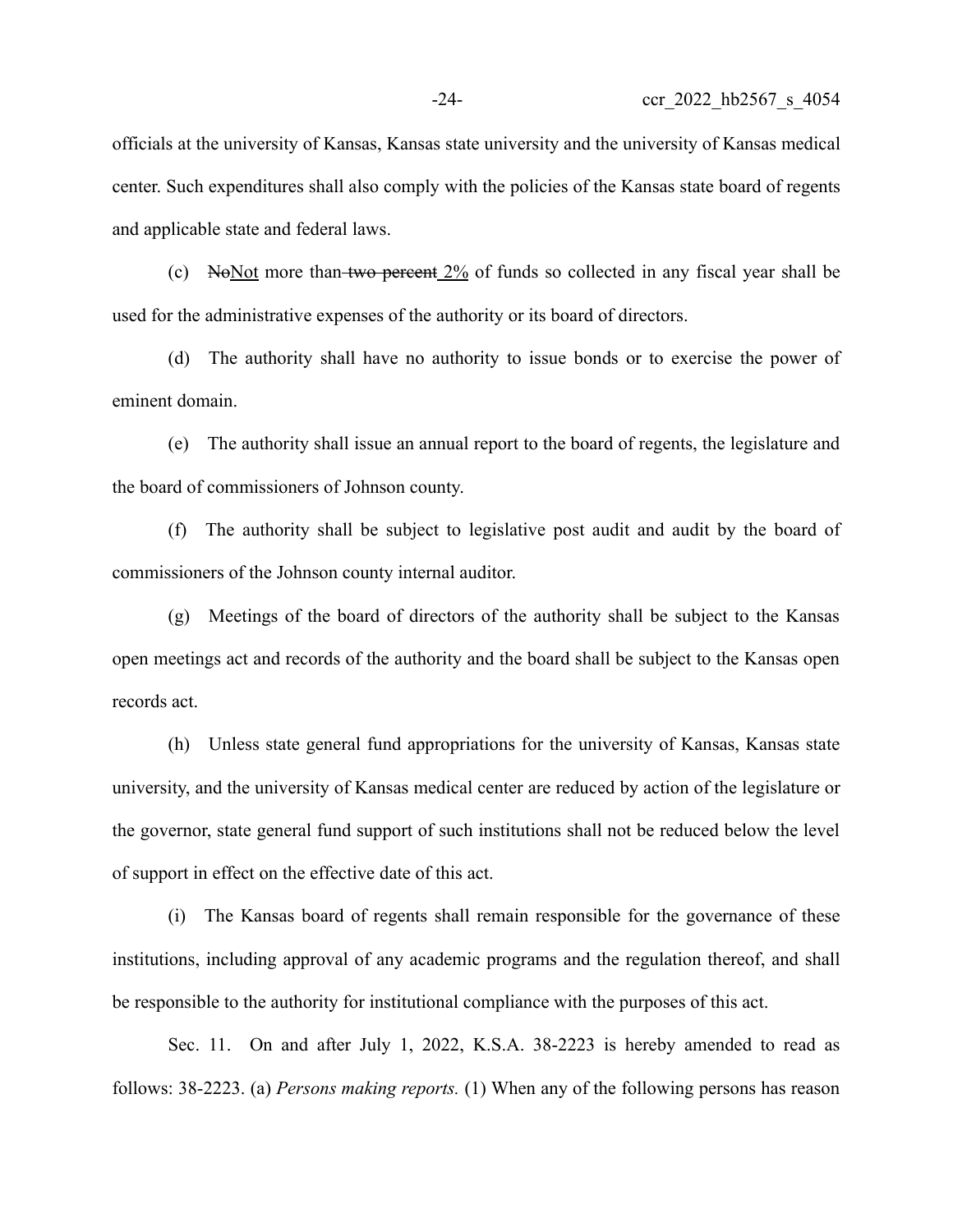officials at the university of Kansas, Kansas state university and the university of Kansas medical center. Such expenditures shall also comply with the policies of the Kansas state board of regents and applicable state and federal laws.

(c) ~~No~~Not more than ~~two percent~~ 2% of funds so collected in any fiscal year shall be used for the administrative expenses of the authority or its board of directors.

(d) The authority shall have no authority to issue bonds or to exercise the power of eminent domain.

(e) The authority shall issue an annual report to the board of regents, the legislature and the board of commissioners of Johnson county.

(f) The authority shall be subject to legislative post audit and audit by the board of commissioners of the Johnson county internal auditor.

(g) Meetings of the board of directors of the authority shall be subject to the Kansas open meetings act and records of the authority and the board shall be subject to the Kansas open records act.

(h) Unless state general fund appropriations for the university of Kansas, Kansas state university, and the university of Kansas medical center are reduced by action of the legislature or the governor, state general fund support of such institutions shall not be reduced below the level of support in effect on the effective date of this act.

(i) The Kansas board of regents shall remain responsible for the governance of these institutions, including approval of any academic programs and the regulation thereof, and shall be responsible to the authority for institutional compliance with the purposes of this act.

Sec. 11. On and after July 1, 2022, K.S.A. 38-2223 is hereby amended to read as follows: 38-2223. (a) *Persons making reports.* (1) When any of the following persons has reason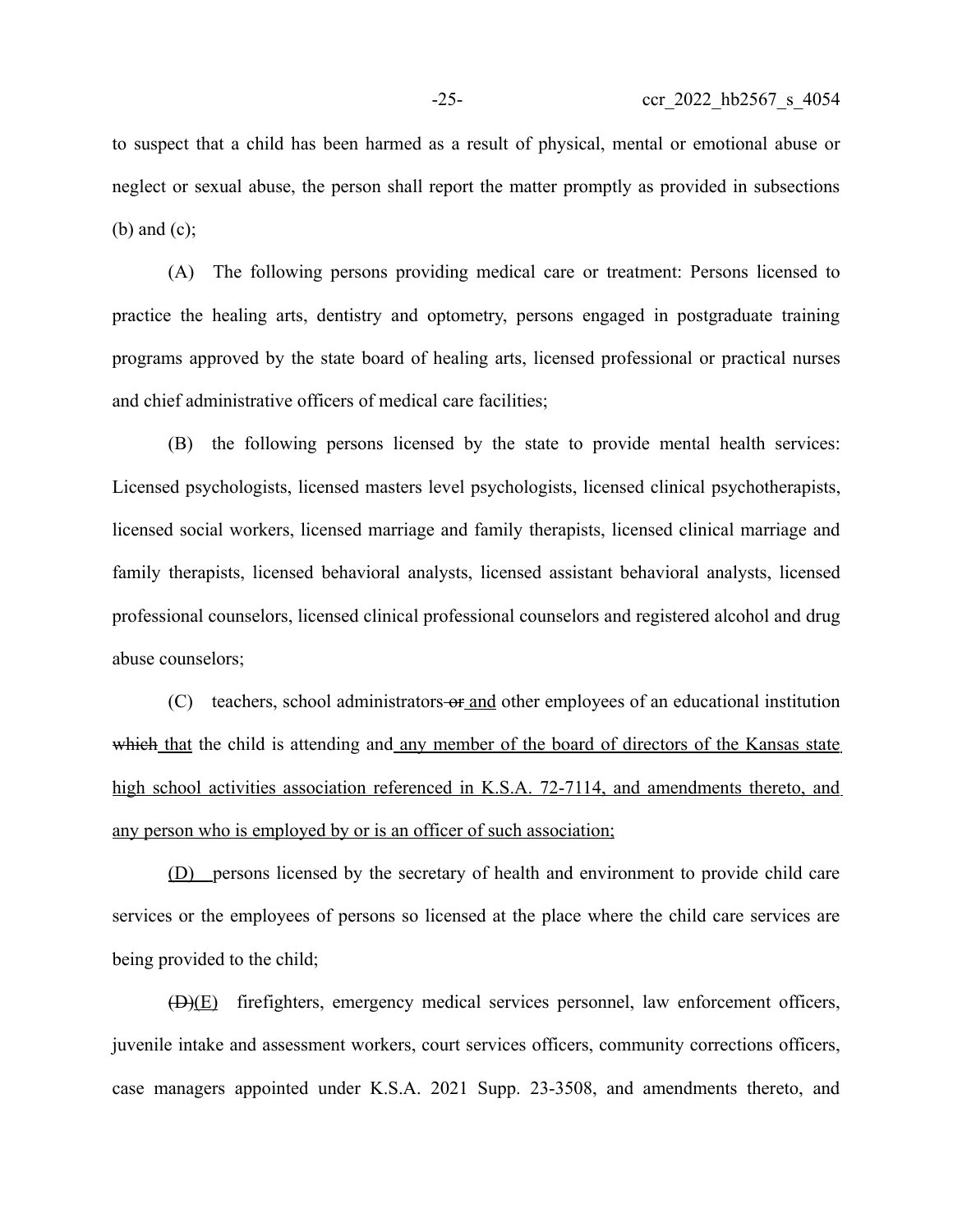to suspect that a child has been harmed as a result of physical, mental or emotional abuse or neglect or sexual abuse, the person shall report the matter promptly as provided in subsections (b) and (c);

(A) The following persons providing medical care or treatment: Persons licensed to practice the healing arts, dentistry and optometry, persons engaged in postgraduate training programs approved by the state board of healing arts, licensed professional or practical nurses and chief administrative officers of medical care facilities;

(B) the following persons licensed by the state to provide mental health services: Licensed psychologists, licensed masters level psychologists, licensed clinical psychotherapists, licensed social workers, licensed marriage and family therapists, licensed clinical marriage and family therapists, licensed behavioral analysts, licensed assistant behavioral analysts, licensed professional counselors, licensed clinical professional counselors and registered alcohol and drug abuse counselors;

(C) teachers, school administrators ~~or~~ <u>and</u> other employees of an educational institution ~~which~~ <u>that</u> the child is attending and <u>any member of the board of directors of the Kansas state high school activities association referenced in K.S.A. 72-7114, and amendments thereto, and any person who is employed by or is an officer of such association;</u>

<u>(D)</u> persons licensed by the secretary of health and environment to provide child care services or the employees of persons so licensed at the place where the child care services are being provided to the child;

~~(D)~~<u>(E)</u> firefighters, emergency medical services personnel, law enforcement officers, juvenile intake and assessment workers, court services officers, community corrections officers, case managers appointed under K.S.A. 2021 Supp. 23-3508, and amendments thereto, and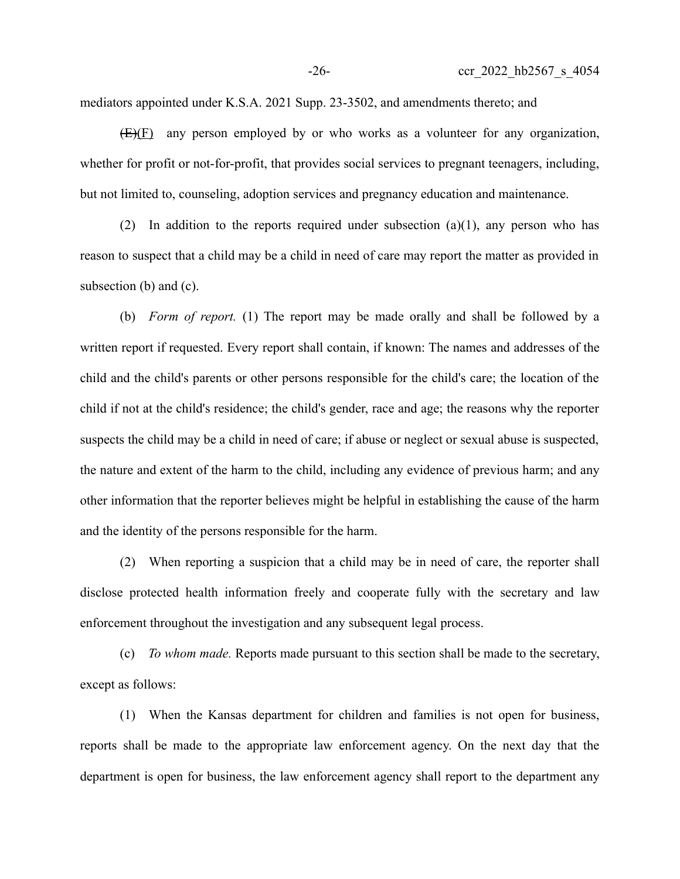mediators appointed under K.S.A. 2021 Supp. 23-3502, and amendments thereto; and

~~(E)~~(F) any person employed by or who works as a volunteer for any organization, whether for profit or not-for-profit, that provides social services to pregnant teenagers, including, but not limited to, counseling, adoption services and pregnancy education and maintenance.

(2) In addition to the reports required under subsection (a)(1), any person who has reason to suspect that a child may be a child in need of care may report the matter as provided in subsection (b) and (c).

(b) *Form of report.* (1) The report may be made orally and shall be followed by a written report if requested. Every report shall contain, if known: The names and addresses of the child and the child's parents or other persons responsible for the child's care; the location of the child if not at the child's residence; the child's gender, race and age; the reasons why the reporter suspects the child may be a child in need of care; if abuse or neglect or sexual abuse is suspected, the nature and extent of the harm to the child, including any evidence of previous harm; and any other information that the reporter believes might be helpful in establishing the cause of the harm and the identity of the persons responsible for the harm.

(2) When reporting a suspicion that a child may be in need of care, the reporter shall disclose protected health information freely and cooperate fully with the secretary and law enforcement throughout the investigation and any subsequent legal process.

(c) *To whom made.* Reports made pursuant to this section shall be made to the secretary, except as follows:

(1) When the Kansas department for children and families is not open for business, reports shall be made to the appropriate law enforcement agency. On the next day that the department is open for business, the law enforcement agency shall report to the department any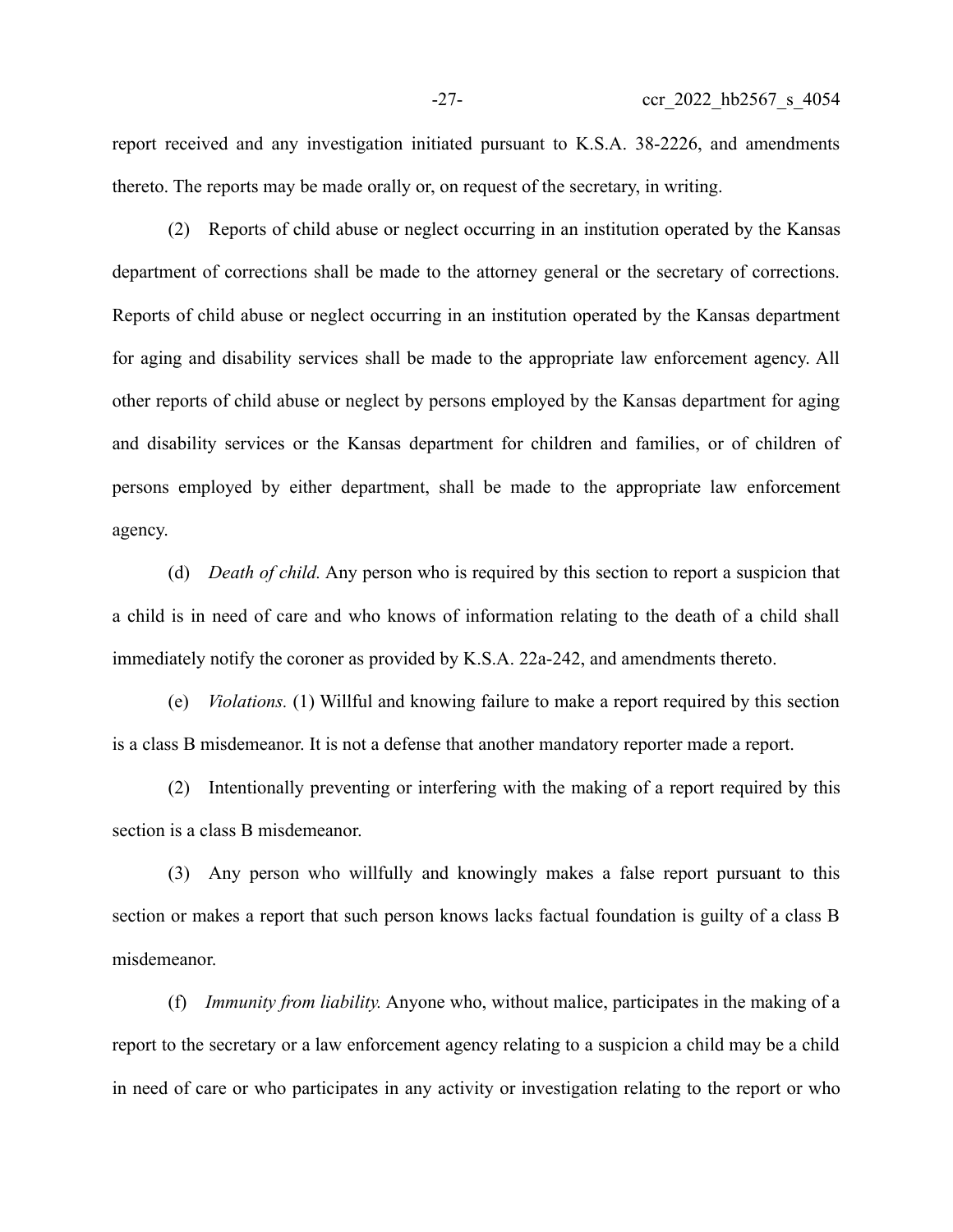report received and any investigation initiated pursuant to K.S.A. 38-2226, and amendments thereto. The reports may be made orally or, on request of the secretary, in writing.

(2) Reports of child abuse or neglect occurring in an institution operated by the Kansas department of corrections shall be made to the attorney general or the secretary of corrections. Reports of child abuse or neglect occurring in an institution operated by the Kansas department for aging and disability services shall be made to the appropriate law enforcement agency. All other reports of child abuse or neglect by persons employed by the Kansas department for aging and disability services or the Kansas department for children and families, or of children of persons employed by either department, shall be made to the appropriate law enforcement agency.

(d) *Death of child.* Any person who is required by this section to report a suspicion that a child is in need of care and who knows of information relating to the death of a child shall immediately notify the coroner as provided by K.S.A. 22a-242, and amendments thereto.

(e) *Violations.* (1) Willful and knowing failure to make a report required by this section is a class B misdemeanor. It is not a defense that another mandatory reporter made a report.

(2) Intentionally preventing or interfering with the making of a report required by this section is a class B misdemeanor.

(3) Any person who willfully and knowingly makes a false report pursuant to this section or makes a report that such person knows lacks factual foundation is guilty of a class B misdemeanor.

(f) *Immunity from liability.* Anyone who, without malice, participates in the making of a report to the secretary or a law enforcement agency relating to a suspicion a child may be a child in need of care or who participates in any activity or investigation relating to the report or who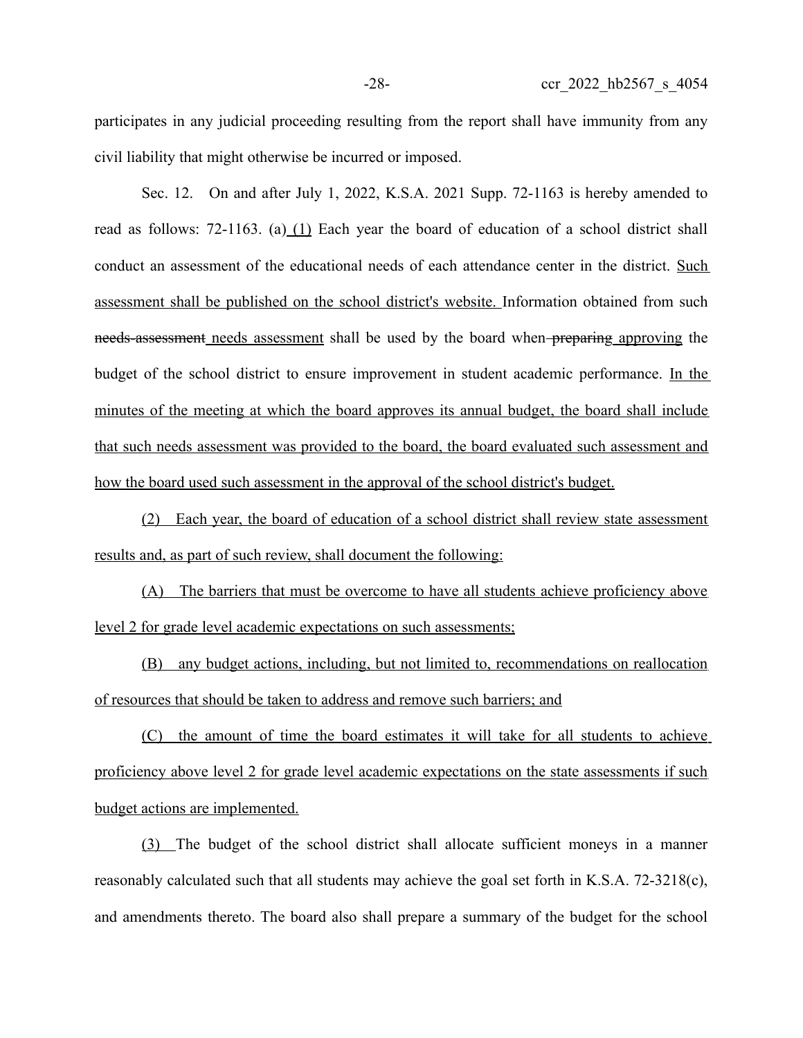participates in any judicial proceeding resulting from the report shall have immunity from any civil liability that might otherwise be incurred or imposed.

Sec. 12. On and after July 1, 2022, K.S.A. 2021 Supp. 72-1163 is hereby amended to read as follows: 72-1163. (a) (1) Each year the board of education of a school district shall conduct an assessment of the educational needs of each attendance center in the district. Such assessment shall be published on the school district's website. Information obtained from such ~~needs-assessment~~ needs assessment shall be used by the board when ~~preparing~~ approving the budget of the school district to ensure improvement in student academic performance. In the minutes of the meeting at which the board approves its annual budget, the board shall include that such needs assessment was provided to the board, the board evaluated such assessment and how the board used such assessment in the approval of the school district's budget.

(2) Each year, the board of education of a school district shall review state assessment results and, as part of such review, shall document the following:

(A) The barriers that must be overcome to have all students achieve proficiency above level 2 for grade level academic expectations on such assessments;

(B) any budget actions, including, but not limited to, recommendations on reallocation of resources that should be taken to address and remove such barriers; and

(C) the amount of time the board estimates it will take for all students to achieve proficiency above level 2 for grade level academic expectations on the state assessments if such budget actions are implemented.

(3) The budget of the school district shall allocate sufficient moneys in a manner reasonably calculated such that all students may achieve the goal set forth in K.S.A. 72-3218(c), and amendments thereto. The board also shall prepare a summary of the budget for the school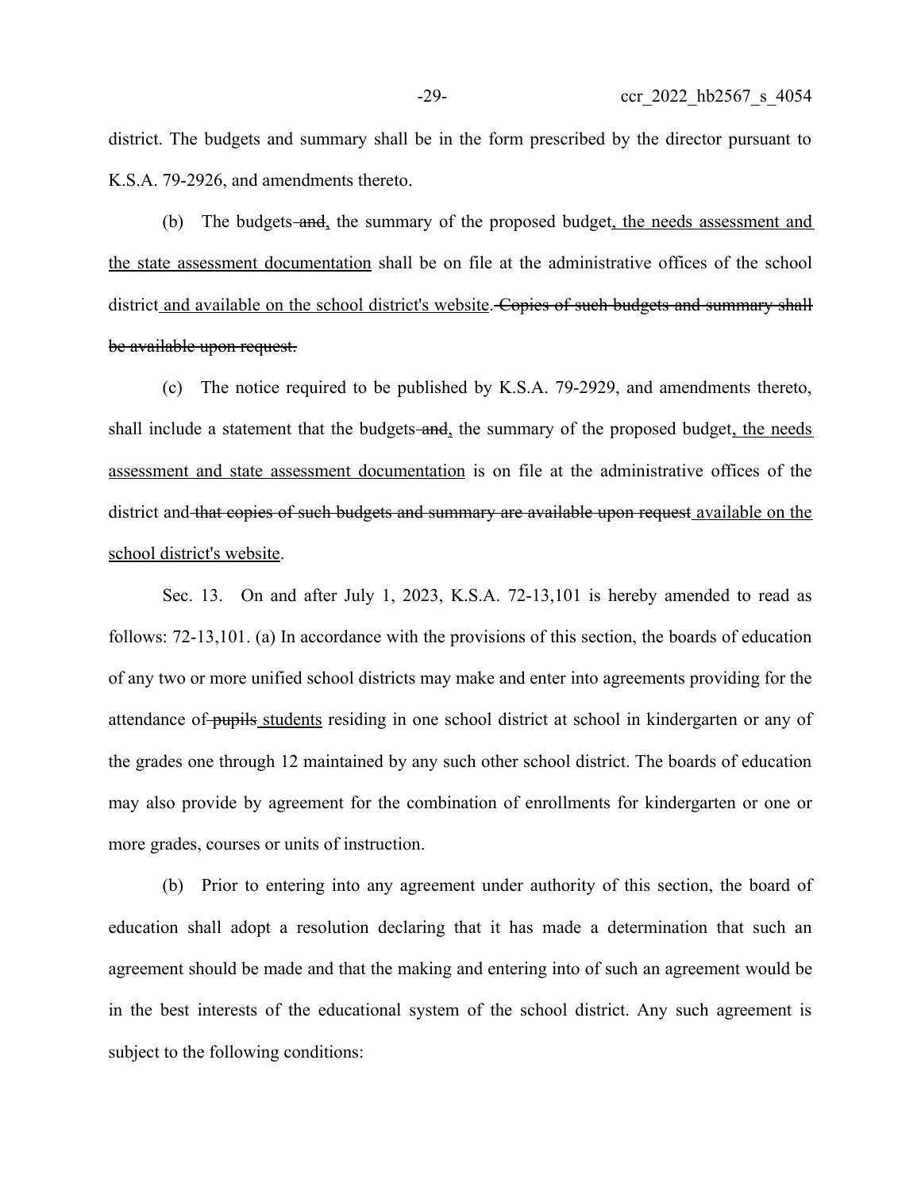district. The budgets and summary shall be in the form prescribed by the director pursuant to K.S.A. 79-2926, and amendments thereto.

(b) The budgets ~~and~~<u>,</u> the summary of the proposed budget<u>, the needs assessment and the state assessment documentation</u> shall be on file at the administrative offices of the school district<u> and available on the school district's website</u>. ~~Copies of such budgets and summary shall be available upon request.~~

(c) The notice required to be published by K.S.A. 79-2929, and amendments thereto, shall include a statement that the budgets ~~and~~<u>,</u> the summary of the proposed budget<u>, the needs assessment and state assessment documentation</u> is on file at the administrative offices of the district and ~~that copies of such budgets and summary are available upon request~~ <u>available on the school district's website</u>.

Sec. 13. On and after July 1, 2023, K.S.A. 72-13,101 is hereby amended to read as follows: 72-13,101. (a) In accordance with the provisions of this section, the boards of education of any two or more unified school districts may make and enter into agreements providing for the attendance of ~~pupils~~ <u>students</u> residing in one school district at school in kindergarten or any of the grades one through 12 maintained by any such other school district. The boards of education may also provide by agreement for the combination of enrollments for kindergarten or one or more grades, courses or units of instruction.

(b) Prior to entering into any agreement under authority of this section, the board of education shall adopt a resolution declaring that it has made a determination that such an agreement should be made and that the making and entering into of such an agreement would be in the best interests of the educational system of the school district. Any such agreement is subject to the following conditions: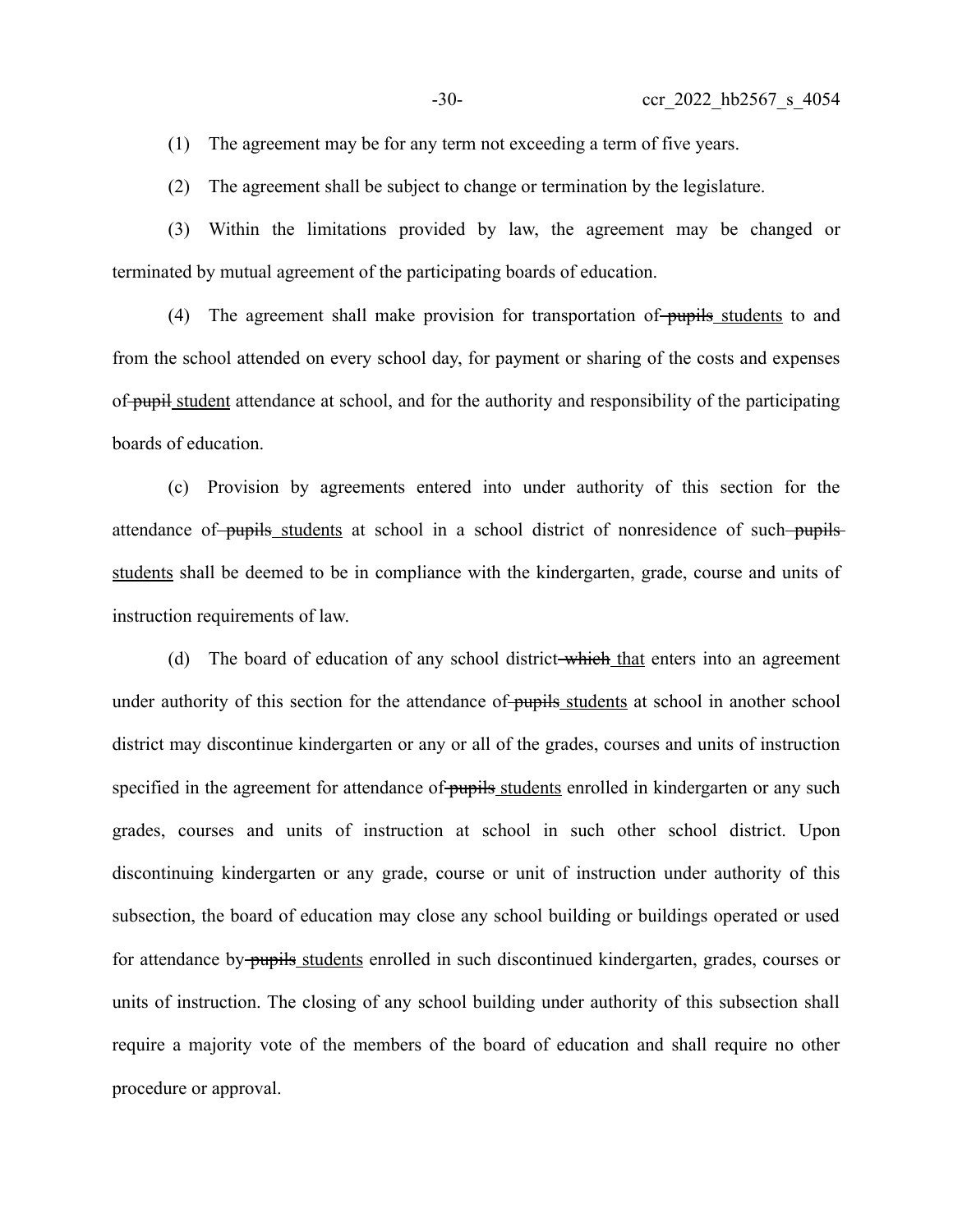(1) The agreement may be for any term not exceeding a term of five years.

(2) The agreement shall be subject to change or termination by the legislature.

(3) Within the limitations provided by law, the agreement may be changed or terminated by mutual agreement of the participating boards of education.

(4) The agreement shall make provision for transportation of ~~pupils~~ students to and from the school attended on every school day, for payment or sharing of the costs and expenses of ~~pupil~~ student attendance at school, and for the authority and responsibility of the participating boards of education.

(c) Provision by agreements entered into under authority of this section for the attendance of ~~pupils~~ students at school in a school district of nonresidence of such ~~pupils~~ students shall be deemed to be in compliance with the kindergarten, grade, course and units of instruction requirements of law.

(d) The board of education of any school district ~~which~~ that enters into an agreement under authority of this section for the attendance of ~~pupils~~ students at school in another school district may discontinue kindergarten or any or all of the grades, courses and units of instruction specified in the agreement for attendance of ~~pupils~~ students enrolled in kindergarten or any such grades, courses and units of instruction at school in such other school district. Upon discontinuing kindergarten or any grade, course or unit of instruction under authority of this subsection, the board of education may close any school building or buildings operated or used for attendance by ~~pupils~~ students enrolled in such discontinued kindergarten, grades, courses or units of instruction. The closing of any school building under authority of this subsection shall require a majority vote of the members of the board of education and shall require no other procedure or approval.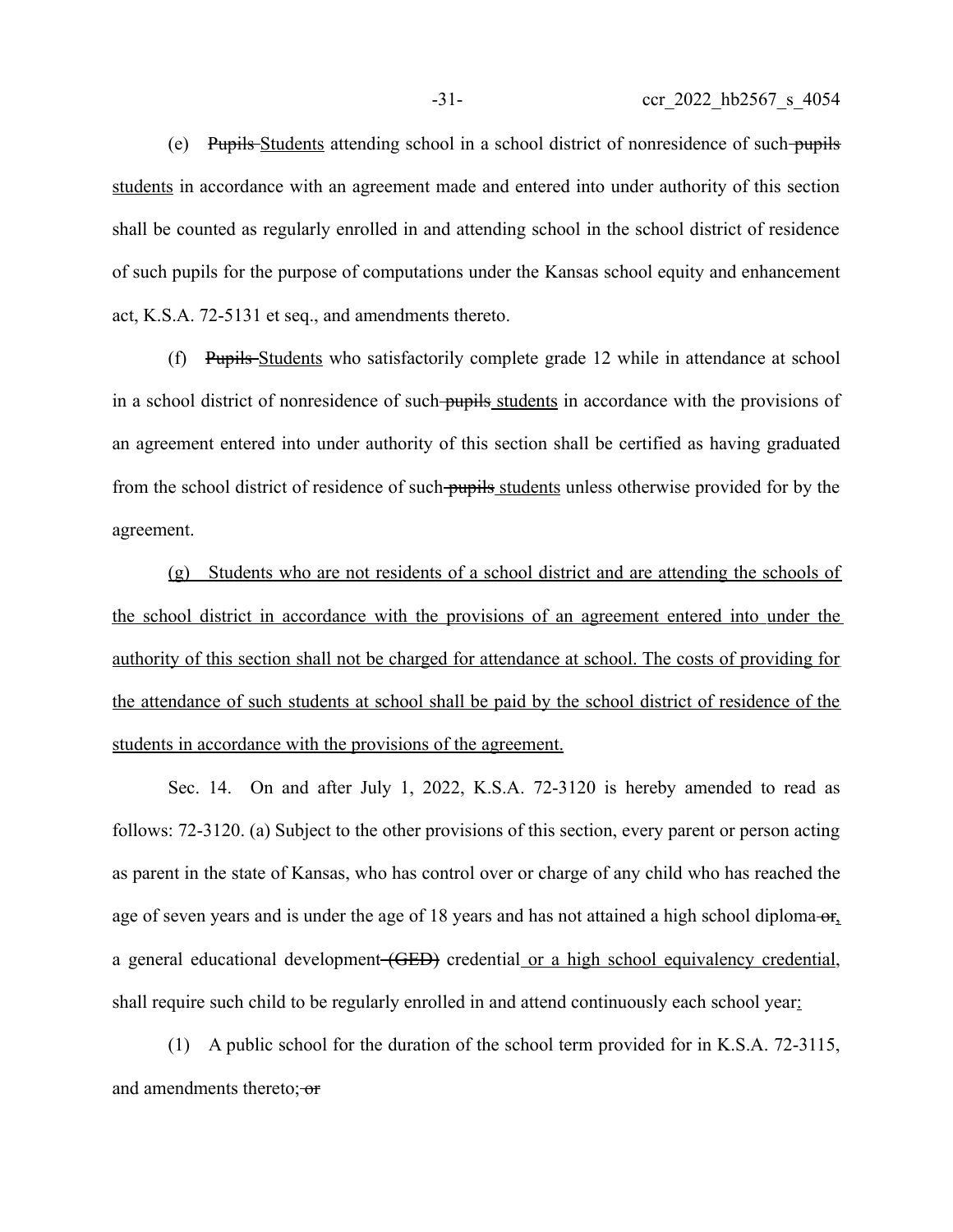(e) ~~Pupils~~ Students attending school in a school district of nonresidence of such ~~pupils~~ students in accordance with an agreement made and entered into under authority of this section shall be counted as regularly enrolled in and attending school in the school district of residence of such pupils for the purpose of computations under the Kansas school equity and enhancement act, K.S.A. 72-5131 et seq., and amendments thereto.

(f) ~~Pupils~~ Students who satisfactorily complete grade 12 while in attendance at school in a school district of nonresidence of such ~~pupils~~ students in accordance with the provisions of an agreement entered into under authority of this section shall be certified as having graduated from the school district of residence of such ~~pupils~~ students unless otherwise provided for by the agreement.

<u>(g) Students who are not residents of a school district and are attending the schools of the school district in accordance with the provisions of an agreement entered into under the authority of this section shall not be charged for attendance at school. The costs of providing for the attendance of such students at school shall be paid by the school district of residence of the students in accordance with the provisions of the agreement.</u>

Sec. 14. On and after July 1, 2022, K.S.A. 72-3120 is hereby amended to read as follows: 72-3120. (a) Subject to the other provisions of this section, every parent or person acting as parent in the state of Kansas, who has control over or charge of any child who has reached the age of seven years and is under the age of 18 years and has not attained a high school diploma ~~or~~<u>,</u> a general educational development ~~(GED)~~ credential <u>or a high school equivalency credential</u>, shall require such child to be regularly enrolled in and attend continuously each school year<u>:</u>

(1) A public school for the duration of the school term provided for in K.S.A. 72-3115, and amendments thereto; ~~or~~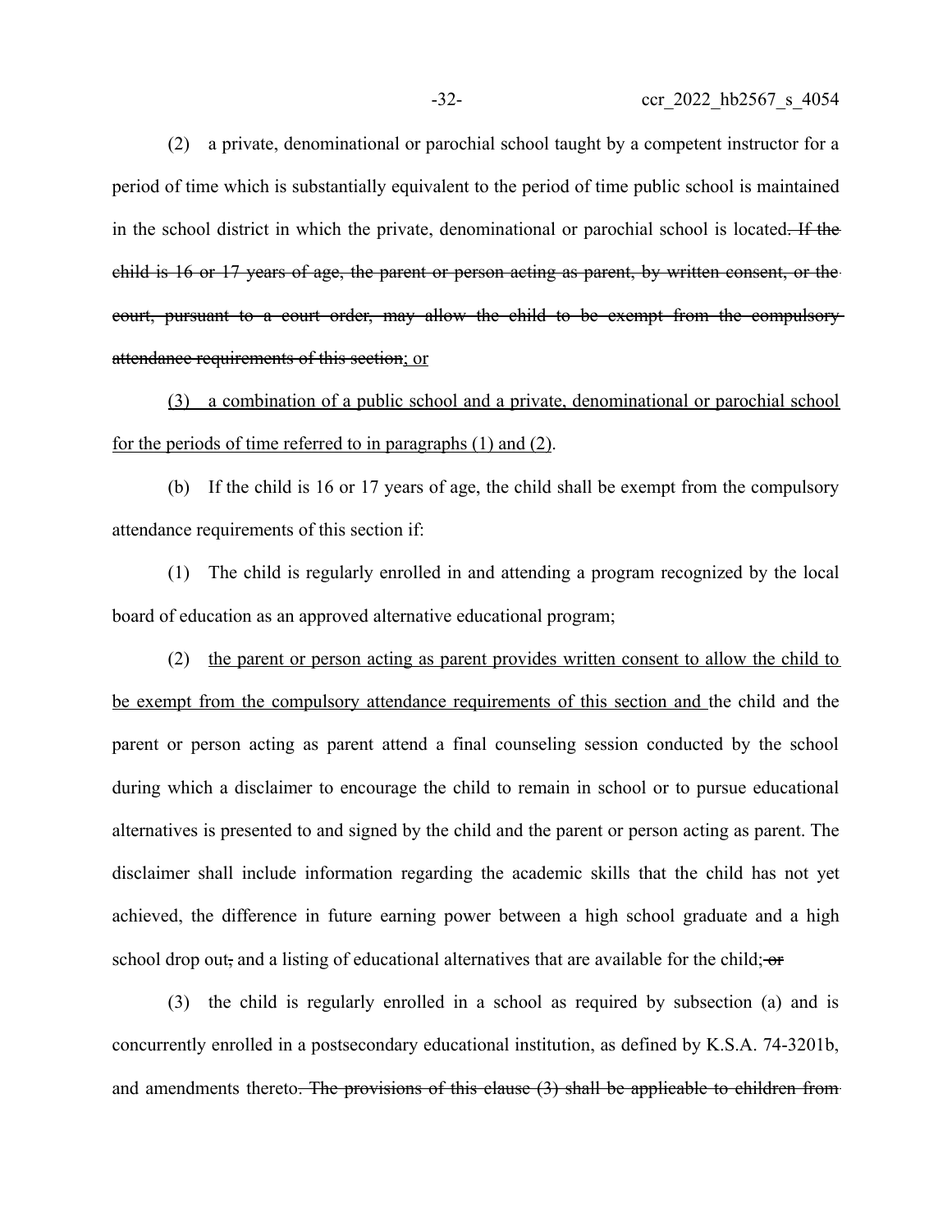(2) a private, denominational or parochial school taught by a competent instructor for a period of time which is substantially equivalent to the period of time public school is maintained in the school district in which the private, denominational or parochial school is located~~. If the child is 16 or 17 years of age, the parent or person acting as parent, by written consent, or the court, pursuant to a court order, may allow the child to be exempt from the compulsory attendance requirements of this section~~; or

(3) a combination of a public school and a private, denominational or parochial school for the periods of time referred to in paragraphs (1) and (2).

(b) If the child is 16 or 17 years of age, the child shall be exempt from the compulsory attendance requirements of this section if:

(1) The child is regularly enrolled in and attending a program recognized by the local board of education as an approved alternative educational program;

(2) the parent or person acting as parent provides written consent to allow the child to be exempt from the compulsory attendance requirements of this section and the child and the parent or person acting as parent attend a final counseling session conducted by the school during which a disclaimer to encourage the child to remain in school or to pursue educational alternatives is presented to and signed by the child and the parent or person acting as parent. The disclaimer shall include information regarding the academic skills that the child has not yet achieved, the difference in future earning power between a high school graduate and a high school drop out~~,~~ and a listing of educational alternatives that are available for the child;~~or~~

(3) the child is regularly enrolled in a school as required by subsection (a) and is concurrently enrolled in a postsecondary educational institution, as defined by K.S.A. 74-3201b, and amendments thereto~~. The provisions of this clause (3) shall be applicable to children from~~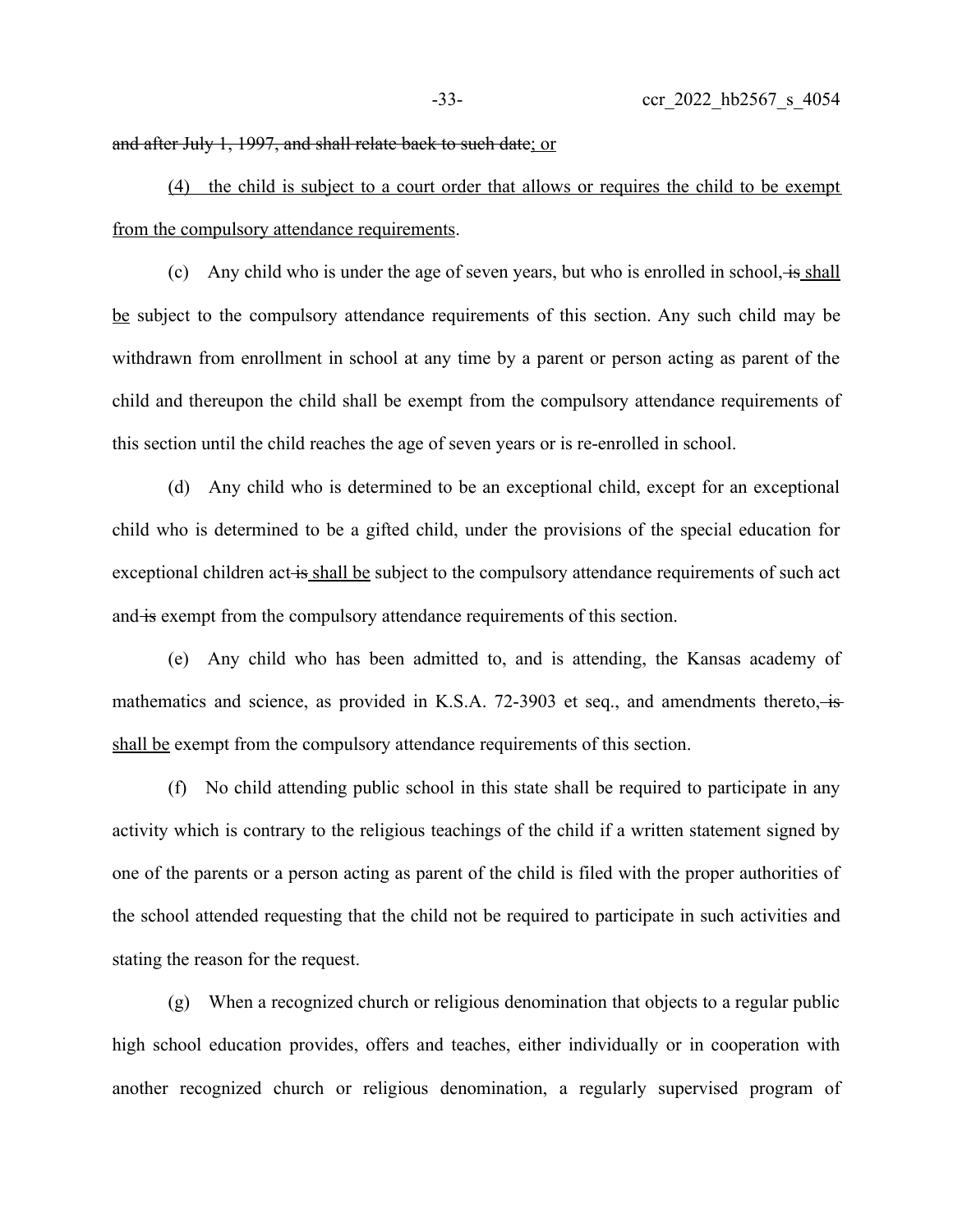~~and after July 1, 1997, and shall relate back to such date~~; or

(4) the child is subject to a court order that allows or requires the child to be exempt from the compulsory attendance requirements.

(c) Any child who is under the age of seven years, but who is enrolled in school, ~~is~~ shall be subject to the compulsory attendance requirements of this section. Any such child may be withdrawn from enrollment in school at any time by a parent or person acting as parent of the child and thereupon the child shall be exempt from the compulsory attendance requirements of this section until the child reaches the age of seven years or is re-enrolled in school.

(d) Any child who is determined to be an exceptional child, except for an exceptional child who is determined to be a gifted child, under the provisions of the special education for exceptional children act ~~is~~ shall be subject to the compulsory attendance requirements of such act and ~~is~~ exempt from the compulsory attendance requirements of this section.

(e) Any child who has been admitted to, and is attending, the Kansas academy of mathematics and science, as provided in K.S.A. 72-3903 et seq., and amendments thereto, ~~is~~ shall be exempt from the compulsory attendance requirements of this section.

(f) No child attending public school in this state shall be required to participate in any activity which is contrary to the religious teachings of the child if a written statement signed by one of the parents or a person acting as parent of the child is filed with the proper authorities of the school attended requesting that the child not be required to participate in such activities and stating the reason for the request.

(g) When a recognized church or religious denomination that objects to a regular public high school education provides, offers and teaches, either individually or in cooperation with another recognized church or religious denomination, a regularly supervised program of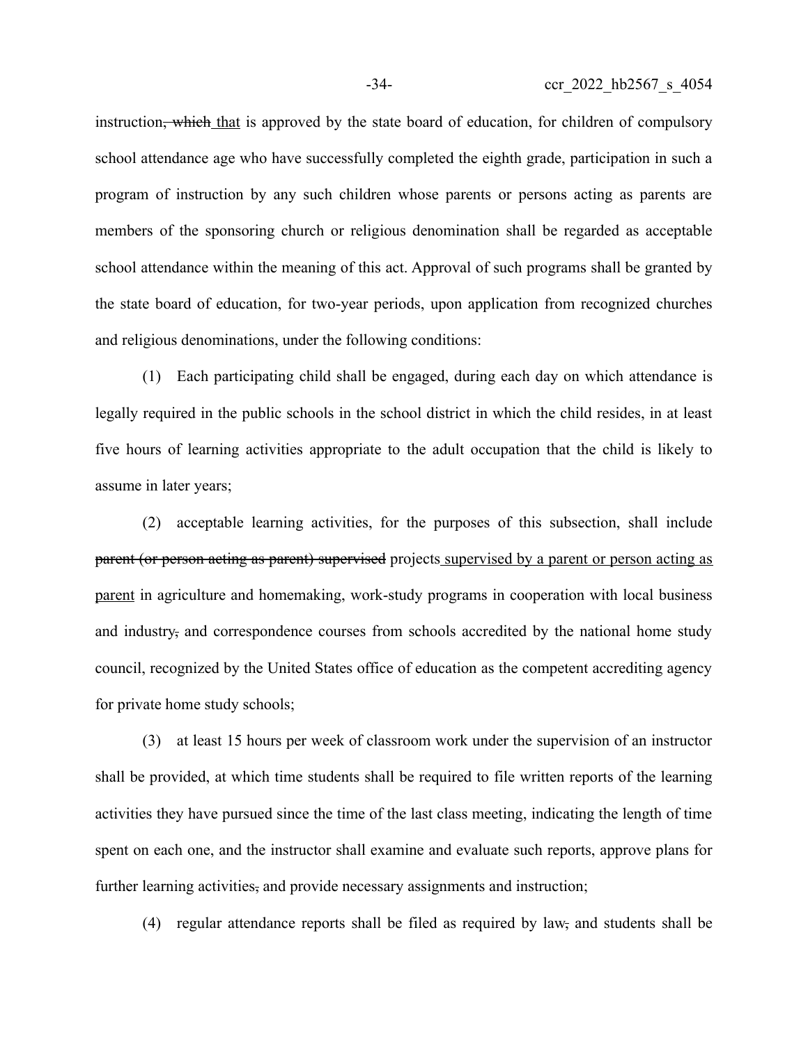instruction~~, which~~ that is approved by the state board of education, for children of compulsory school attendance age who have successfully completed the eighth grade, participation in such a program of instruction by any such children whose parents or persons acting as parents are members of the sponsoring church or religious denomination shall be regarded as acceptable school attendance within the meaning of this act. Approval of such programs shall be granted by the state board of education, for two-year periods, upon application from recognized churches and religious denominations, under the following conditions:

(1) Each participating child shall be engaged, during each day on which attendance is legally required in the public schools in the school district in which the child resides, in at least five hours of learning activities appropriate to the adult occupation that the child is likely to assume in later years;

(2) acceptable learning activities, for the purposes of this subsection, shall include ~~parent (or person acting as parent) supervised~~ projects <u>supervised by a parent or person acting as parent</u> in agriculture and homemaking, work-study programs in cooperation with local business and industry~~,~~ and correspondence courses from schools accredited by the national home study council, recognized by the United States office of education as the competent accrediting agency for private home study schools;

(3) at least 15 hours per week of classroom work under the supervision of an instructor shall be provided, at which time students shall be required to file written reports of the learning activities they have pursued since the time of the last class meeting, indicating the length of time spent on each one, and the instructor shall examine and evaluate such reports, approve plans for further learning activities~~,~~ and provide necessary assignments and instruction;

(4) regular attendance reports shall be filed as required by law~~,~~ and students shall be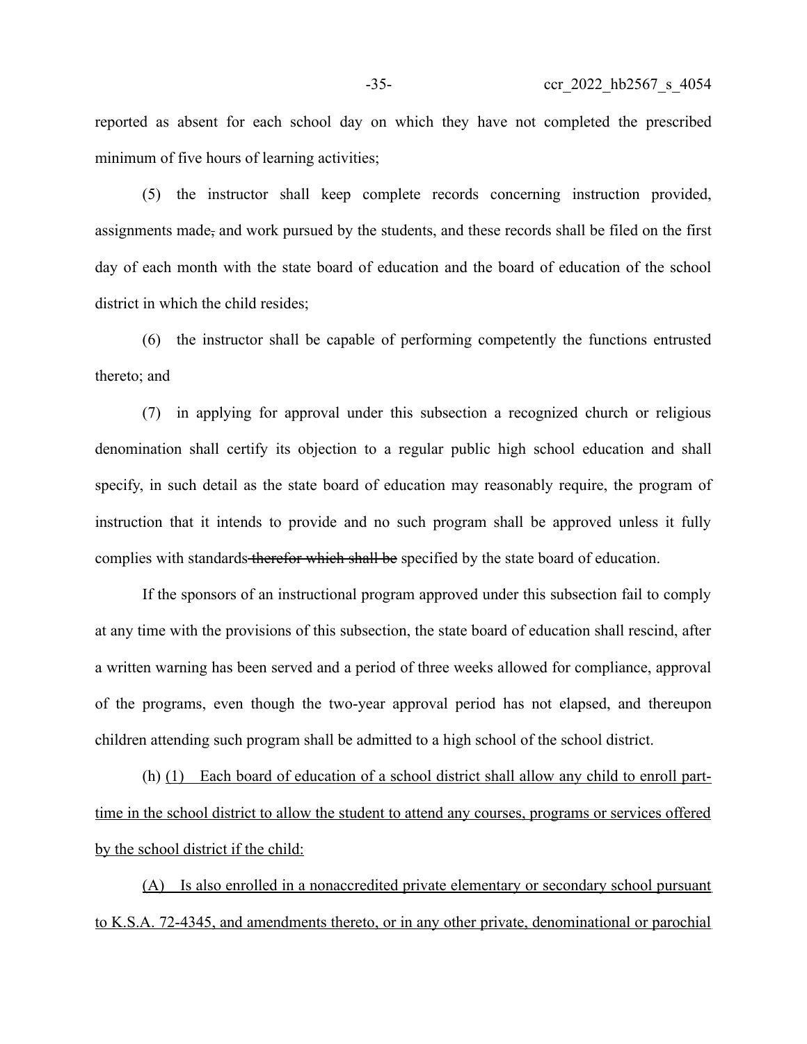reported as absent for each school day on which they have not completed the prescribed minimum of five hours of learning activities;

(5) the instructor shall keep complete records concerning instruction provided, assignments made~~,~~ and work pursued by the students, and these records shall be filed on the first day of each month with the state board of education and the board of education of the school district in which the child resides;

(6) the instructor shall be capable of performing competently the functions entrusted thereto; and

(7) in applying for approval under this subsection a recognized church or religious denomination shall certify its objection to a regular public high school education and shall specify, in such detail as the state board of education may reasonably require, the program of instruction that it intends to provide and no such program shall be approved unless it fully complies with standards ~~therefor which shall be~~ specified by the state board of education.

If the sponsors of an instructional program approved under this subsection fail to comply at any time with the provisions of this subsection, the state board of education shall rescind, after a written warning has been served and a period of three weeks allowed for compliance, approval of the programs, even though the two-year approval period has not elapsed, and thereupon children attending such program shall be admitted to a high school of the school district.

(h) <u>(1) Each board of education of a school district shall allow any child to enroll part-time in the school district to allow the student to attend any courses, programs or services offered by the school district if the child:</u>

<u>(A) Is also enrolled in a nonaccredited private elementary or secondary school pursuant to K.S.A. 72-4345, and amendments thereto, or in any other private, denominational or parochial</u>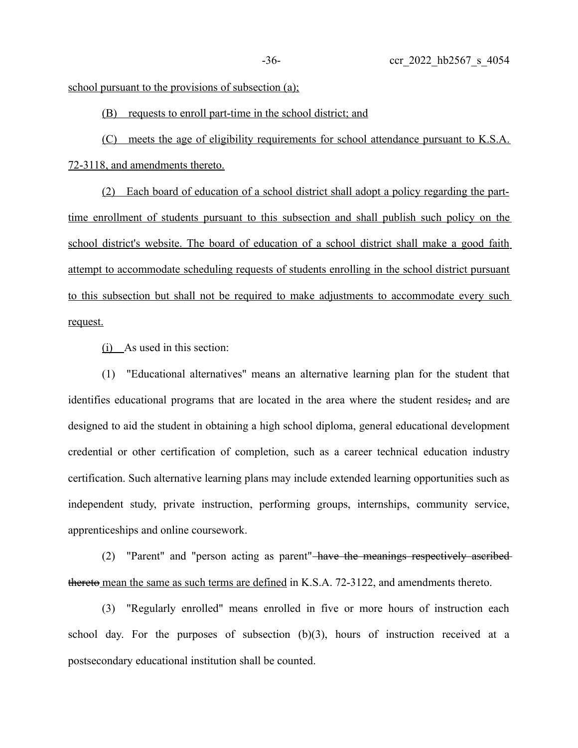school pursuant to the provisions of subsection (a);

(B) requests to enroll part-time in the school district; and

(C) meets the age of eligibility requirements for school attendance pursuant to K.S.A. 72-3118, and amendments thereto.

(2) Each board of education of a school district shall adopt a policy regarding the part-time enrollment of students pursuant to this subsection and shall publish such policy on the school district's website. The board of education of a school district shall make a good faith attempt to accommodate scheduling requests of students enrolling in the school district pursuant to this subsection but shall not be required to make adjustments to accommodate every such request.

(i) As used in this section:

(1) "Educational alternatives" means an alternative learning plan for the student that identifies educational programs that are located in the area where the student resides~~,~~ and are designed to aid the student in obtaining a high school diploma, general educational development credential or other certification of completion, such as a career technical education industry certification. Such alternative learning plans may include extended learning opportunities such as independent study, private instruction, performing groups, internships, community service, apprenticeships and online coursework.

(2) "Parent" and "person acting as parent" ~~have the meanings respectively ascribed thereto~~ mean the same as such terms are defined in K.S.A. 72-3122, and amendments thereto.

(3) "Regularly enrolled" means enrolled in five or more hours of instruction each school day. For the purposes of subsection (b)(3), hours of instruction received at a postsecondary educational institution shall be counted.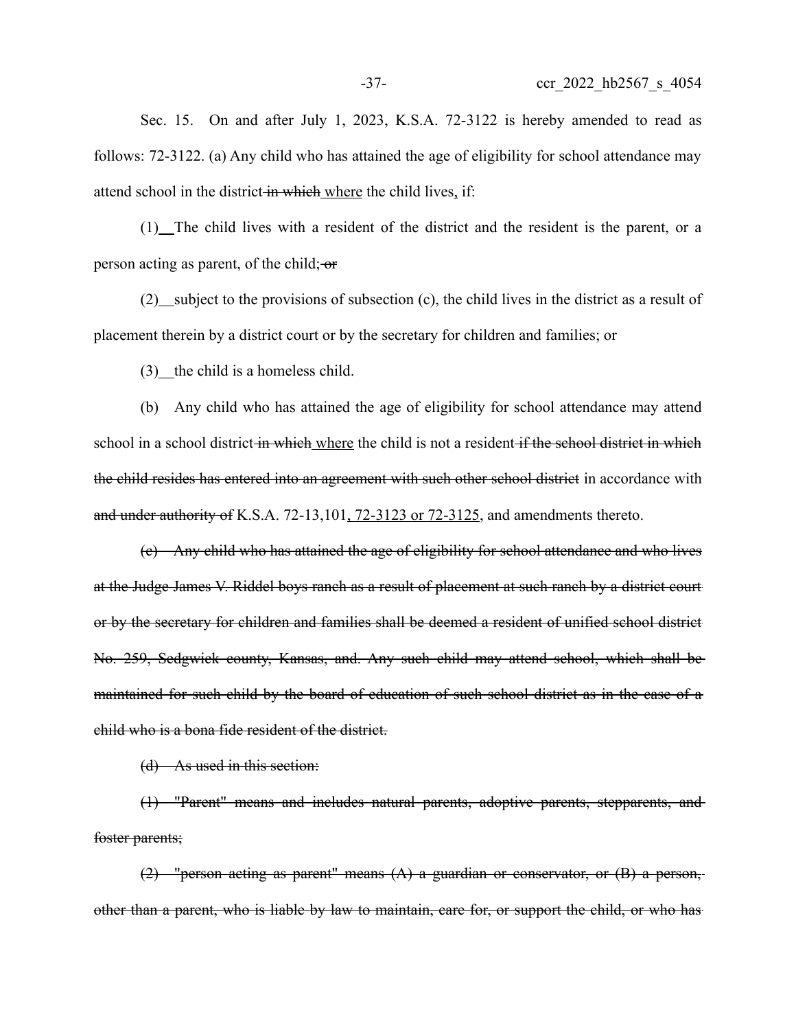Sec. 15. On and after July 1, 2023, K.S.A. 72-3122 is hereby amended to read as follows: 72-3122. (a) Any child who has attained the age of eligibility for school attendance may attend school in the district ~~in which~~ <u>where</u> the child lives<u>,</u> if:

(1)<u> </u>The child lives with a resident of the district and the resident is the parent, or a person acting as parent, of the child; ~~or~~

(2)<u> </u>subject to the provisions of subsection (c), the child lives in the district as a result of placement therein by a district court or by the secretary for children and families; or

(3)<u> </u>the child is a homeless child.

(b) Any child who has attained the age of eligibility for school attendance may attend school in a school district ~~in which~~ <u>where</u> the child is not a resident ~~if the school district in which the child resides has entered into an agreement with such other school district~~ in accordance with ~~and under authority of~~ K.S.A. 72-13,101<u>, 72-3123 or 72-3125</u>, and amendments thereto.

~~(c) Any child who has attained the age of eligibility for school attendance and who lives at the Judge James V. Riddel boys ranch as a result of placement at such ranch by a district court or by the secretary for children and families shall be deemed a resident of unified school district No. 259, Sedgwick county, Kansas, and. Any such child may attend school, which shall be maintained for such child by the board of education of such school district as in the case of a child who is a bona fide resident of the district.~~

~~(d) As used in this section:~~

~~(1) "Parent" means and includes natural parents, adoptive parents, stepparents, and foster parents;~~

~~(2) "person acting as parent" means (A) a guardian or conservator, or (B) a person, other than a parent, who is liable by law to maintain, care for, or support the child, or who has~~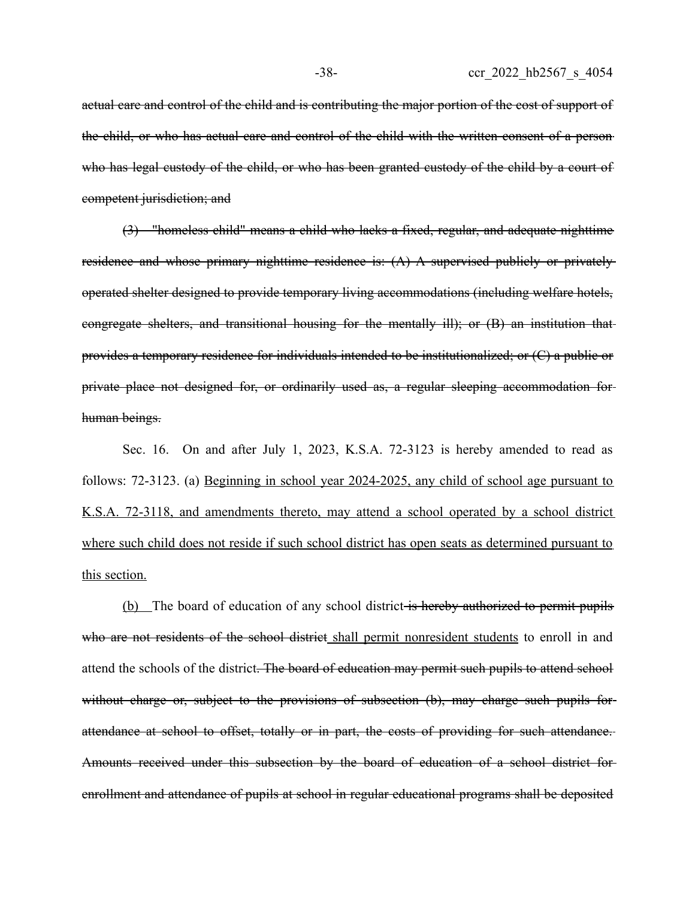~~actual care and control of the child and is contributing the major portion of the cost of support of the child, or who has actual care and control of the child with the written consent of a person who has legal custody of the child, or who has been granted custody of the child by a court of competent jurisdiction; and~~

~~(3) "homeless child" means a child who lacks a fixed, regular, and adequate nighttime residence and whose primary nighttime residence is: (A) A supervised publicly or privately operated shelter designed to provide temporary living accommodations (including welfare hotels, congregate shelters, and transitional housing for the mentally ill); or (B) an institution that provides a temporary residence for individuals intended to be institutionalized; or (C) a public or private place not designed for, or ordinarily used as, a regular sleeping accommodation for human beings.~~

Sec. 16. On and after July 1, 2023, K.S.A. 72-3123 is hereby amended to read as follows: 72-3123. (a) <u>Beginning in school year 2024-2025, any child of school age pursuant to K.S.A. 72-3118, and amendments thereto, may attend a school operated by a school district where such child does not reside if such school district has open seats as determined pursuant to this section.</u>

<u>(b)</u> The board of education of any school district ~~is hereby authorized to permit pupils who are not residents of the school district~~ <u>shall permit nonresident students</u> to enroll in and attend the schools of the district~~. The board of education may permit such pupils to attend school without charge or, subject to the provisions of subsection (b), may charge such pupils for attendance at school to offset, totally or in part, the costs of providing for such attendance. Amounts received under this subsection by the board of education of a school district for enrollment and attendance of pupils at school in regular educational programs shall be deposited~~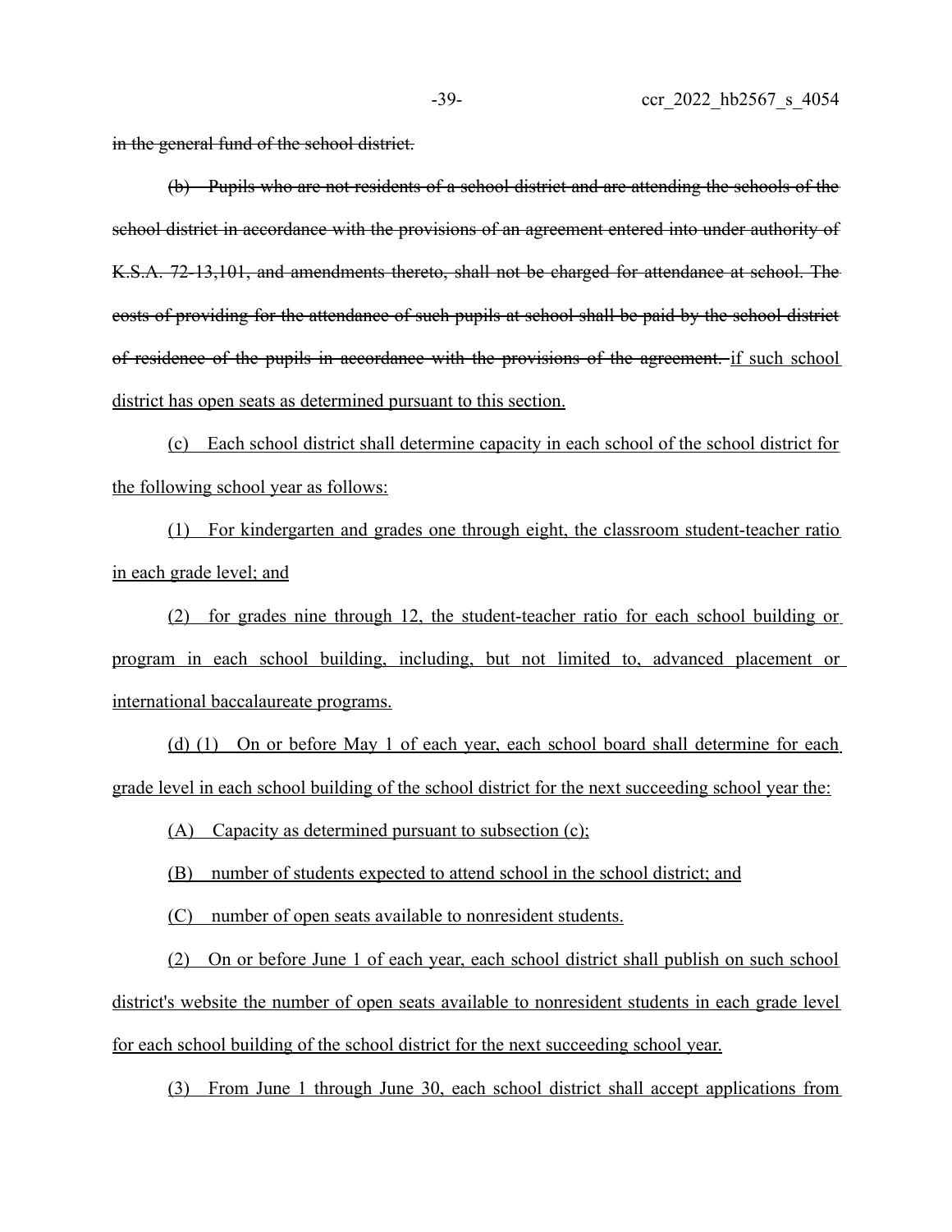~~in the general fund of the school district.~~

~~(b) Pupils who are not residents of a school district and are attending the schools of the school district in accordance with the provisions of an agreement entered into under authority of K.S.A. 72-13,101, and amendments thereto, shall not be charged for attendance at school. The costs of providing for the attendance of such pupils at school shall be paid by the school district of residence of the pupils in accordance with the provisions of the agreement.~~ <u>if such school district has open seats as determined pursuant to this section.</u>

<u>(c) Each school district shall determine capacity in each school of the school district for the following school year as follows:</u>

<u>(1) For kindergarten and grades one through eight, the classroom student-teacher ratio in each grade level; and</u>

<u>(2) for grades nine through 12, the student-teacher ratio for each school building or program in each school building, including, but not limited to, advanced placement or international baccalaureate programs.</u>

<u>(d) (1) On or before May 1 of each year, each school board shall determine for each grade level in each school building of the school district for the next succeeding school year the:</u>

<u>(A) Capacity as determined pursuant to subsection (c);</u>

<u>(B) number of students expected to attend school in the school district; and</u>

<u>(C) number of open seats available to nonresident students.</u>

<u>(2) On or before June 1 of each year, each school district shall publish on such school district's website the number of open seats available to nonresident students in each grade level for each school building of the school district for the next succeeding school year.</u>

<u>(3) From June 1 through June 30, each school district shall accept applications from</u>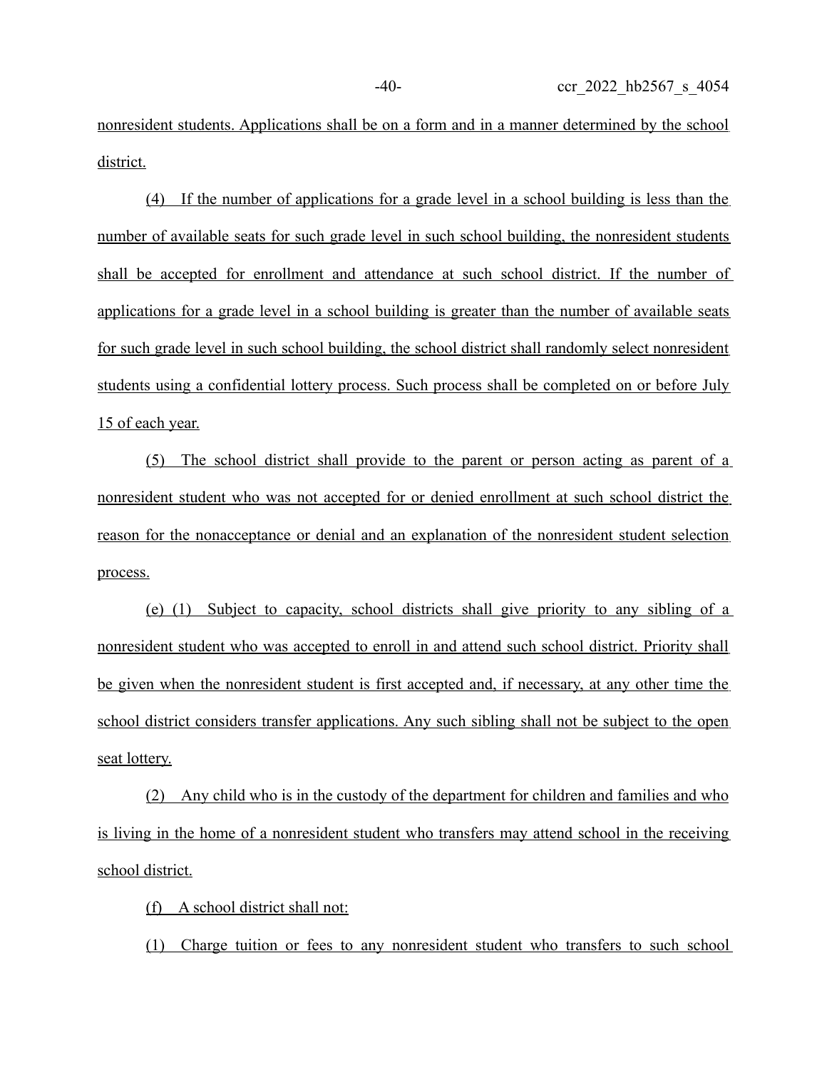nonresident students. Applications shall be on a form and in a manner determined by the school district.

(4) If the number of applications for a grade level in a school building is less than the number of available seats for such grade level in such school building, the nonresident students shall be accepted for enrollment and attendance at such school district. If the number of applications for a grade level in a school building is greater than the number of available seats for such grade level in such school building, the school district shall randomly select nonresident students using a confidential lottery process. Such process shall be completed on or before July 15 of each year.

(5) The school district shall provide to the parent or person acting as parent of a nonresident student who was not accepted for or denied enrollment at such school district the reason for the nonacceptance or denial and an explanation of the nonresident student selection process.

(e) (1) Subject to capacity, school districts shall give priority to any sibling of a nonresident student who was accepted to enroll in and attend such school district. Priority shall be given when the nonresident student is first accepted and, if necessary, at any other time the school district considers transfer applications. Any such sibling shall not be subject to the open seat lottery.

(2) Any child who is in the custody of the department for children and families and who is living in the home of a nonresident student who transfers may attend school in the receiving school district.

(f) A school district shall not:

(1) Charge tuition or fees to any nonresident student who transfers to such school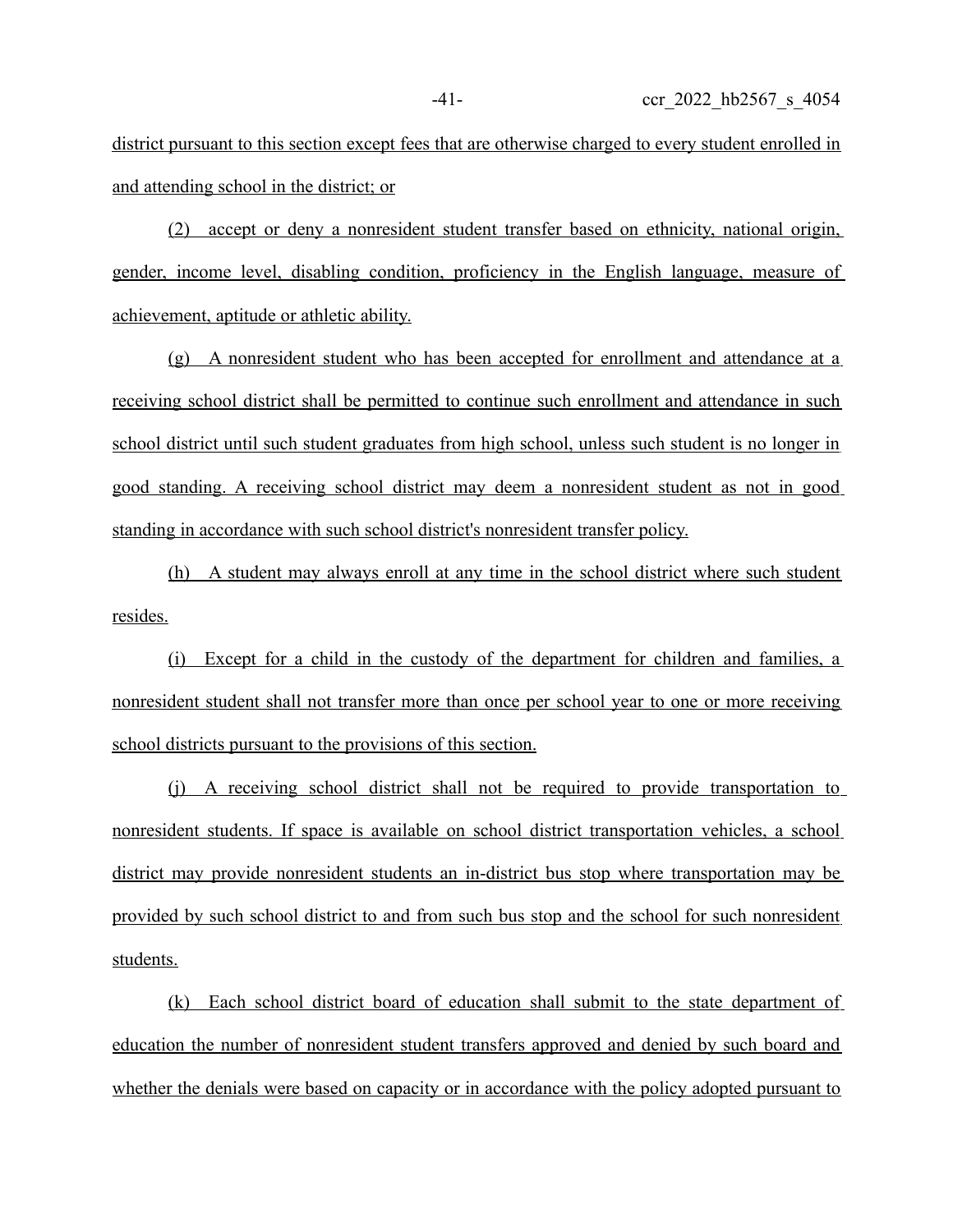district pursuant to this section except fees that are otherwise charged to every student enrolled in and attending school in the district; or

(2) accept or deny a nonresident student transfer based on ethnicity, national origin, gender, income level, disabling condition, proficiency in the English language, measure of achievement, aptitude or athletic ability.

(g) A nonresident student who has been accepted for enrollment and attendance at a receiving school district shall be permitted to continue such enrollment and attendance in such school district until such student graduates from high school, unless such student is no longer in good standing. A receiving school district may deem a nonresident student as not in good standing in accordance with such school district's nonresident transfer policy.

(h) A student may always enroll at any time in the school district where such student resides.

(i) Except for a child in the custody of the department for children and families, a nonresident student shall not transfer more than once per school year to one or more receiving school districts pursuant to the provisions of this section.

(j) A receiving school district shall not be required to provide transportation to nonresident students. If space is available on school district transportation vehicles, a school district may provide nonresident students an in-district bus stop where transportation may be provided by such school district to and from such bus stop and the school for such nonresident students.

(k) Each school district board of education shall submit to the state department of education the number of nonresident student transfers approved and denied by such board and whether the denials were based on capacity or in accordance with the policy adopted pursuant to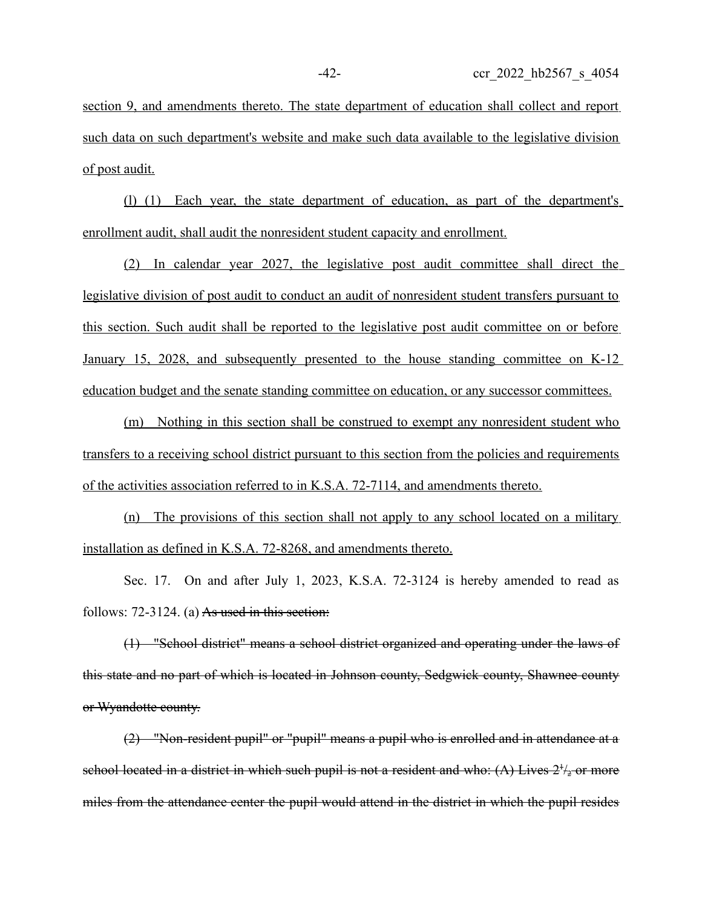section 9, and amendments thereto. The state department of education shall collect and report such data on such department's website and make such data available to the legislative division of post audit.

(l) (1) Each year, the state department of education, as part of the department's enrollment audit, shall audit the nonresident student capacity and enrollment.

(2) In calendar year 2027, the legislative post audit committee shall direct the legislative division of post audit to conduct an audit of nonresident student transfers pursuant to this section. Such audit shall be reported to the legislative post audit committee on or before January 15, 2028, and subsequently presented to the house standing committee on K-12 education budget and the senate standing committee on education, or any successor committees.

(m) Nothing in this section shall be construed to exempt any nonresident student who transfers to a receiving school district pursuant to this section from the policies and requirements of the activities association referred to in K.S.A. 72-7114, and amendments thereto.

(n) The provisions of this section shall not apply to any school located on a military installation as defined in K.S.A. 72-8268, and amendments thereto.

Sec. 17. On and after July 1, 2023, K.S.A. 72-3124 is hereby amended to read as follows: 72-3124. (a) ~~As used in this section:~~

~~(1) "School district" means a school district organized and operating under the laws of this state and no part of which is located in Johnson county, Sedgwick county, Shawnee county or Wyandotte county.~~

~~(2) "Non-resident pupil" or "pupil" means a pupil who is enrolled and in attendance at a school located in a district in which such pupil is not a resident and who: (A) Lives 2½ or more miles from the attendance center the pupil would attend in the district in which the pupil resides~~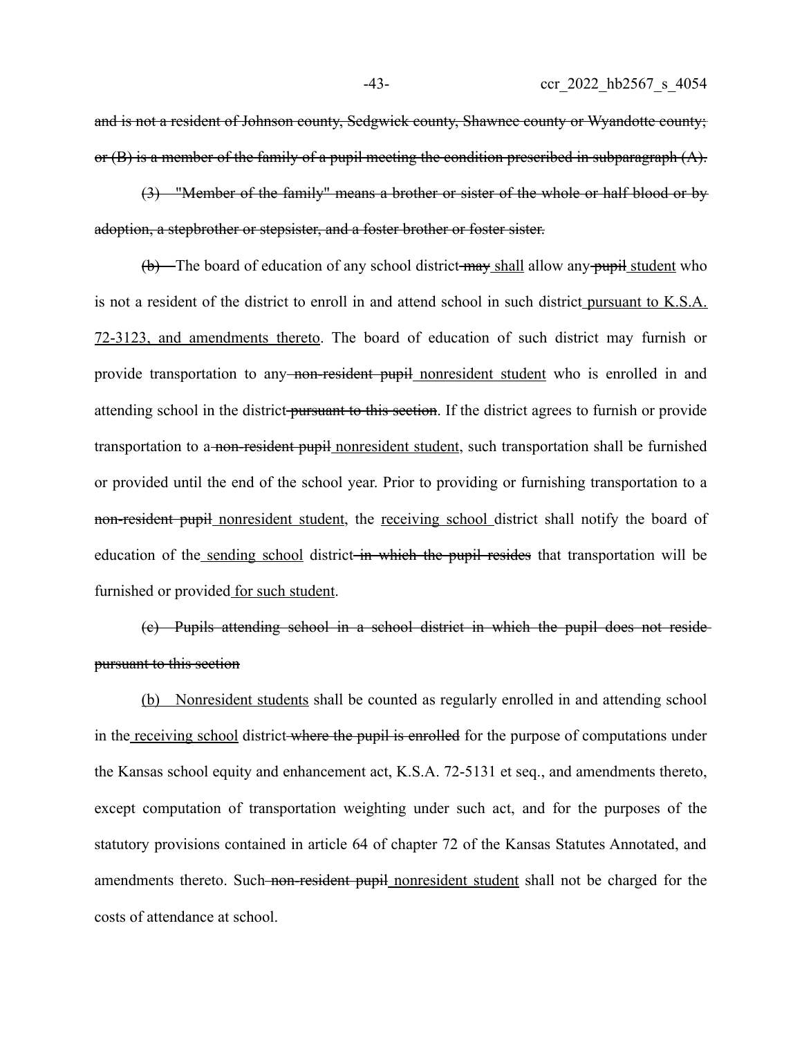~~and is not a resident of Johnson county, Sedgwick county, Shawnee county or Wyandotte county; or (B) is a member of the family of a pupil meeting the condition prescribed in subparagraph (A).~~

~~(3) "Member of the family" means a brother or sister of the whole or half blood or by adoption, a stepbrother or stepsister, and a foster brother or foster sister.~~

~~(b)~~ The board of education of any school district ~~may~~ shall allow any ~~pupil~~ student who is not a resident of the district to enroll in and attend school in such district pursuant to K.S.A. 72-3123, and amendments thereto. The board of education of such district may furnish or provide transportation to any ~~non-resident pupil~~ nonresident student who is enrolled in and attending school in the district ~~pursuant to this section~~. If the district agrees to furnish or provide transportation to a ~~non-resident pupil~~ nonresident student, such transportation shall be furnished or provided until the end of the school year. Prior to providing or furnishing transportation to a ~~non-resident pupil~~ nonresident student, the receiving school district shall notify the board of education of the sending school district ~~in which the pupil resides~~ that transportation will be furnished or provided for such student.

~~(c) Pupils attending school in a school district in which the pupil does not reside pursuant to this section~~

(b) Nonresident students shall be counted as regularly enrolled in and attending school in the receiving school district ~~where the pupil is enrolled~~ for the purpose of computations under the Kansas school equity and enhancement act, K.S.A. 72-5131 et seq., and amendments thereto, except computation of transportation weighting under such act, and for the purposes of the statutory provisions contained in article 64 of chapter 72 of the Kansas Statutes Annotated, and amendments thereto. Such ~~non-resident pupil~~ nonresident student shall not be charged for the costs of attendance at school.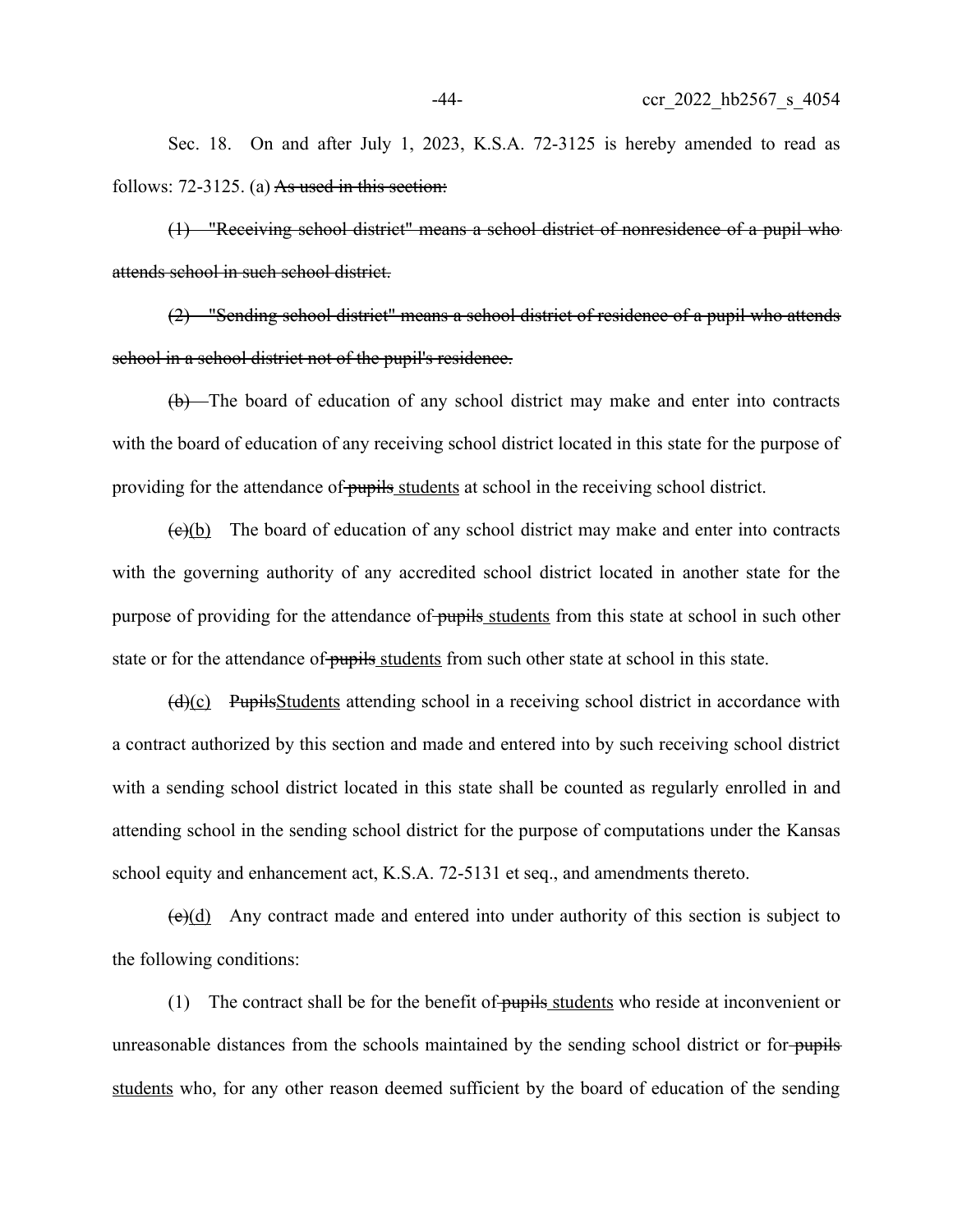Sec. 18. On and after July 1, 2023, K.S.A. 72-3125 is hereby amended to read as follows: 72-3125. (a) ~~As used in this section:~~

~~(1) "Receiving school district" means a school district of nonresidence of a pupil who attends school in such school district.~~

~~(2) "Sending school district" means a school district of residence of a pupil who attends school in a school district not of the pupil's residence.~~

~~(b)~~ The board of education of any school district may make and enter into contracts with the board of education of any receiving school district located in this state for the purpose of providing for the attendance of ~~pupils~~ students at school in the receiving school district.

~~(c)~~(b) The board of education of any school district may make and enter into contracts with the governing authority of any accredited school district located in another state for the purpose of providing for the attendance of ~~pupils~~ students from this state at school in such other state or for the attendance of ~~pupils~~ students from such other state at school in this state.

~~(d)~~(c) ~~Pupils~~Students attending school in a receiving school district in accordance with a contract authorized by this section and made and entered into by such receiving school district with a sending school district located in this state shall be counted as regularly enrolled in and attending school in the sending school district for the purpose of computations under the Kansas school equity and enhancement act, K.S.A. 72-5131 et seq., and amendments thereto.

~~(e)~~(d) Any contract made and entered into under authority of this section is subject to the following conditions:

(1) The contract shall be for the benefit of ~~pupils~~ students who reside at inconvenient or unreasonable distances from the schools maintained by the sending school district or for ~~pupils~~ students who, for any other reason deemed sufficient by the board of education of the sending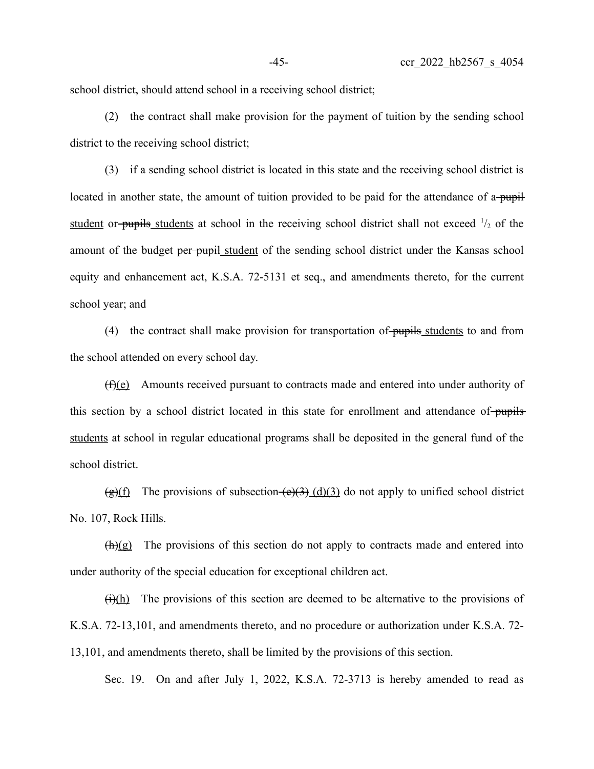school district, should attend school in a receiving school district;

(2) the contract shall make provision for the payment of tuition by the sending school district to the receiving school district;

(3) if a sending school district is located in this state and the receiving school district is located in another state, the amount of tuition provided to be paid for the attendance of a ~~pupil~~ <u>student</u> or ~~pupils~~ <u>students</u> at school in the receiving school district shall not exceed $^{1}/_{2}$ of the amount of the budget per ~~pupil~~ <u>student</u> of the sending school district under the Kansas school equity and enhancement act, K.S.A. 72-5131 et seq., and amendments thereto, for the current school year; and

(4) the contract shall make provision for transportation of ~~pupils~~ <u>students</u> to and from the school attended on every school day.

~~(f)~~<u>(e)</u> Amounts received pursuant to contracts made and entered into under authority of this section by a school district located in this state for enrollment and attendance of ~~pupils~~ <u>students</u> at school in regular educational programs shall be deposited in the general fund of the school district.

~~(g)~~<u>(f)</u> The provisions of subsection ~~(e)(3)~~ <u>(d)(3)</u> do not apply to unified school district No. 107, Rock Hills.

~~(h)~~<u>(g)</u> The provisions of this section do not apply to contracts made and entered into under authority of the special education for exceptional children act.

~~(i)~~<u>(h)</u> The provisions of this section are deemed to be alternative to the provisions of K.S.A. 72-13,101, and amendments thereto, and no procedure or authorization under K.S.A. 72-13,101, and amendments thereto, shall be limited by the provisions of this section.

Sec. 19. On and after July 1, 2022, K.S.A. 72-3713 is hereby amended to read as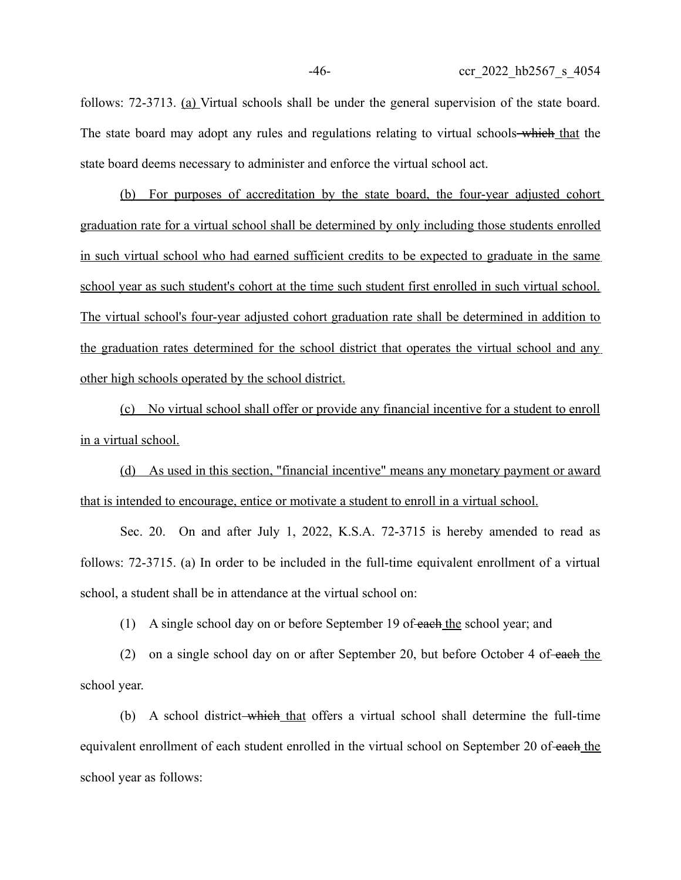follows: 72-3713. <u>(a)</u> Virtual schools shall be under the general supervision of the state board. The state board may adopt any rules and regulations relating to virtual schools ~~which~~ <u>that</u> the state board deems necessary to administer and enforce the virtual school act.

<u>(b) For purposes of accreditation by the state board, the four-year adjusted cohort graduation rate for a virtual school shall be determined by only including those students enrolled in such virtual school who had earned sufficient credits to be expected to graduate in the same school year as such student's cohort at the time such student first enrolled in such virtual school. The virtual school's four-year adjusted cohort graduation rate shall be determined in addition to the graduation rates determined for the school district that operates the virtual school and any other high schools operated by the school district.</u>

<u>(c) No virtual school shall offer or provide any financial incentive for a student to enroll in a virtual school.</u>

<u>(d) As used in this section, "financial incentive" means any monetary payment or award that is intended to encourage, entice or motivate a student to enroll in a virtual school.</u>

Sec. 20. On and after July 1, 2022, K.S.A. 72-3715 is hereby amended to read as follows: 72-3715. (a) In order to be included in the full-time equivalent enrollment of a virtual school, a student shall be in attendance at the virtual school on:

(1) A single school day on or before September 19 of ~~each~~ <u>the</u> school year; and

(2) on a single school day on or after September 20, but before October 4 of ~~each~~ <u>the</u> school year.

(b) A school district ~~which~~ <u>that</u> offers a virtual school shall determine the full-time equivalent enrollment of each student enrolled in the virtual school on September 20 of ~~each~~ <u>the</u> school year as follows: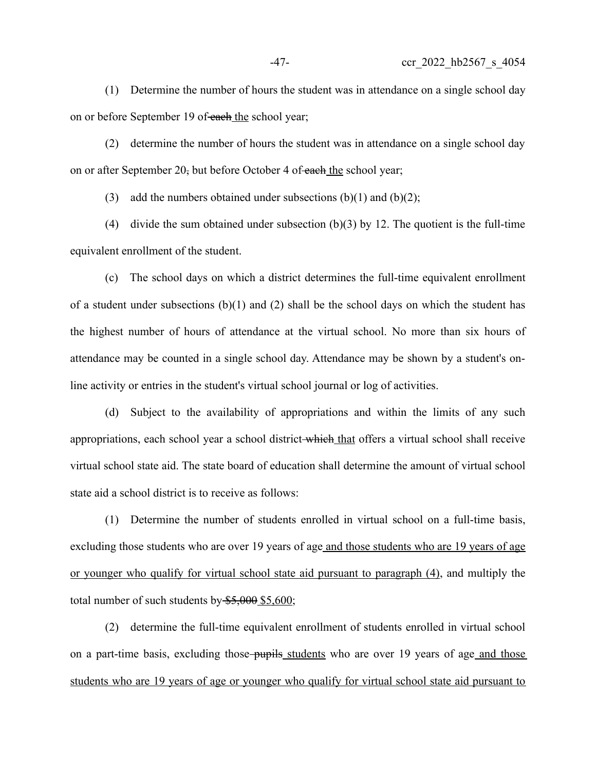(1) Determine the number of hours the student was in attendance on a single school day on or before September 19 of ~~each~~ <u>the</u> school year;

(2) determine the number of hours the student was in attendance on a single school day on or after September 20~~,~~ but before October 4 of ~~each~~ <u>the</u> school year;

(3) add the numbers obtained under subsections (b)(1) and (b)(2);

(4) divide the sum obtained under subsection (b)(3) by 12. The quotient is the full-time equivalent enrollment of the student.

(c) The school days on which a district determines the full-time equivalent enrollment of a student under subsections (b)(1) and (2) shall be the school days on which the student has the highest number of hours of attendance at the virtual school. No more than six hours of attendance may be counted in a single school day. Attendance may be shown by a student's on-line activity or entries in the student's virtual school journal or log of activities.

(d) Subject to the availability of appropriations and within the limits of any such appropriations, each school year a school district ~~which~~ <u>that</u> offers a virtual school shall receive virtual school state aid. The state board of education shall determine the amount of virtual school state aid a school district is to receive as follows:

(1) Determine the number of students enrolled in virtual school on a full-time basis, excluding those students who are over 19 years of age <u>and those students who are 19 years of age or younger who qualify for virtual school state aid pursuant to paragraph (4)</u>, and multiply the total number of such students by ~~$5,000~~ <u>$5,600</u>;

(2) determine the full-time equivalent enrollment of students enrolled in virtual school on a part-time basis, excluding those ~~pupils~~ <u>students</u> who are over 19 years of age <u>and those students who are 19 years of age or younger who qualify for virtual school state aid pursuant to</u>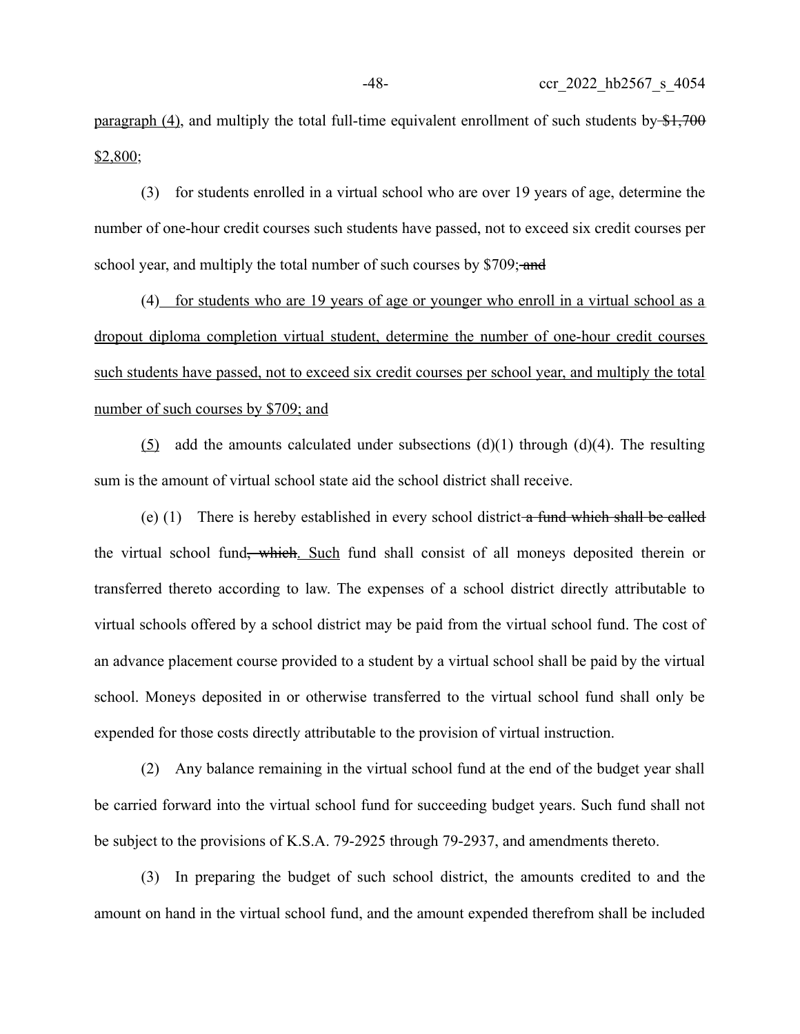paragraph (4), and multiply the total full-time equivalent enrollment of such students by ~~$1,700~~ $2,800;

(3) for students enrolled in a virtual school who are over 19 years of age, determine the number of one-hour credit courses such students have passed, not to exceed six credit courses per school year, and multiply the total number of such courses by $709; ~~and~~

(4) for students who are 19 years of age or younger who enroll in a virtual school as a dropout diploma completion virtual student, determine the number of one-hour credit courses such students have passed, not to exceed six credit courses per school year, and multiply the total number of such courses by $709; and

(5) add the amounts calculated under subsections (d)(1) through (d)(4). The resulting sum is the amount of virtual school state aid the school district shall receive.

(e) (1) There is hereby established in every school district ~~a fund which shall be called~~ the virtual school fund~~, which~~. Such fund shall consist of all moneys deposited therein or transferred thereto according to law. The expenses of a school district directly attributable to virtual schools offered by a school district may be paid from the virtual school fund. The cost of an advance placement course provided to a student by a virtual school shall be paid by the virtual school. Moneys deposited in or otherwise transferred to the virtual school fund shall only be expended for those costs directly attributable to the provision of virtual instruction.

(2) Any balance remaining in the virtual school fund at the end of the budget year shall be carried forward into the virtual school fund for succeeding budget years. Such fund shall not be subject to the provisions of K.S.A. 79-2925 through 79-2937, and amendments thereto.

(3) In preparing the budget of such school district, the amounts credited to and the amount on hand in the virtual school fund, and the amount expended therefrom shall be included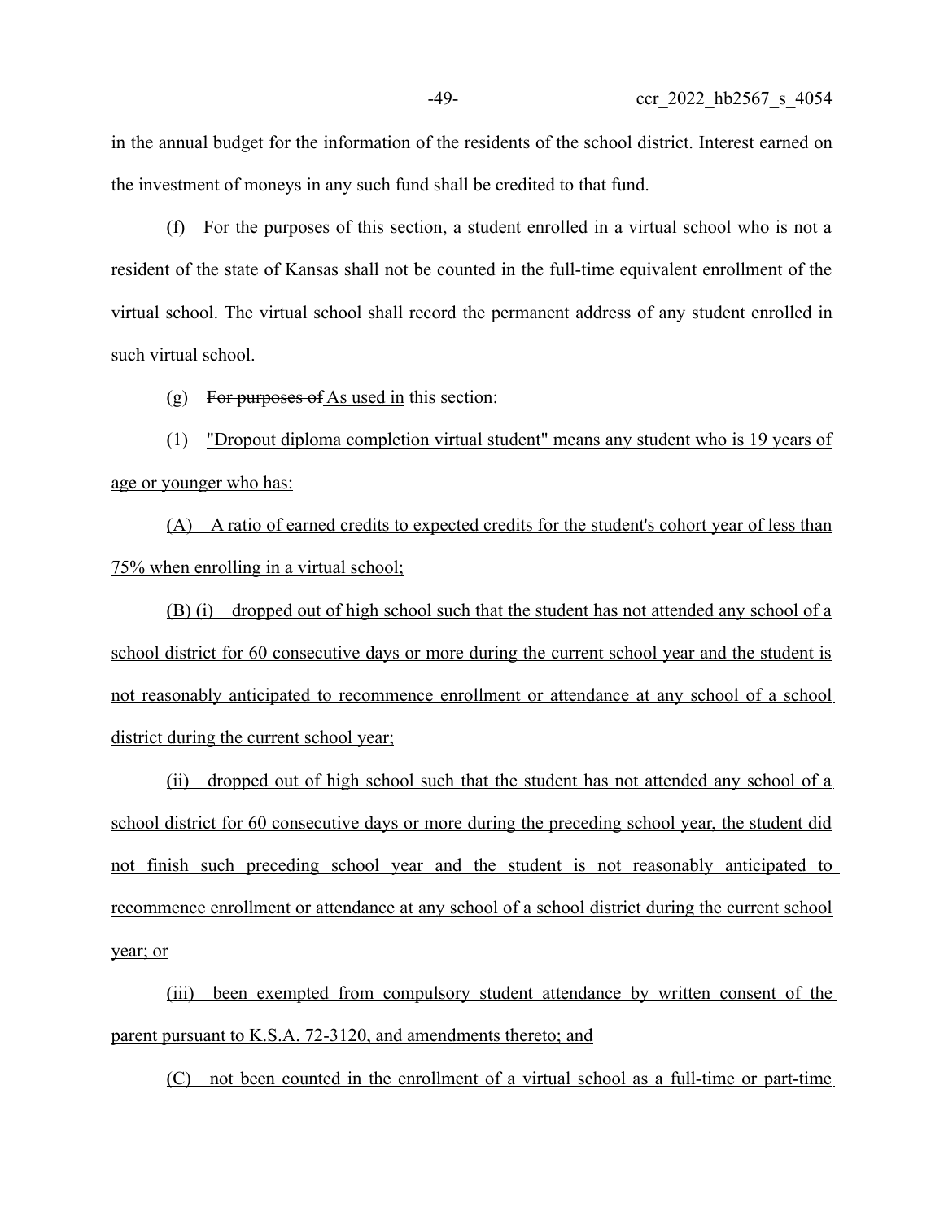in the annual budget for the information of the residents of the school district. Interest earned on the investment of moneys in any such fund shall be credited to that fund.

(f) For the purposes of this section, a student enrolled in a virtual school who is not a resident of the state of Kansas shall not be counted in the full-time equivalent enrollment of the virtual school. The virtual school shall record the permanent address of any student enrolled in such virtual school.

(g) ~~For purposes of~~ <u>As used in</u> this section:

(1) <u>"Dropout diploma completion virtual student" means any student who is 19 years of age or younger who has:</u>

<u>(A) A ratio of earned credits to expected credits for the student's cohort year of less than 75% when enrolling in a virtual school;</u>

<u>(B) (i) dropped out of high school such that the student has not attended any school of a school district for 60 consecutive days or more during the current school year and the student is not reasonably anticipated to recommence enrollment or attendance at any school of a school district during the current school year;</u>

<u>(ii) dropped out of high school such that the student has not attended any school of a school district for 60 consecutive days or more during the preceding school year, the student did not finish such preceding school year and the student is not reasonably anticipated to recommence enrollment or attendance at any school of a school district during the current school year; or</u>

<u>(iii) been exempted from compulsory student attendance by written consent of the parent pursuant to K.S.A. 72-3120, and amendments thereto; and</u>

<u>(C) not been counted in the enrollment of a virtual school as a full-time or part-time</u>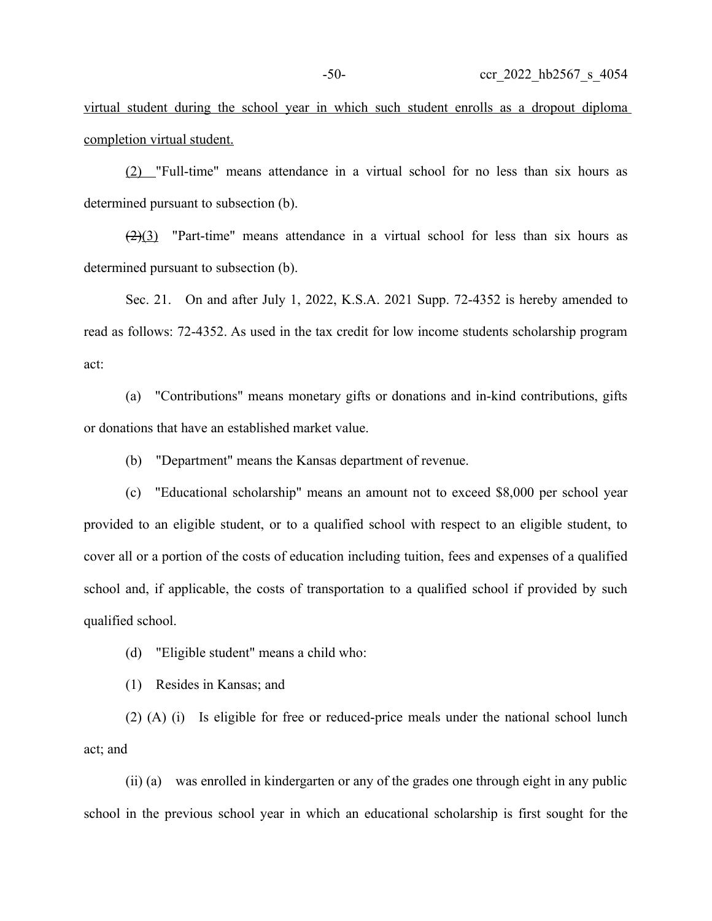virtual student during the school year in which such student enrolls as a dropout diploma completion virtual student.

(2) "Full-time" means attendance in a virtual school for no less than six hours as determined pursuant to subsection (b).

~~(2)~~(3) "Part-time" means attendance in a virtual school for less than six hours as determined pursuant to subsection (b).

Sec. 21. On and after July 1, 2022, K.S.A. 2021 Supp. 72-4352 is hereby amended to read as follows: 72-4352. As used in the tax credit for low income students scholarship program act:

(a) "Contributions" means monetary gifts or donations and in-kind contributions, gifts or donations that have an established market value.

(b) "Department" means the Kansas department of revenue.

(c) "Educational scholarship" means an amount not to exceed $8,000 per school year provided to an eligible student, or to a qualified school with respect to an eligible student, to cover all or a portion of the costs of education including tuition, fees and expenses of a qualified school and, if applicable, the costs of transportation to a qualified school if provided by such qualified school.

(d) "Eligible student" means a child who:

(1) Resides in Kansas; and

(2) (A) (i) Is eligible for free or reduced-price meals under the national school lunch act; and

(ii) (a) was enrolled in kindergarten or any of the grades one through eight in any public school in the previous school year in which an educational scholarship is first sought for the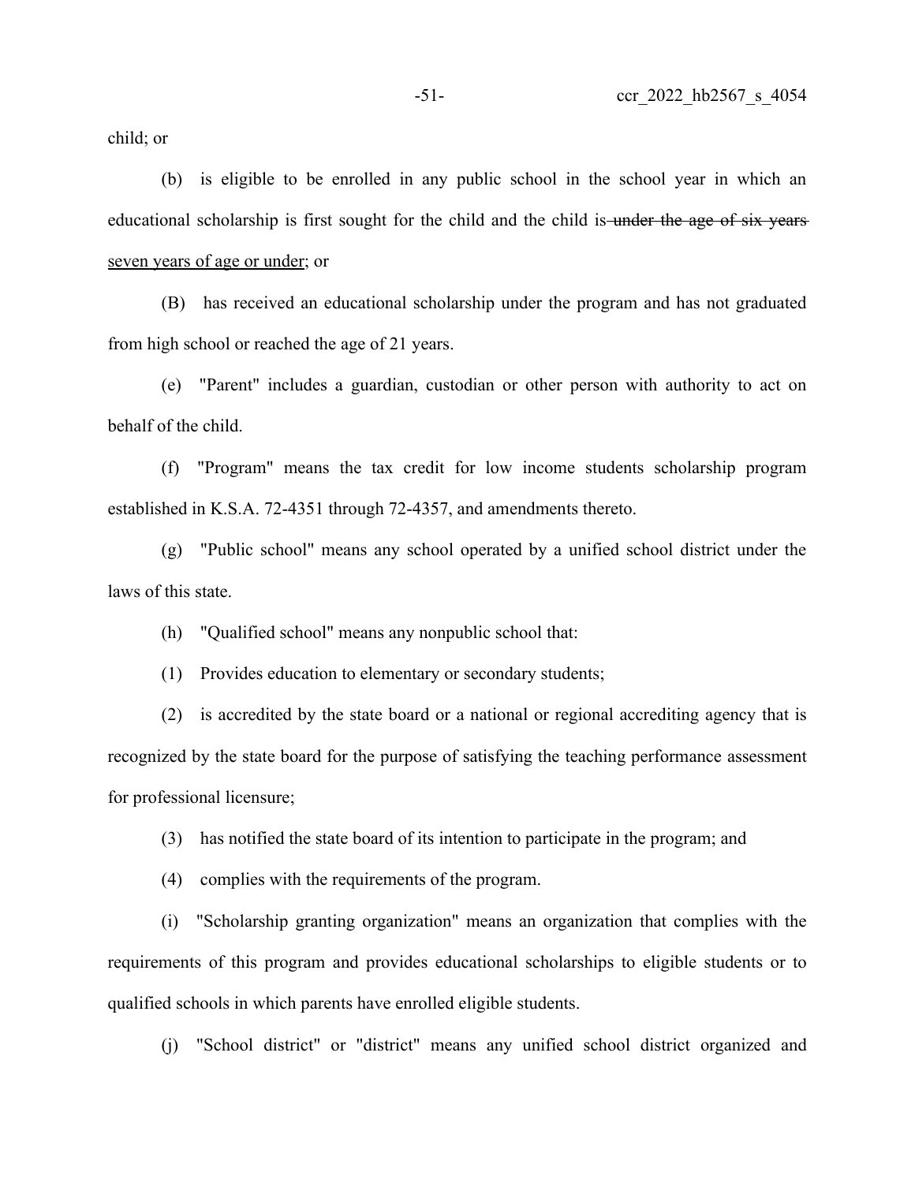child; or

(b) is eligible to be enrolled in any public school in the school year in which an educational scholarship is first sought for the child and the child is ~~under the age of six years~~ seven years of age or under; or

(B) has received an educational scholarship under the program and has not graduated from high school or reached the age of 21 years.

(e) "Parent" includes a guardian, custodian or other person with authority to act on behalf of the child.

(f) "Program" means the tax credit for low income students scholarship program established in K.S.A. 72-4351 through 72-4357, and amendments thereto.

(g) "Public school" means any school operated by a unified school district under the laws of this state.

(h) "Qualified school" means any nonpublic school that:

(1) Provides education to elementary or secondary students;

(2) is accredited by the state board or a national or regional accrediting agency that is recognized by the state board for the purpose of satisfying the teaching performance assessment for professional licensure;

(3) has notified the state board of its intention to participate in the program; and

(4) complies with the requirements of the program.

(i) "Scholarship granting organization" means an organization that complies with the requirements of this program and provides educational scholarships to eligible students or to qualified schools in which parents have enrolled eligible students.

(j) "School district" or "district" means any unified school district organized and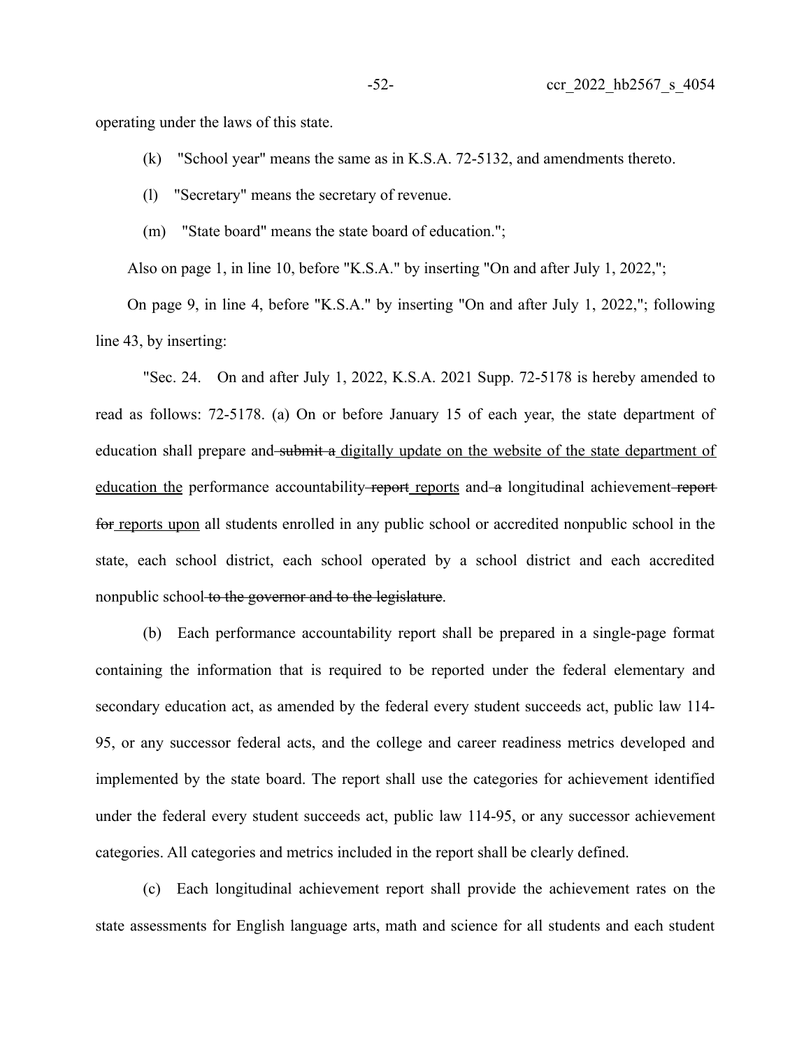operating under the laws of this state.

(k) "School year" means the same as in K.S.A. 72-5132, and amendments thereto.

(l) "Secretary" means the secretary of revenue.

(m) "State board" means the state board of education.";

Also on page 1, in line 10, before "K.S.A." by inserting "On and after July 1, 2022,";

On page 9, in line 4, before "K.S.A." by inserting "On and after July 1, 2022,"; following line 43, by inserting:

"Sec. 24. On and after July 1, 2022, K.S.A. 2021 Supp. 72-5178 is hereby amended to read as follows: 72-5178. (a) On or before January 15 of each year, the state department of education shall prepare and ~~submit a~~ <u>digitally update on the website of the state department of education the</u> performance accountability ~~report~~ <u>reports</u> and ~~a~~ longitudinal achievement ~~report for~~ <u>reports upon</u> all students enrolled in any public school or accredited nonpublic school in the state, each school district, each school operated by a school district and each accredited nonpublic school ~~to the governor and to the legislature~~.

(b) Each performance accountability report shall be prepared in a single-page format containing the information that is required to be reported under the federal elementary and secondary education act, as amended by the federal every student succeeds act, public law 114-95, or any successor federal acts, and the college and career readiness metrics developed and implemented by the state board. The report shall use the categories for achievement identified under the federal every student succeeds act, public law 114-95, or any successor achievement categories. All categories and metrics included in the report shall be clearly defined.

(c) Each longitudinal achievement report shall provide the achievement rates on the state assessments for English language arts, math and science for all students and each student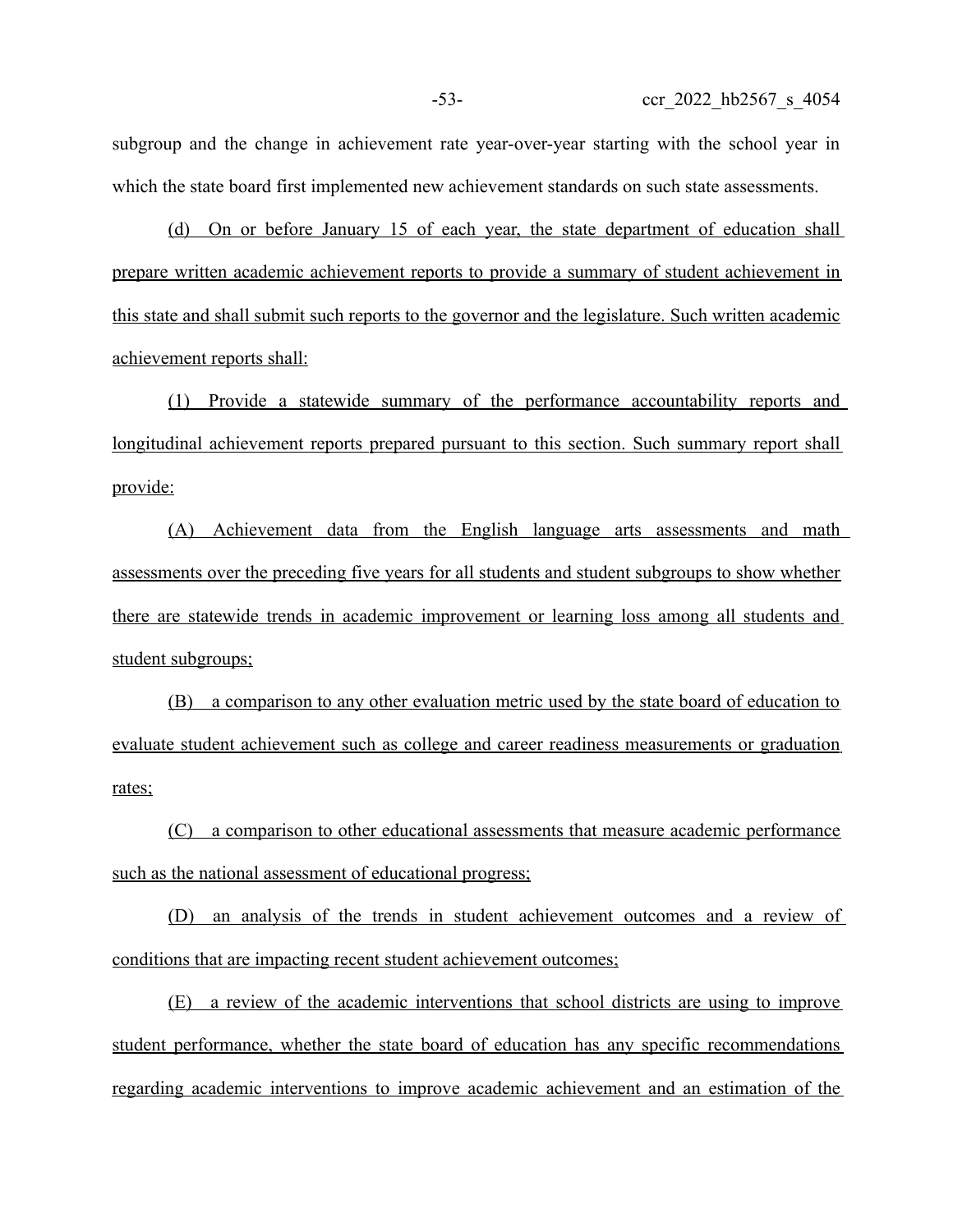subgroup and the change in achievement rate year-over-year starting with the school year in which the state board first implemented new achievement standards on such state assessments.

(d) On or before January 15 of each year, the state department of education shall prepare written academic achievement reports to provide a summary of student achievement in this state and shall submit such reports to the governor and the legislature. Such written academic achievement reports shall:

(1) Provide a statewide summary of the performance accountability reports and longitudinal achievement reports prepared pursuant to this section. Such summary report shall provide:

(A) Achievement data from the English language arts assessments and math assessments over the preceding five years for all students and student subgroups to show whether there are statewide trends in academic improvement or learning loss among all students and student subgroups;

(B) a comparison to any other evaluation metric used by the state board of education to evaluate student achievement such as college and career readiness measurements or graduation rates;

(C) a comparison to other educational assessments that measure academic performance such as the national assessment of educational progress;

(D) an analysis of the trends in student achievement outcomes and a review of conditions that are impacting recent student achievement outcomes;

(E) a review of the academic interventions that school districts are using to improve student performance, whether the state board of education has any specific recommendations regarding academic interventions to improve academic achievement and an estimation of the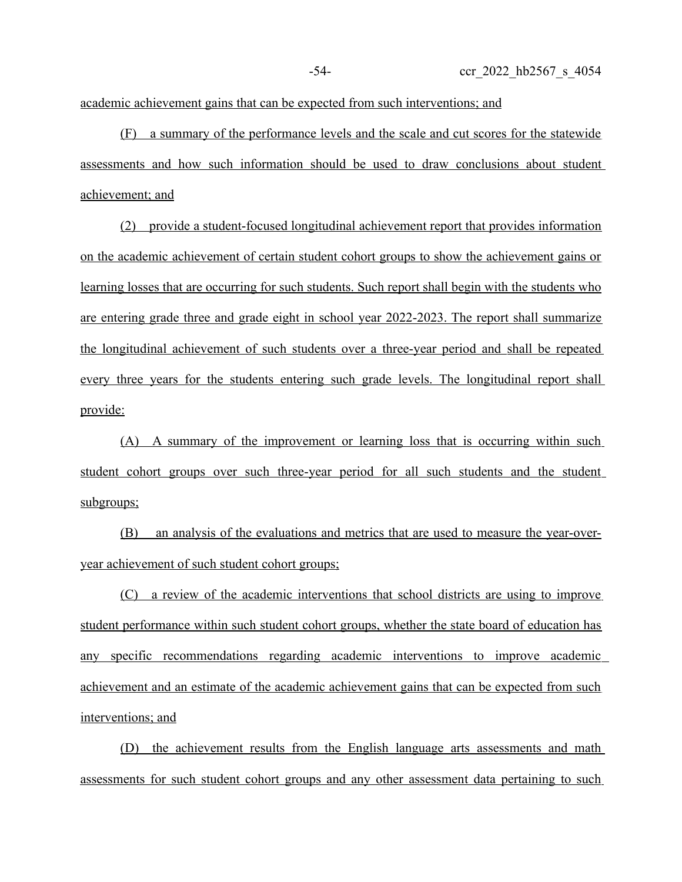academic achievement gains that can be expected from such interventions; and

(F) a summary of the performance levels and the scale and cut scores for the statewide assessments and how such information should be used to draw conclusions about student achievement; and

(2) provide a student-focused longitudinal achievement report that provides information on the academic achievement of certain student cohort groups to show the achievement gains or learning losses that are occurring for such students. Such report shall begin with the students who are entering grade three and grade eight in school year 2022-2023. The report shall summarize the longitudinal achievement of such students over a three-year period and shall be repeated every three years for the students entering such grade levels. The longitudinal report shall provide:

(A) A summary of the improvement or learning loss that is occurring within such student cohort groups over such three-year period for all such students and the student subgroups;

(B) an analysis of the evaluations and metrics that are used to measure the year-over-year achievement of such student cohort groups;

(C) a review of the academic interventions that school districts are using to improve student performance within such student cohort groups, whether the state board of education has any specific recommendations regarding academic interventions to improve academic achievement and an estimate of the academic achievement gains that can be expected from such interventions; and

(D) the achievement results from the English language arts assessments and math assessments for such student cohort groups and any other assessment data pertaining to such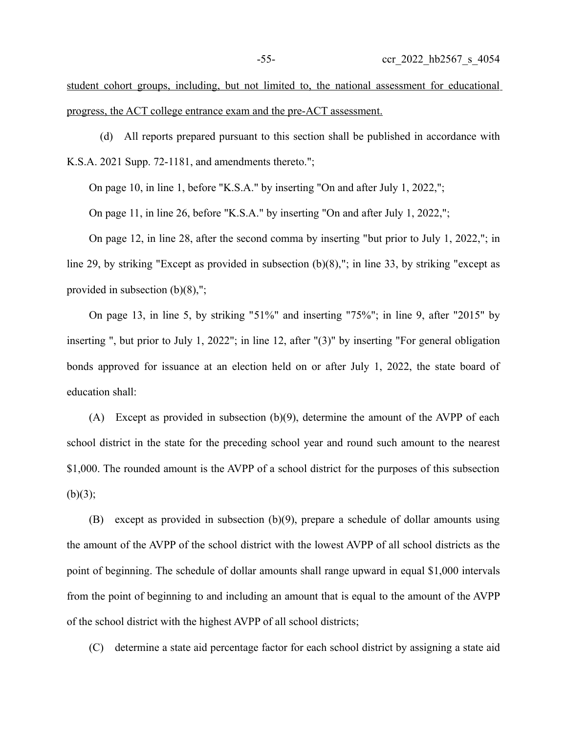student cohort groups, including, but not limited to, the national assessment for educational progress, the ACT college entrance exam and the pre-ACT assessment.

(d) All reports prepared pursuant to this section shall be published in accordance with K.S.A. 2021 Supp. 72-1181, and amendments thereto.";

On page 10, in line 1, before "K.S.A." by inserting "On and after July 1, 2022,";

On page 11, in line 26, before "K.S.A." by inserting "On and after July 1, 2022,";

On page 12, in line 28, after the second comma by inserting "but prior to July 1, 2022,"; in line 29, by striking "Except as provided in subsection (b)(8),"; in line 33, by striking "except as provided in subsection (b)(8),";

On page 13, in line 5, by striking "51%" and inserting "75%"; in line 9, after "2015" by inserting ", but prior to July 1, 2022"; in line 12, after "(3)" by inserting "For general obligation bonds approved for issuance at an election held on or after July 1, 2022, the state board of education shall:

(A) Except as provided in subsection (b)(9), determine the amount of the AVPP of each school district in the state for the preceding school year and round such amount to the nearest $1,000. The rounded amount is the AVPP of a school district for the purposes of this subsection (b)(3);

(B) except as provided in subsection (b)(9), prepare a schedule of dollar amounts using the amount of the AVPP of the school district with the lowest AVPP of all school districts as the point of beginning. The schedule of dollar amounts shall range upward in equal $1,000 intervals from the point of beginning to and including an amount that is equal to the amount of the AVPP of the school district with the highest AVPP of all school districts;

(C) determine a state aid percentage factor for each school district by assigning a state aid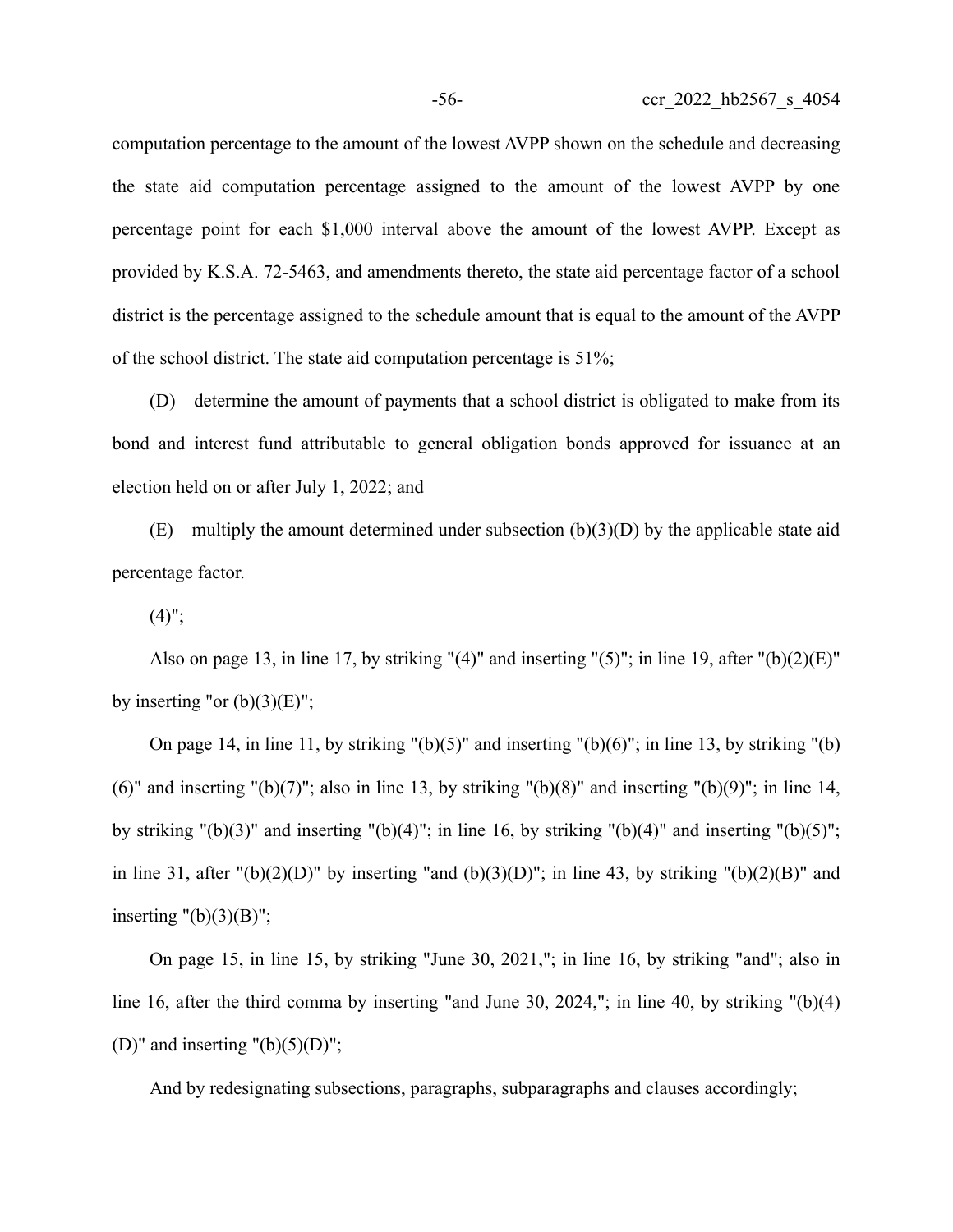computation percentage to the amount of the lowest AVPP shown on the schedule and decreasing the state aid computation percentage assigned to the amount of the lowest AVPP by one percentage point for each $1,000 interval above the amount of the lowest AVPP. Except as provided by K.S.A. 72-5463, and amendments thereto, the state aid percentage factor of a school district is the percentage assigned to the schedule amount that is equal to the amount of the AVPP of the school district. The state aid computation percentage is 51%;

(D) determine the amount of payments that a school district is obligated to make from its bond and interest fund attributable to general obligation bonds approved for issuance at an election held on or after July 1, 2022; and

(E) multiply the amount determined under subsection (b)(3)(D) by the applicable state aid percentage factor.

(4)";

Also on page 13, in line 17, by striking "(4)" and inserting "(5)"; in line 19, after "(b)(2)(E)" by inserting "or (b)(3)(E)";

On page 14, in line 11, by striking "(b)(5)" and inserting "(b)(6)"; in line 13, by striking "(b)(6)" and inserting "(b)(7)"; also in line 13, by striking "(b)(8)" and inserting "(b)(9)"; in line 14, by striking "(b)(3)" and inserting "(b)(4)"; in line 16, by striking "(b)(4)" and inserting "(b)(5)"; in line 31, after "(b)(2)(D)" by inserting "and (b)(3)(D)"; in line 43, by striking "(b)(2)(B)" and inserting "(b)(3)(B)";

On page 15, in line 15, by striking "June 30, 2021,"; in line 16, by striking "and"; also in line 16, after the third comma by inserting "and June 30, 2024,"; in line 40, by striking "(b)(4)(D)" and inserting "(b)(5)(D)";

And by redesignating subsections, paragraphs, subparagraphs and clauses accordingly;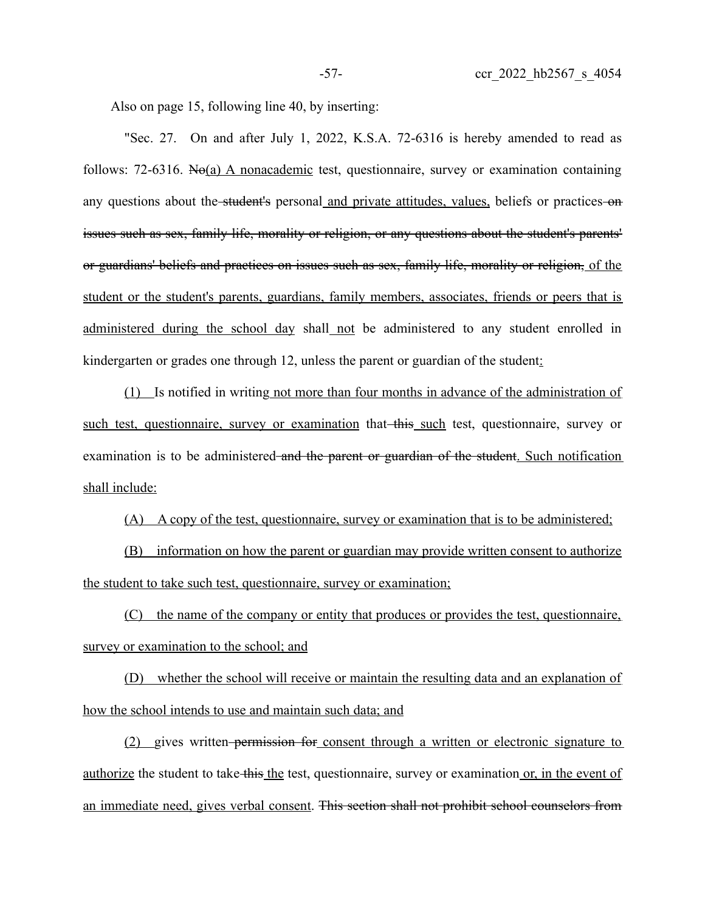Also on page 15, following line 40, by inserting:

"Sec. 27. On and after July 1, 2022, K.S.A. 72-6316 is hereby amended to read as follows: 72-6316. ~~No~~<u>(a) A nonacademic</u> test, questionnaire, survey or examination containing any questions about the ~~student's~~ personal<u> and private attitudes, values,</u> beliefs or practices ~~on issues such as sex, family life, morality or religion, or any questions about the student's parents' or guardians' beliefs and practices on issues such as sex, family life, morality or religion,~~<u> of the student or the student's parents, guardians, family members, associates, friends or peers that is administered during the school day</u> shall<u> not</u> be administered to any student enrolled in kindergarten or grades one through 12, unless the parent or guardian of the student<u>:</u>

<u>(1)</u> Is notified in writing<u> not more than four months in advance of the administration of such test, questionnaire, survey or examination</u> that ~~this~~ <u>such</u> test, questionnaire, survey or examination is to be administered ~~and the parent or guardian of the student~~<u>. Such notification shall include:</u>

<u>(A) A copy of the test, questionnaire, survey or examination that is to be administered;</u>

<u>(B) information on how the parent or guardian may provide written consent to authorize the student to take such test, questionnaire, survey or examination;</u>

<u>(C) the name of the company or entity that produces or provides the test, questionnaire, survey or examination to the school; and</u>

<u>(D) whether the school will receive or maintain the resulting data and an explanation of how the school intends to use and maintain such data; and</u>

<u>(2)</u> gives written ~~permission for~~ <u>consent through a written or electronic signature to authorize</u> the student to take ~~this~~ <u>the</u> test, questionnaire, survey or examination<u> or, in the event of an immediate need, gives verbal consent</u>. ~~This section shall not prohibit school counselors from~~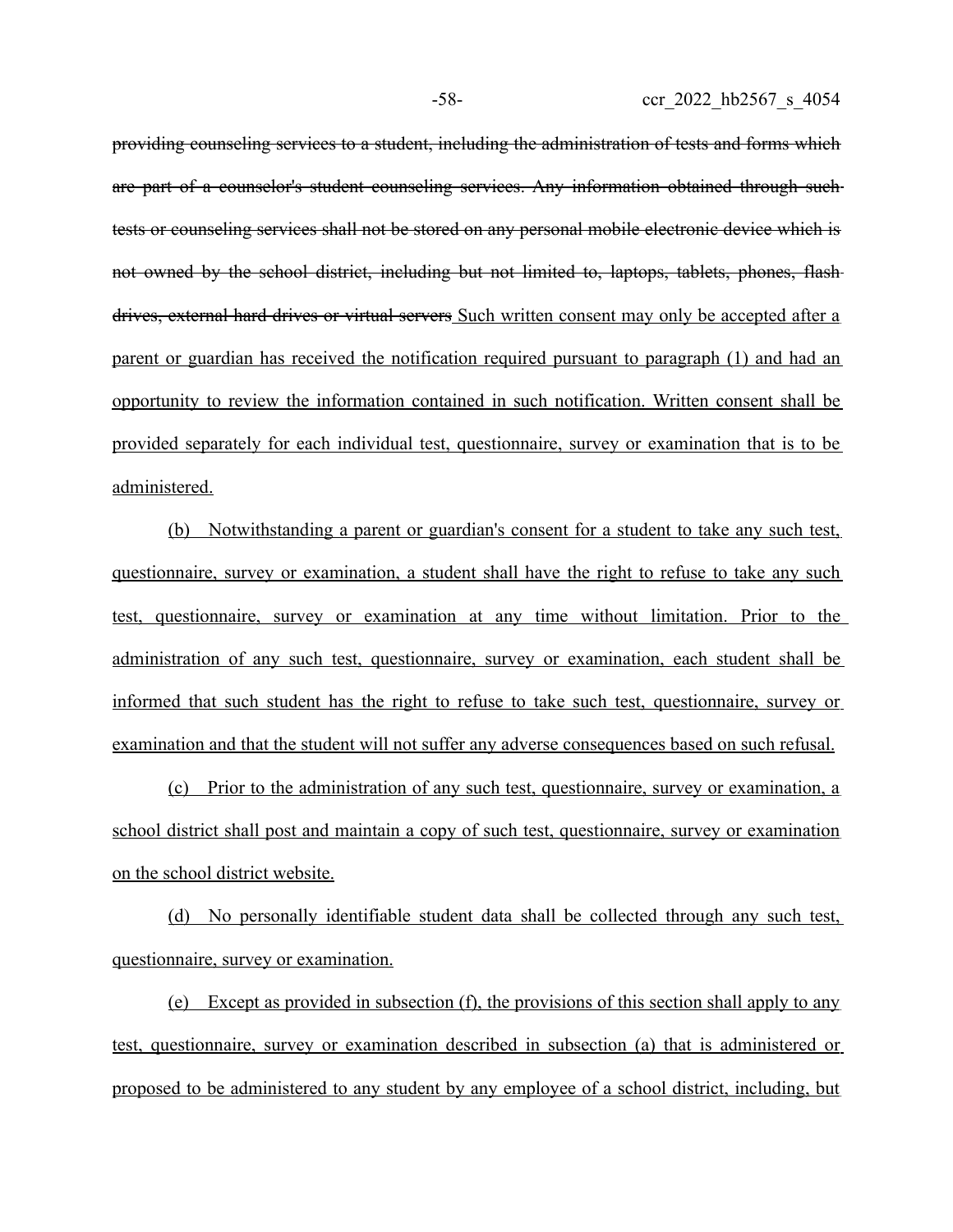~~providing counseling services to a student, including the administration of tests and forms which are part of a counselor's student counseling services. Any information obtained through such tests or counseling services shall not be stored on any personal mobile electronic device which is not owned by the school district, including but not limited to, laptops, tablets, phones, flash drives, external hard drives or virtual servers~~ <u>Such written consent may only be accepted after a parent or guardian has received the notification required pursuant to paragraph (1) and had an opportunity to review the information contained in such notification. Written consent shall be provided separately for each individual test, questionnaire, survey or examination that is to be administered.</u>

<u>(b) Notwithstanding a parent or guardian's consent for a student to take any such test, questionnaire, survey or examination, a student shall have the right to refuse to take any such test, questionnaire, survey or examination at any time without limitation. Prior to the administration of any such test, questionnaire, survey or examination, each student shall be informed that such student has the right to refuse to take such test, questionnaire, survey or examination and that the student will not suffer any adverse consequences based on such refusal.</u>

<u>(c) Prior to the administration of any such test, questionnaire, survey or examination, a school district shall post and maintain a copy of such test, questionnaire, survey or examination on the school district website.</u>

<u>(d) No personally identifiable student data shall be collected through any such test, questionnaire, survey or examination.</u>

<u>(e) Except as provided in subsection (f), the provisions of this section shall apply to any test, questionnaire, survey or examination described in subsection (a) that is administered or proposed to be administered to any student by any employee of a school district, including, but</u>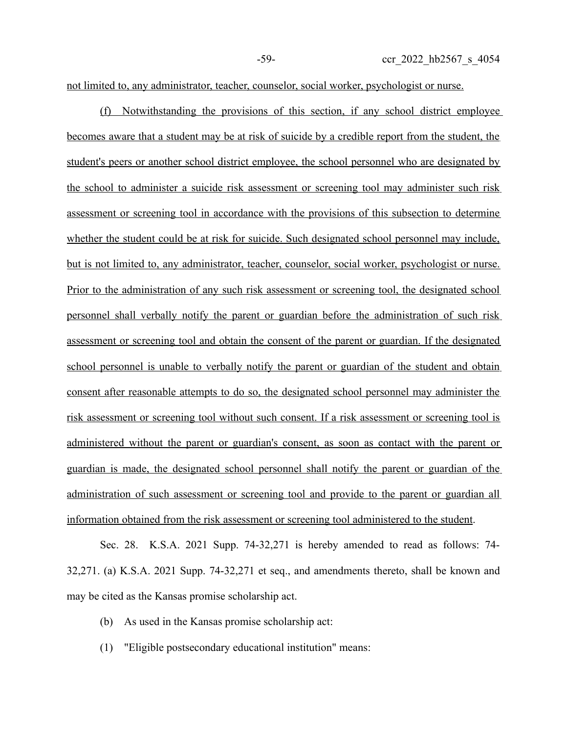not limited to, any administrator, teacher, counselor, social worker, psychologist or nurse.

(f) Notwithstanding the provisions of this section, if any school district employee becomes aware that a student may be at risk of suicide by a credible report from the student, the student's peers or another school district employee, the school personnel who are designated by the school to administer a suicide risk assessment or screening tool may administer such risk assessment or screening tool in accordance with the provisions of this subsection to determine whether the student could be at risk for suicide. Such designated school personnel may include, but is not limited to, any administrator, teacher, counselor, social worker, psychologist or nurse. Prior to the administration of any such risk assessment or screening tool, the designated school personnel shall verbally notify the parent or guardian before the administration of such risk assessment or screening tool and obtain the consent of the parent or guardian. If the designated school personnel is unable to verbally notify the parent or guardian of the student and obtain consent after reasonable attempts to do so, the designated school personnel may administer the risk assessment or screening tool without such consent. If a risk assessment or screening tool is administered without the parent or guardian's consent, as soon as contact with the parent or guardian is made, the designated school personnel shall notify the parent or guardian of the administration of such assessment or screening tool and provide to the parent or guardian all information obtained from the risk assessment or screening tool administered to the student.

Sec. 28. K.S.A. 2021 Supp. 74-32,271 is hereby amended to read as follows: 74-32,271. (a) K.S.A. 2021 Supp. 74-32,271 et seq., and amendments thereto, shall be known and may be cited as the Kansas promise scholarship act.

(b) As used in the Kansas promise scholarship act:

(1) "Eligible postsecondary educational institution" means: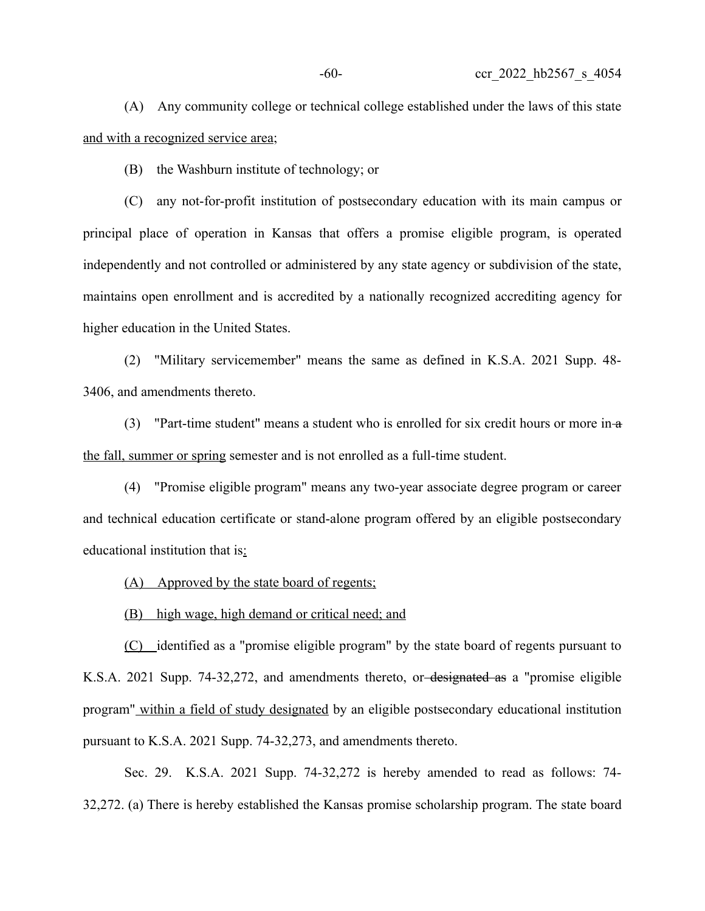(A) Any community college or technical college established under the laws of this state and with a recognized service area;

(B) the Washburn institute of technology; or

(C) any not-for-profit institution of postsecondary education with its main campus or principal place of operation in Kansas that offers a promise eligible program, is operated independently and not controlled or administered by any state agency or subdivision of the state, maintains open enrollment and is accredited by a nationally recognized accrediting agency for higher education in the United States.

(2) "Military servicemember" means the same as defined in K.S.A. 2021 Supp. 48-3406, and amendments thereto.

(3) "Part-time student" means a student who is enrolled for six credit hours or more in ~~a~~ the fall, summer or spring semester and is not enrolled as a full-time student.

(4) "Promise eligible program" means any two-year associate degree program or career and technical education certificate or stand-alone program offered by an eligible postsecondary educational institution that is:

(A) Approved by the state board of regents;

(B) high wage, high demand or critical need; and

(C) identified as a "promise eligible program" by the state board of regents pursuant to K.S.A. 2021 Supp. 74-32,272, and amendments thereto, or ~~designated as~~ a "promise eligible program" within a field of study designated by an eligible postsecondary educational institution pursuant to K.S.A. 2021 Supp. 74-32,273, and amendments thereto.

Sec. 29. K.S.A. 2021 Supp. 74-32,272 is hereby amended to read as follows: 74-32,272. (a) There is hereby established the Kansas promise scholarship program. The state board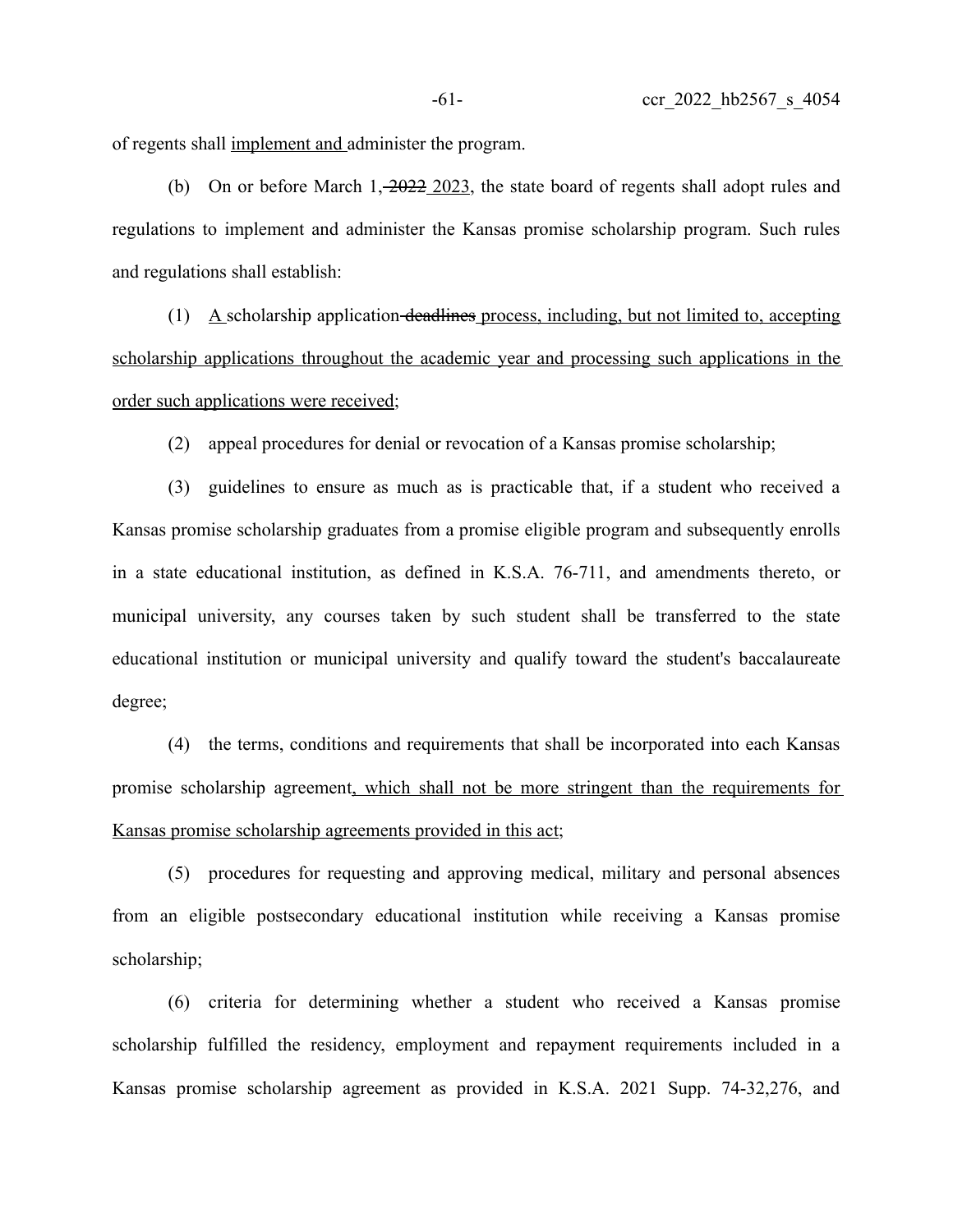of regents shall implement and administer the program.

(b) On or before March 1, ~~2022~~ 2023, the state board of regents shall adopt rules and regulations to implement and administer the Kansas promise scholarship program. Such rules and regulations shall establish:

(1) A scholarship application ~~deadlines~~ process, including, but not limited to, accepting scholarship applications throughout the academic year and processing such applications in the order such applications were received;

(2) appeal procedures for denial or revocation of a Kansas promise scholarship;

(3) guidelines to ensure as much as is practicable that, if a student who received a Kansas promise scholarship graduates from a promise eligible program and subsequently enrolls in a state educational institution, as defined in K.S.A. 76-711, and amendments thereto, or municipal university, any courses taken by such student shall be transferred to the state educational institution or municipal university and qualify toward the student's baccalaureate degree;

(4) the terms, conditions and requirements that shall be incorporated into each Kansas promise scholarship agreement, which shall not be more stringent than the requirements for Kansas promise scholarship agreements provided in this act;

(5) procedures for requesting and approving medical, military and personal absences from an eligible postsecondary educational institution while receiving a Kansas promise scholarship;

(6) criteria for determining whether a student who received a Kansas promise scholarship fulfilled the residency, employment and repayment requirements included in a Kansas promise scholarship agreement as provided in K.S.A. 2021 Supp. 74-32,276, and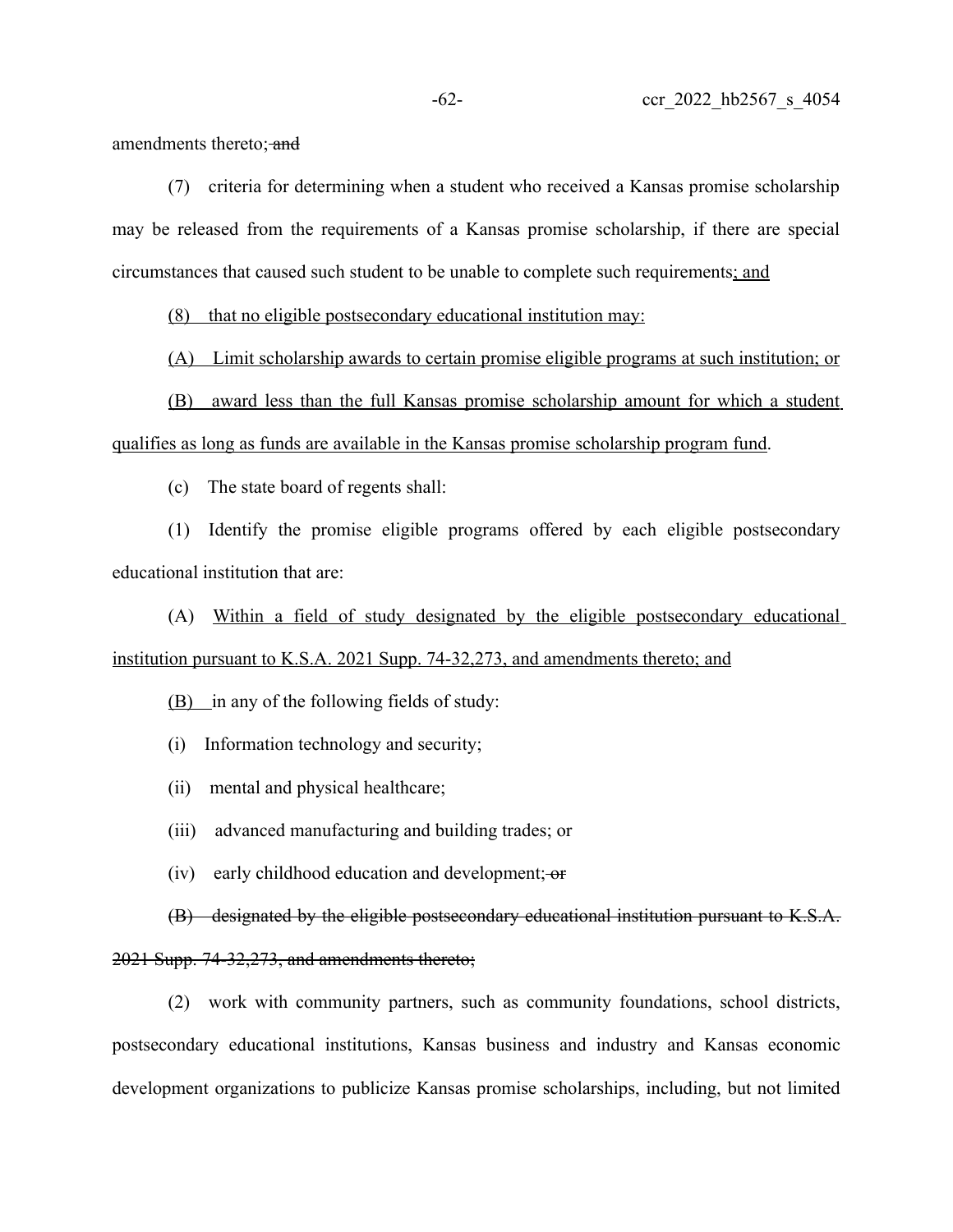amendments thereto; ~~and~~

(7) criteria for determining when a student who received a Kansas promise scholarship may be released from the requirements of a Kansas promise scholarship, if there are special circumstances that caused such student to be unable to complete such requirements; and

(8) that no eligible postsecondary educational institution may:

(A) Limit scholarship awards to certain promise eligible programs at such institution; or

(B) award less than the full Kansas promise scholarship amount for which a student qualifies as long as funds are available in the Kansas promise scholarship program fund.

(c) The state board of regents shall:

(1) Identify the promise eligible programs offered by each eligible postsecondary educational institution that are:

(A) Within a field of study designated by the eligible postsecondary educational institution pursuant to K.S.A. 2021 Supp. 74-32,273, and amendments thereto; and

(B) in any of the following fields of study:

(i) Information technology and security;

(ii) mental and physical healthcare;

(iii) advanced manufacturing and building trades; or

(iv) early childhood education and development; ~~or~~

~~(B) designated by the eligible postsecondary educational institution pursuant to K.S.A. 2021 Supp. 74-32,273, and amendments thereto;~~

(2) work with community partners, such as community foundations, school districts, postsecondary educational institutions, Kansas business and industry and Kansas economic development organizations to publicize Kansas promise scholarships, including, but not limited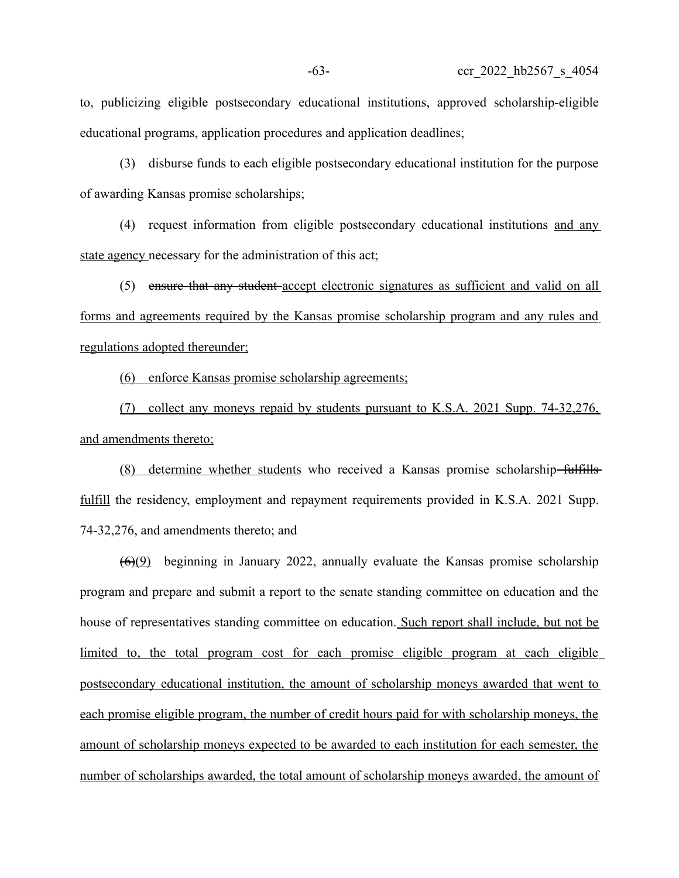to, publicizing eligible postsecondary educational institutions, approved scholarship-eligible educational programs, application procedures and application deadlines;

(3) disburse funds to each eligible postsecondary educational institution for the purpose of awarding Kansas promise scholarships;

(4) request information from eligible postsecondary educational institutions <u>and any state agency</u> necessary for the administration of this act;

(5) ~~ensure that any student~~ <u>accept electronic signatures as sufficient and valid on all forms and agreements required by the Kansas promise scholarship program and any rules and regulations adopted thereunder;</u>

<u>(6) enforce Kansas promise scholarship agreements;</u>

<u>(7) collect any moneys repaid by students pursuant to K.S.A. 2021 Supp. 74-32,276, and amendments thereto;</u>

<u>(8) determine whether students</u> who received a Kansas promise scholarship ~~fulfills~~ <u>fulfill</u> the residency, employment and repayment requirements provided in K.S.A. 2021 Supp. 74-32,276, and amendments thereto; and

~~(6)~~<u>(9)</u> beginning in January 2022, annually evaluate the Kansas promise scholarship program and prepare and submit a report to the senate standing committee on education and the house of representatives standing committee on education.<u> Such report shall include, but not be limited to, the total program cost for each promise eligible program at each eligible postsecondary educational institution, the amount of scholarship moneys awarded that went to each promise eligible program, the number of credit hours paid for with scholarship moneys, the amount of scholarship moneys expected to be awarded to each institution for each semester, the number of scholarships awarded, the total amount of scholarship moneys awarded, the amount of</u>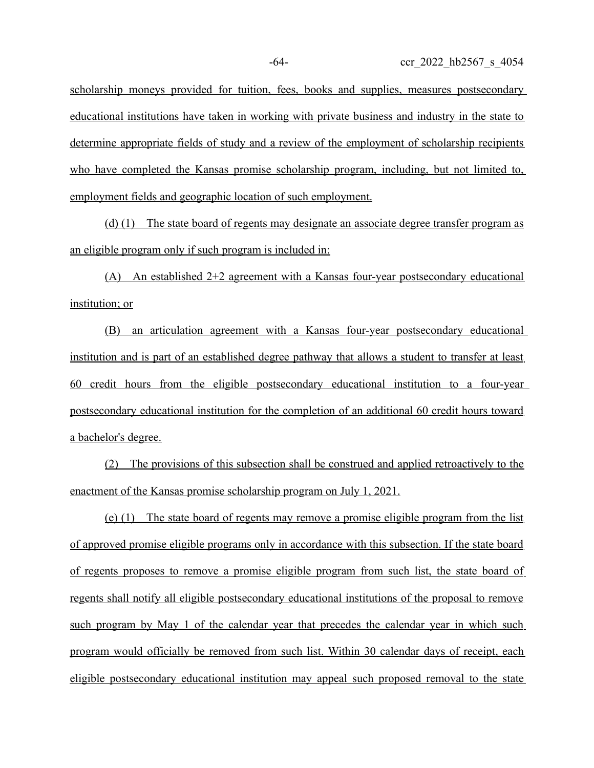scholarship moneys provided for tuition, fees, books and supplies, measures postsecondary educational institutions have taken in working with private business and industry in the state to determine appropriate fields of study and a review of the employment of scholarship recipients who have completed the Kansas promise scholarship program, including, but not limited to, employment fields and geographic location of such employment.

(d) (1) The state board of regents may designate an associate degree transfer program as an eligible program only if such program is included in:

(A) An established 2+2 agreement with a Kansas four-year postsecondary educational institution; or

(B) an articulation agreement with a Kansas four-year postsecondary educational institution and is part of an established degree pathway that allows a student to transfer at least 60 credit hours from the eligible postsecondary educational institution to a four-year postsecondary educational institution for the completion of an additional 60 credit hours toward a bachelor's degree.

(2) The provisions of this subsection shall be construed and applied retroactively to the enactment of the Kansas promise scholarship program on July 1, 2021.

(e) (1) The state board of regents may remove a promise eligible program from the list of approved promise eligible programs only in accordance with this subsection. If the state board of regents proposes to remove a promise eligible program from such list, the state board of regents shall notify all eligible postsecondary educational institutions of the proposal to remove such program by May 1 of the calendar year that precedes the calendar year in which such program would officially be removed from such list. Within 30 calendar days of receipt, each eligible postsecondary educational institution may appeal such proposed removal to the state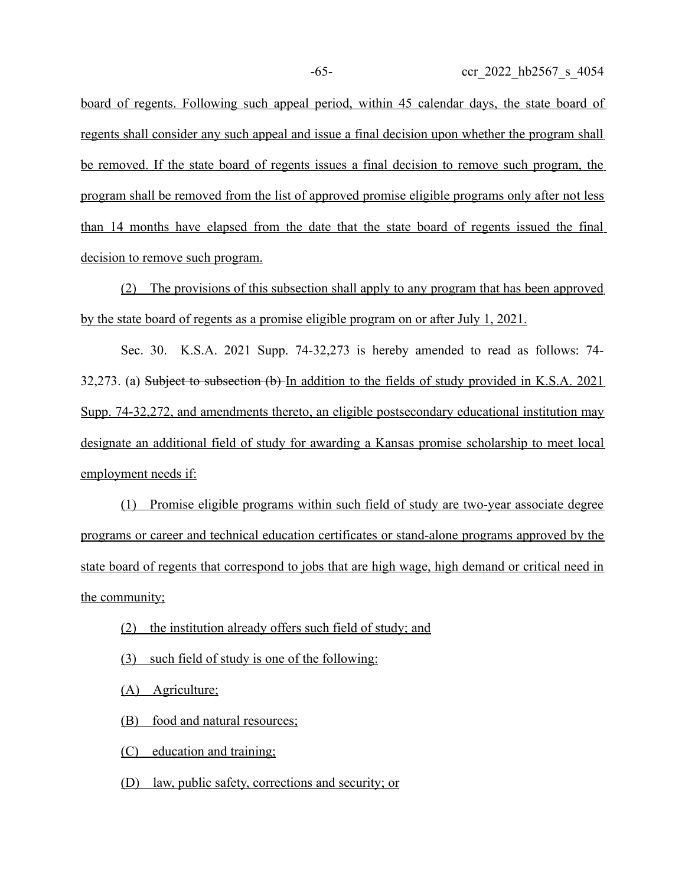board of regents. Following such appeal period, within 45 calendar days, the state board of regents shall consider any such appeal and issue a final decision upon whether the program shall be removed. If the state board of regents issues a final decision to remove such program, the program shall be removed from the list of approved promise eligible programs only after not less than 14 months have elapsed from the date that the state board of regents issued the final decision to remove such program.

(2) The provisions of this subsection shall apply to any program that has been approved by the state board of regents as a promise eligible program on or after July 1, 2021.

Sec. 30. K.S.A. 2021 Supp. 74-32,273 is hereby amended to read as follows: 74-32,273. (a) ~~Subject to subsection (b)~~ In addition to the fields of study provided in K.S.A. 2021 Supp. 74-32,272, and amendments thereto, an eligible postsecondary educational institution may designate an additional field of study for awarding a Kansas promise scholarship to meet local employment needs if:

(1) Promise eligible programs within such field of study are two-year associate degree programs or career and technical education certificates or stand-alone programs approved by the state board of regents that correspond to jobs that are high wage, high demand or critical need in the community;

(2) the institution already offers such field of study; and

(3) such field of study is one of the following:

(A) Agriculture;

(B) food and natural resources;

(C) education and training;

(D) law, public safety, corrections and security; or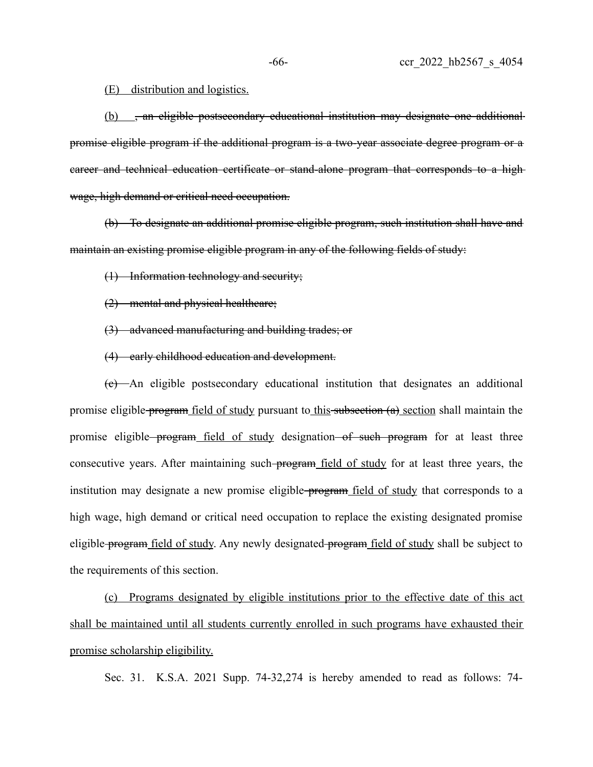(E) distribution and logistics.

(b) ~~, an eligible postsecondary educational institution may designate one additional promise eligible program if the additional program is a two-year associate degree program or a career and technical education certificate or stand-alone program that corresponds to a high wage, high demand or critical need occupation.~~

~~(b) To designate an additional promise eligible program, such institution shall have and maintain an existing promise eligible program in any of the following fields of study:~~

~~(1) Information technology and security;~~

~~(2) mental and physical healthcare;~~

~~(3) advanced manufacturing and building trades; or~~

~~(4) early childhood education and development.~~

~~(c)~~ An eligible postsecondary educational institution that designates an additional promise eligible ~~program~~ field of study pursuant to this ~~subsection (a)~~ section shall maintain the promise eligible ~~program~~ field of study designation ~~of such program~~ for at least three consecutive years. After maintaining such ~~program~~ field of study for at least three years, the institution may designate a new promise eligible ~~program~~ field of study that corresponds to a high wage, high demand or critical need occupation to replace the existing designated promise eligible ~~program~~ field of study. Any newly designated ~~program~~ field of study shall be subject to the requirements of this section.

(c) Programs designated by eligible institutions prior to the effective date of this act shall be maintained until all students currently enrolled in such programs have exhausted their promise scholarship eligibility.

Sec. 31. K.S.A. 2021 Supp. 74-32,274 is hereby amended to read as follows: 74-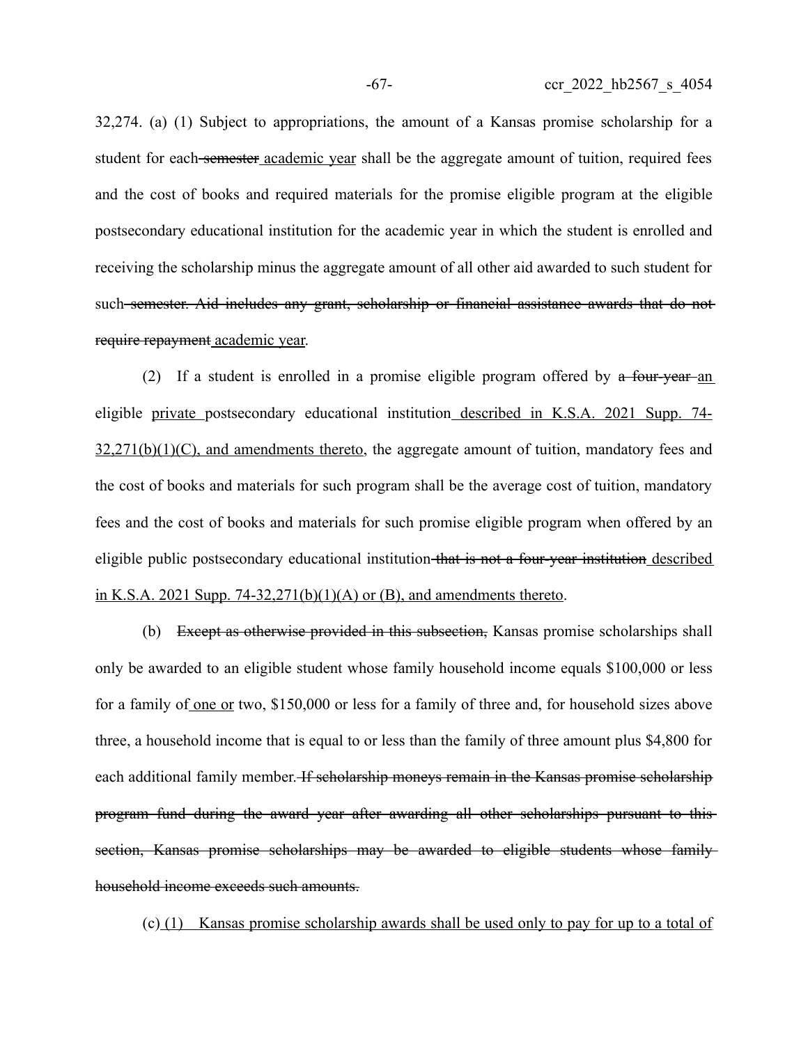32,274. (a) (1) Subject to appropriations, the amount of a Kansas promise scholarship for a student for each ~~semester~~ academic year shall be the aggregate amount of tuition, required fees and the cost of books and required materials for the promise eligible program at the eligible postsecondary educational institution for the academic year in which the student is enrolled and receiving the scholarship minus the aggregate amount of all other aid awarded to such student for such ~~semester. Aid includes any grant, scholarship or financial assistance awards that do not require repayment~~ academic year.

(2) If a student is enrolled in a promise eligible program offered by ~~a four-year~~ an eligible private postsecondary educational institution described in K.S.A. 2021 Supp. 74-32,271(b)(1)(C), and amendments thereto, the aggregate amount of tuition, mandatory fees and the cost of books and materials for such program shall be the average cost of tuition, mandatory fees and the cost of books and materials for such promise eligible program when offered by an eligible public postsecondary educational institution ~~that is not a four-year institution~~ described in K.S.A. 2021 Supp. 74-32,271(b)(1)(A) or (B), and amendments thereto.

(b) ~~Except as otherwise provided in this subsection,~~ Kansas promise scholarships shall only be awarded to an eligible student whose family household income equals $100,000 or less for a family of one or two, $150,000 or less for a family of three and, for household sizes above three, a household income that is equal to or less than the family of three amount plus $4,800 for each additional family member. ~~If scholarship moneys remain in the Kansas promise scholarship program fund during the award year after awarding all other scholarships pursuant to this section, Kansas promise scholarships may be awarded to eligible students whose family household income exceeds such amounts.~~

(c) (1) Kansas promise scholarship awards shall be used only to pay for up to a total of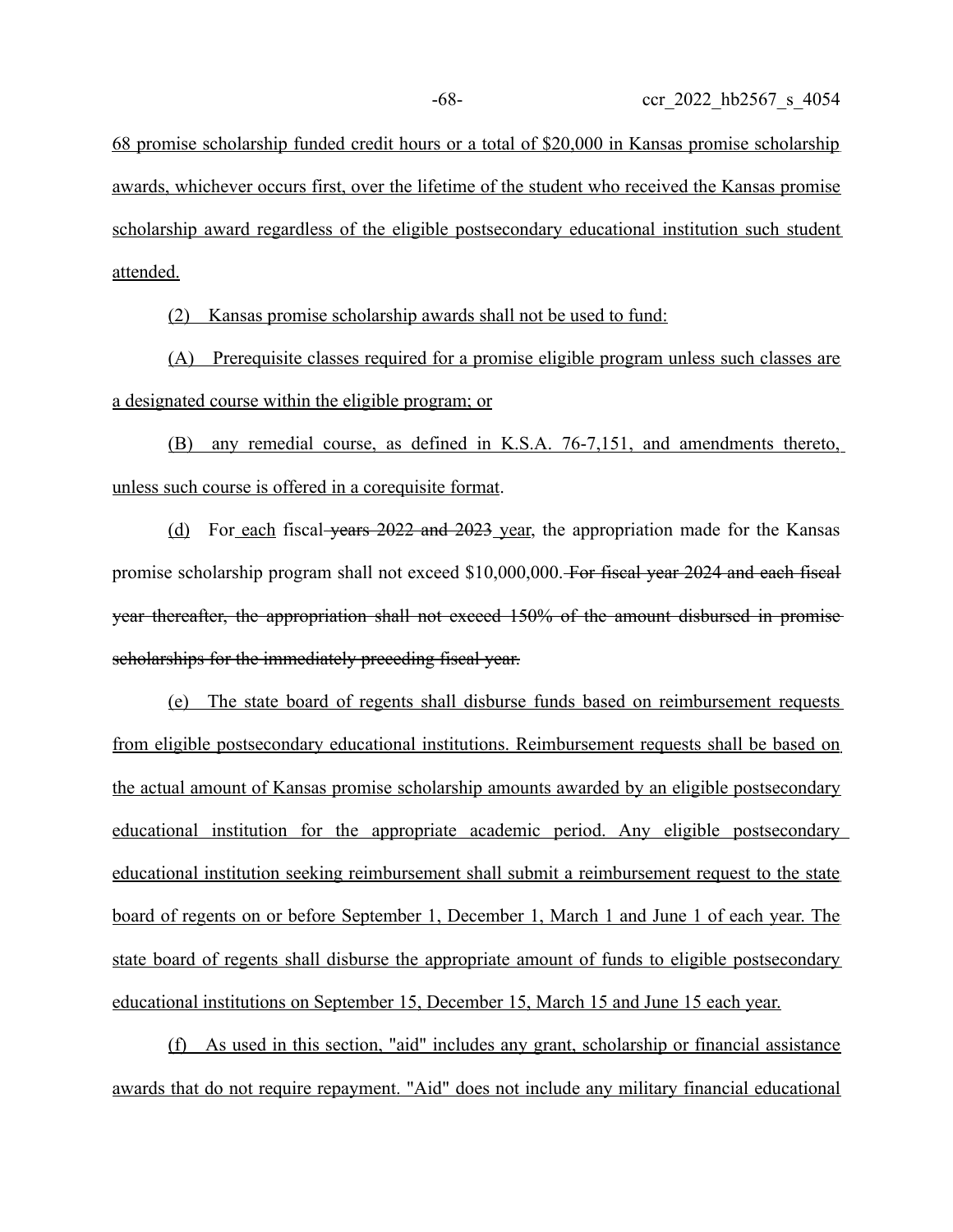68 promise scholarship funded credit hours or a total of $20,000 in Kansas promise scholarship awards, whichever occurs first, over the lifetime of the student who received the Kansas promise scholarship award regardless of the eligible postsecondary educational institution such student attended.

(2) Kansas promise scholarship awards shall not be used to fund:

(A) Prerequisite classes required for a promise eligible program unless such classes are a designated course within the eligible program; or

(B) any remedial course, as defined in K.S.A. 76-7,151, and amendments thereto, unless such course is offered in a corequisite format.

(d) For each fiscal ~~years 2022 and 2023~~ year, the appropriation made for the Kansas promise scholarship program shall not exceed $10,000,000. ~~For fiscal year 2024 and each fiscal year thereafter, the appropriation shall not exceed 150% of the amount disbursed in promise scholarships for the immediately preceding fiscal year.~~

(e) The state board of regents shall disburse funds based on reimbursement requests from eligible postsecondary educational institutions. Reimbursement requests shall be based on the actual amount of Kansas promise scholarship amounts awarded by an eligible postsecondary educational institution for the appropriate academic period. Any eligible postsecondary educational institution seeking reimbursement shall submit a reimbursement request to the state board of regents on or before September 1, December 1, March 1 and June 1 of each year. The state board of regents shall disburse the appropriate amount of funds to eligible postsecondary educational institutions on September 15, December 15, March 15 and June 15 each year.

(f) As used in this section, "aid" includes any grant, scholarship or financial assistance awards that do not require repayment. "Aid" does not include any military financial educational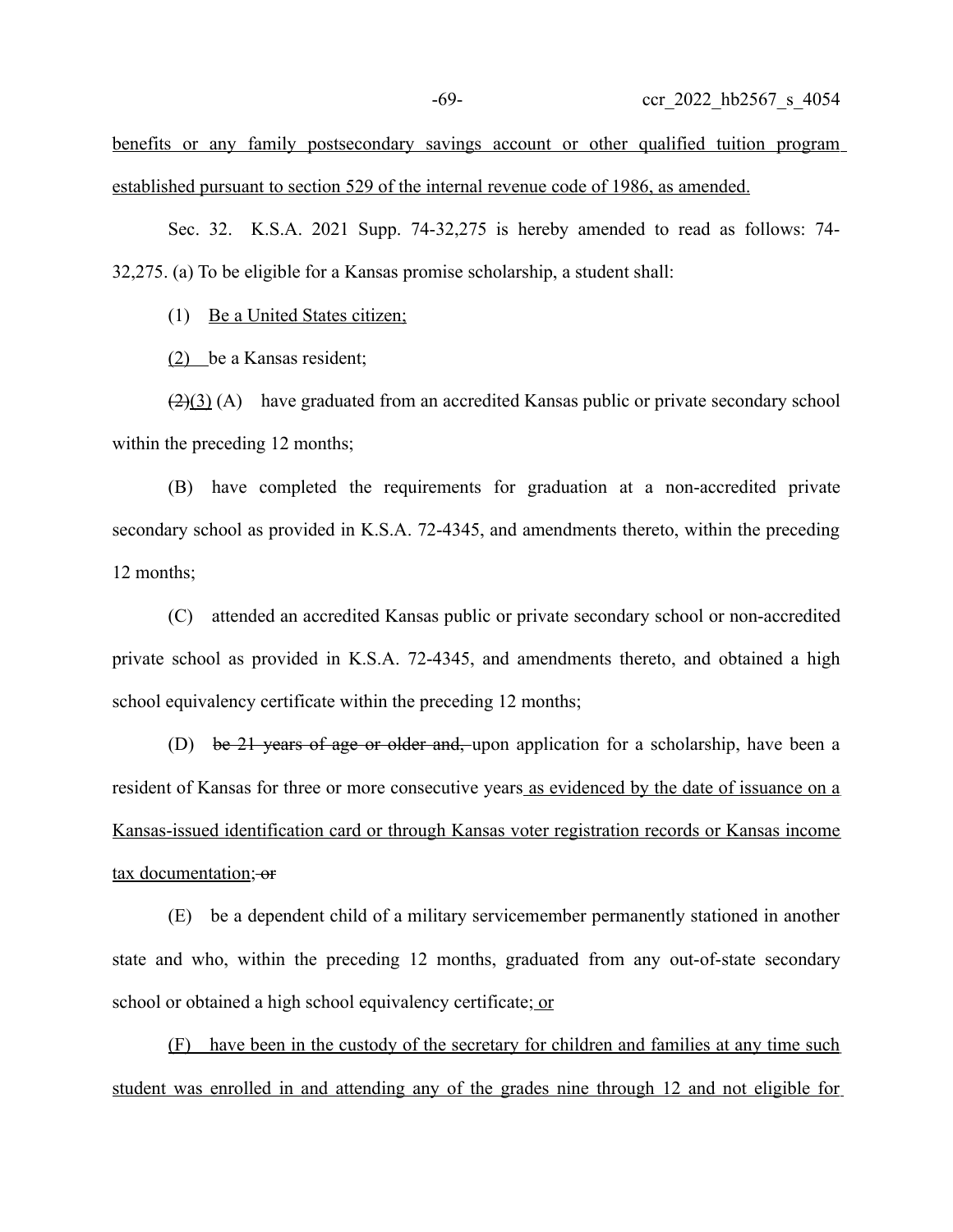benefits or any family postsecondary savings account or other qualified tuition program established pursuant to section 529 of the internal revenue code of 1986, as amended.

Sec. 32. K.S.A. 2021 Supp. 74-32,275 is hereby amended to read as follows: 74-32,275. (a) To be eligible for a Kansas promise scholarship, a student shall:

(1) Be a United States citizen;

(2) be a Kansas resident;

~~(2)~~(3) (A) have graduated from an accredited Kansas public or private secondary school within the preceding 12 months;

(B) have completed the requirements for graduation at a non-accredited private secondary school as provided in K.S.A. 72-4345, and amendments thereto, within the preceding 12 months;

(C) attended an accredited Kansas public or private secondary school or non-accredited private school as provided in K.S.A. 72-4345, and amendments thereto, and obtained a high school equivalency certificate within the preceding 12 months;

(D) ~~be 21 years of age or older and,~~ upon application for a scholarship, have been a resident of Kansas for three or more consecutive years as evidenced by the date of issuance on a Kansas-issued identification card or through Kansas voter registration records or Kansas income tax documentation; ~~or~~

(E) be a dependent child of a military servicemember permanently stationed in another state and who, within the preceding 12 months, graduated from any out-of-state secondary school or obtained a high school equivalency certificate; or

(F) have been in the custody of the secretary for children and families at any time such student was enrolled in and attending any of the grades nine through 12 and not eligible for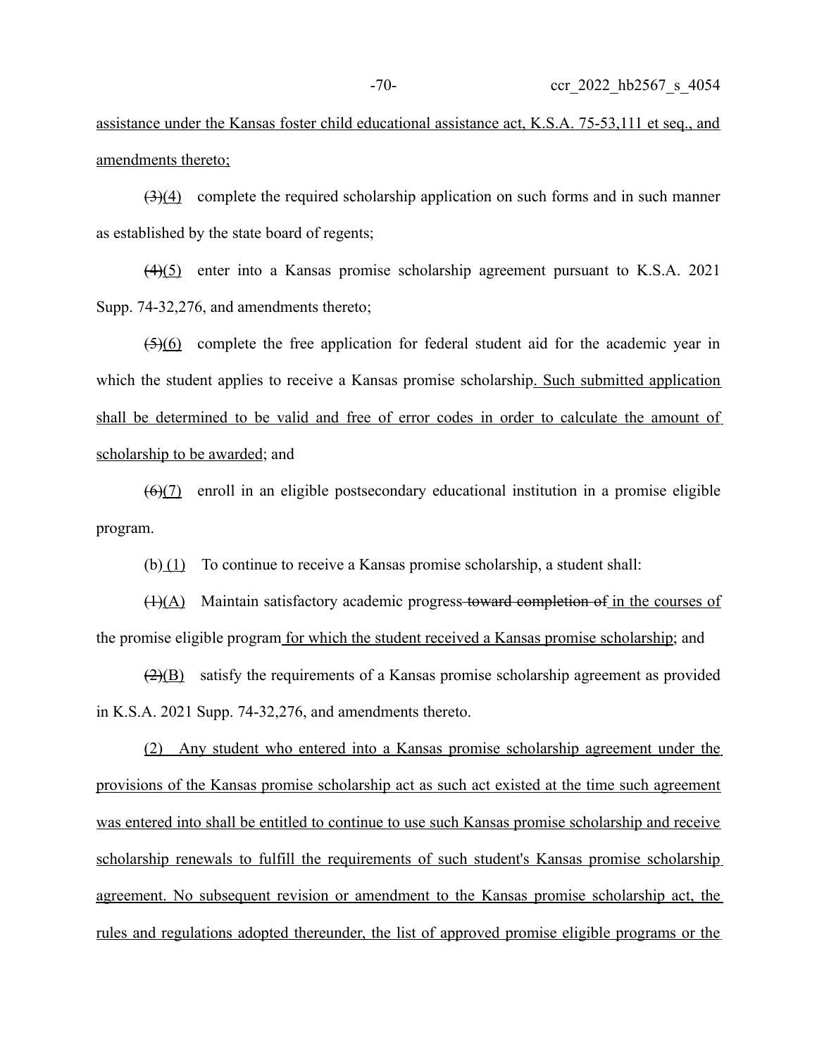assistance under the Kansas foster child educational assistance act, K.S.A. 75-53,111 et seq., and amendments thereto;

~~(3)~~(4) complete the required scholarship application on such forms and in such manner as established by the state board of regents;

~~(4)~~(5) enter into a Kansas promise scholarship agreement pursuant to K.S.A. 2021 Supp. 74-32,276, and amendments thereto;

~~(5)~~(6) complete the free application for federal student aid for the academic year in which the student applies to receive a Kansas promise scholarship. Such submitted application shall be determined to be valid and free of error codes in order to calculate the amount of scholarship to be awarded; and

~~(6)~~(7) enroll in an eligible postsecondary educational institution in a promise eligible program.

(b) (1) To continue to receive a Kansas promise scholarship, a student shall:

~~(1)~~(A) Maintain satisfactory academic progress ~~toward completion of~~ in the courses of the promise eligible program for which the student received a Kansas promise scholarship; and

~~(2)~~(B) satisfy the requirements of a Kansas promise scholarship agreement as provided in K.S.A. 2021 Supp. 74-32,276, and amendments thereto.

(2) Any student who entered into a Kansas promise scholarship agreement under the provisions of the Kansas promise scholarship act as such act existed at the time such agreement was entered into shall be entitled to continue to use such Kansas promise scholarship and receive scholarship renewals to fulfill the requirements of such student's Kansas promise scholarship agreement. No subsequent revision or amendment to the Kansas promise scholarship act, the rules and regulations adopted thereunder, the list of approved promise eligible programs or the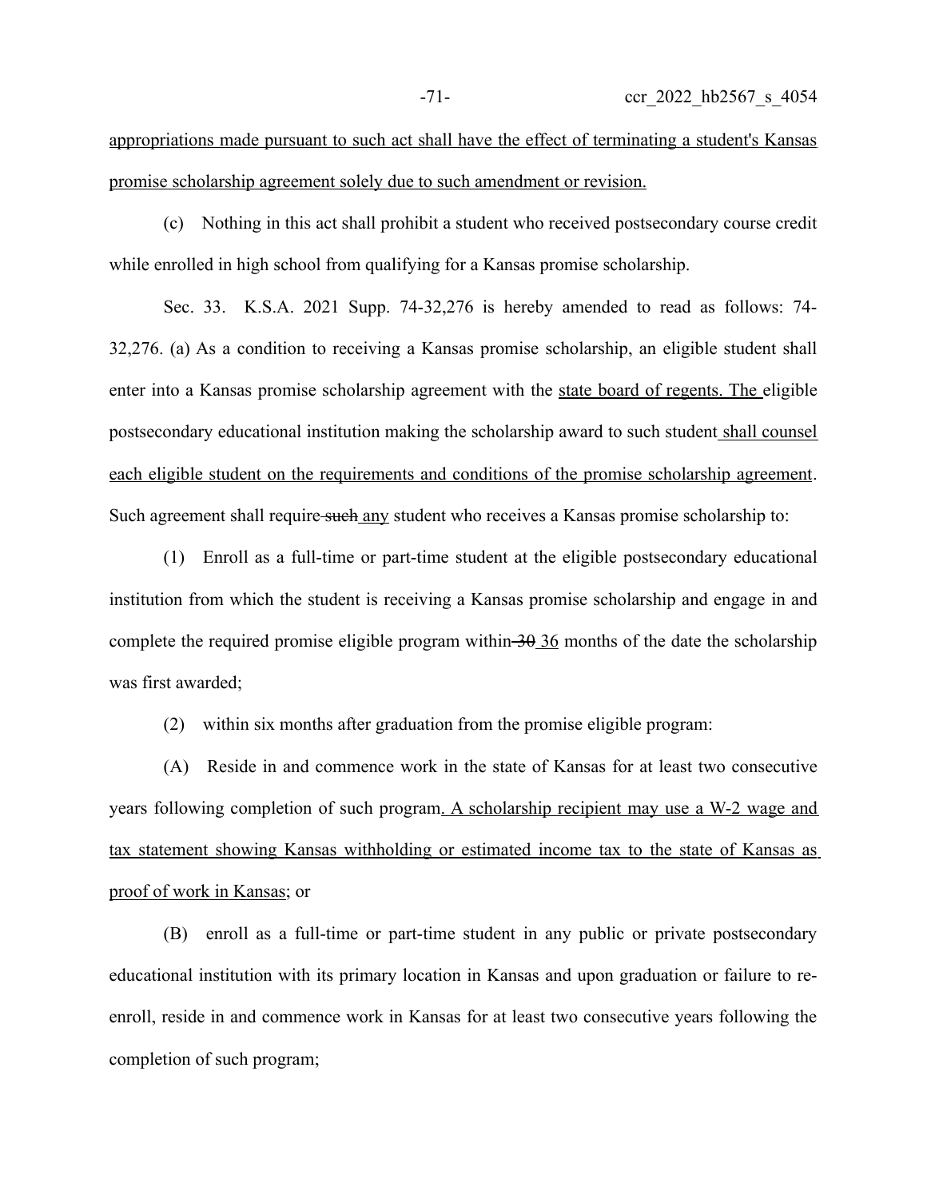appropriations made pursuant to such act shall have the effect of terminating a student's Kansas promise scholarship agreement solely due to such amendment or revision.

(c) Nothing in this act shall prohibit a student who received postsecondary course credit while enrolled in high school from qualifying for a Kansas promise scholarship.

Sec. 33. K.S.A. 2021 Supp. 74-32,276 is hereby amended to read as follows: 74-32,276. (a) As a condition to receiving a Kansas promise scholarship, an eligible student shall enter into a Kansas promise scholarship agreement with the state board of regents. The eligible postsecondary educational institution making the scholarship award to such student shall counsel each eligible student on the requirements and conditions of the promise scholarship agreement. Such agreement shall require ~~such~~ any student who receives a Kansas promise scholarship to:

(1) Enroll as a full-time or part-time student at the eligible postsecondary educational institution from which the student is receiving a Kansas promise scholarship and engage in and complete the required promise eligible program within ~~30~~ 36 months of the date the scholarship was first awarded;

(2) within six months after graduation from the promise eligible program:

(A) Reside in and commence work in the state of Kansas for at least two consecutive years following completion of such program. A scholarship recipient may use a W-2 wage and tax statement showing Kansas withholding or estimated income tax to the state of Kansas as proof of work in Kansas; or

(B) enroll as a full-time or part-time student in any public or private postsecondary educational institution with its primary location in Kansas and upon graduation or failure to re-enroll, reside in and commence work in Kansas for at least two consecutive years following the completion of such program;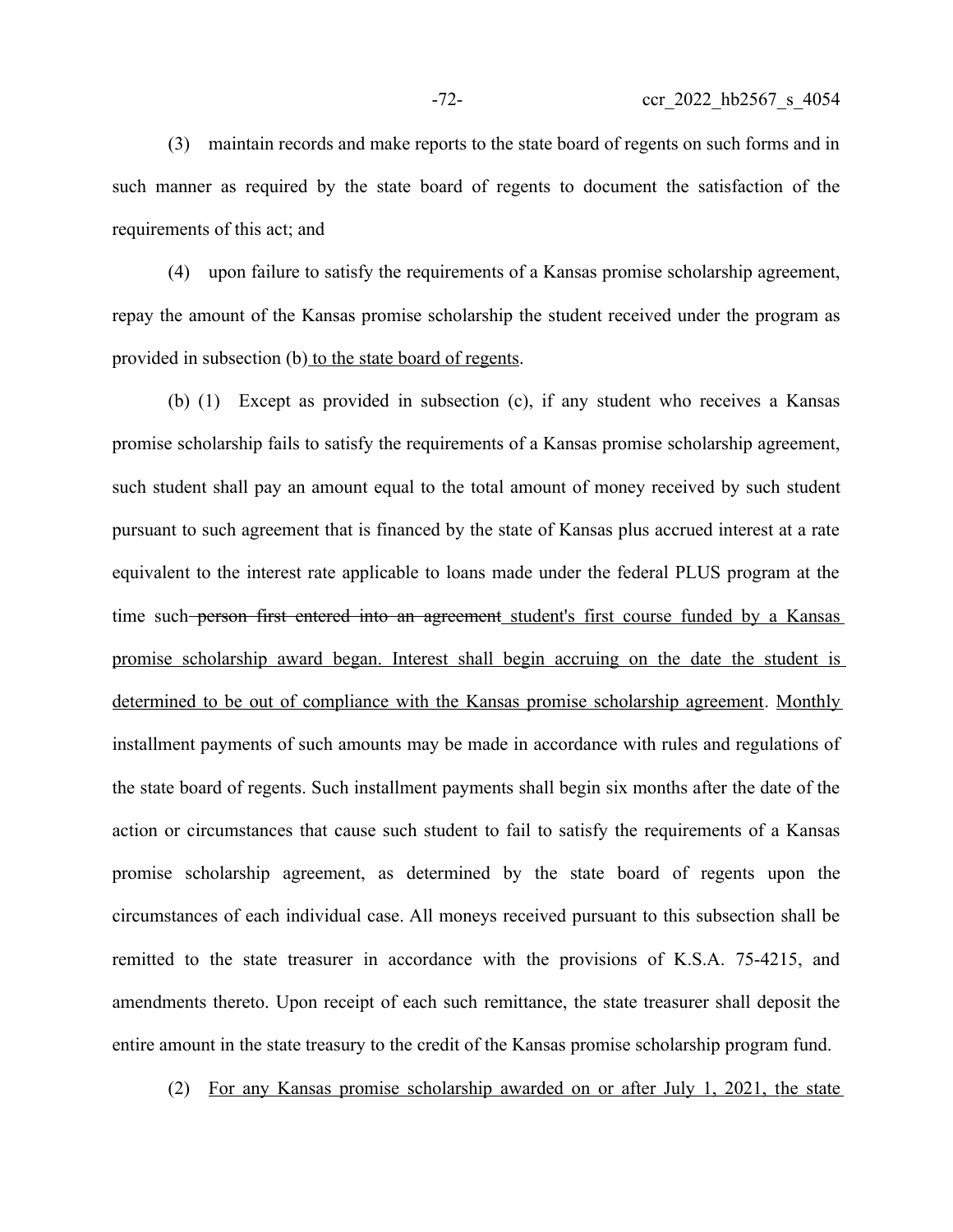(3) maintain records and make reports to the state board of regents on such forms and in such manner as required by the state board of regents to document the satisfaction of the requirements of this act; and

(4) upon failure to satisfy the requirements of a Kansas promise scholarship agreement, repay the amount of the Kansas promise scholarship the student received under the program as provided in subsection (b) to the state board of regents.

(b) (1) Except as provided in subsection (c), if any student who receives a Kansas promise scholarship fails to satisfy the requirements of a Kansas promise scholarship agreement, such student shall pay an amount equal to the total amount of money received by such student pursuant to such agreement that is financed by the state of Kansas plus accrued interest at a rate equivalent to the interest rate applicable to loans made under the federal PLUS program at the time such ~~person first entered into an agreement~~ student's first course funded by a Kansas promise scholarship award began. Interest shall begin accruing on the date the student is determined to be out of compliance with the Kansas promise scholarship agreement. Monthly installment payments of such amounts may be made in accordance with rules and regulations of the state board of regents. Such installment payments shall begin six months after the date of the action or circumstances that cause such student to fail to satisfy the requirements of a Kansas promise scholarship agreement, as determined by the state board of regents upon the circumstances of each individual case. All moneys received pursuant to this subsection shall be remitted to the state treasurer in accordance with the provisions of K.S.A. 75-4215, and amendments thereto. Upon receipt of each such remittance, the state treasurer shall deposit the entire amount in the state treasury to the credit of the Kansas promise scholarship program fund.

(2) For any Kansas promise scholarship awarded on or after July 1, 2021, the state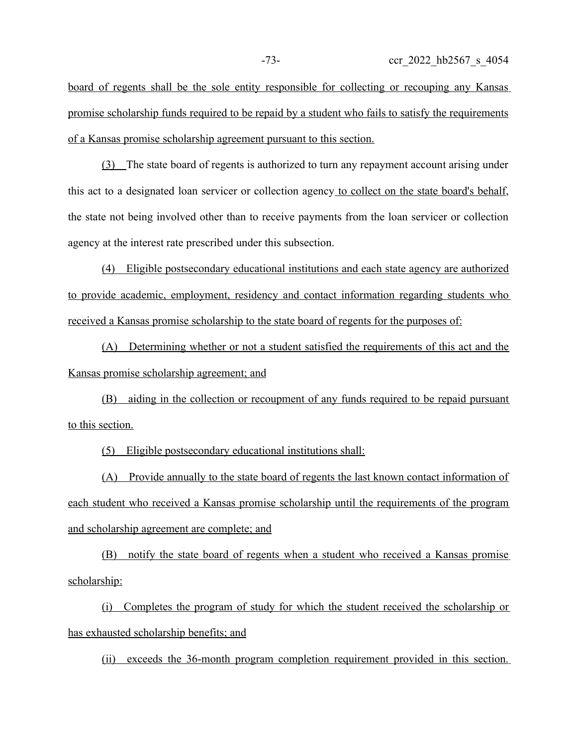board of regents shall be the sole entity responsible for collecting or recouping any Kansas promise scholarship funds required to be repaid by a student who fails to satisfy the requirements of a Kansas promise scholarship agreement pursuant to this section.

(3) The state board of regents is authorized to turn any repayment account arising under this act to a designated loan servicer or collection agency to collect on the state board's behalf, the state not being involved other than to receive payments from the loan servicer or collection agency at the interest rate prescribed under this subsection.

(4) Eligible postsecondary educational institutions and each state agency are authorized to provide academic, employment, residency and contact information regarding students who received a Kansas promise scholarship to the state board of regents for the purposes of:

(A) Determining whether or not a student satisfied the requirements of this act and the Kansas promise scholarship agreement; and

(B) aiding in the collection or recoupment of any funds required to be repaid pursuant to this section.

(5) Eligible postsecondary educational institutions shall:

(A) Provide annually to the state board of regents the last known contact information of each student who received a Kansas promise scholarship until the requirements of the program and scholarship agreement are complete; and

(B) notify the state board of regents when a student who received a Kansas promise scholarship:

(i) Completes the program of study for which the student received the scholarship or has exhausted scholarship benefits; and

(ii) exceeds the 36-month program completion requirement provided in this section.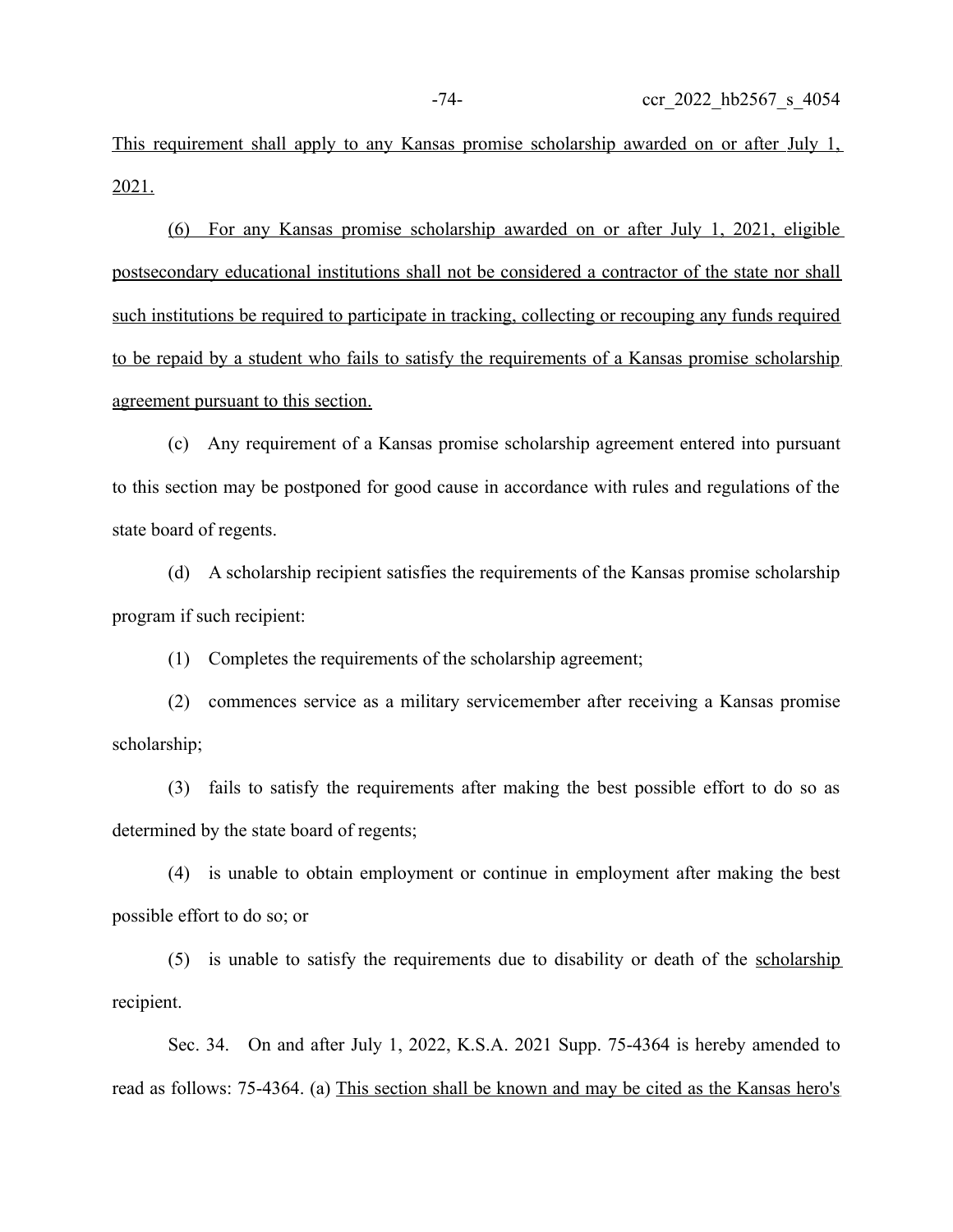This requirement shall apply to any Kansas promise scholarship awarded on or after July 1, 2021.

(6) For any Kansas promise scholarship awarded on or after July 1, 2021, eligible postsecondary educational institutions shall not be considered a contractor of the state nor shall such institutions be required to participate in tracking, collecting or recouping any funds required to be repaid by a student who fails to satisfy the requirements of a Kansas promise scholarship agreement pursuant to this section.

(c) Any requirement of a Kansas promise scholarship agreement entered into pursuant to this section may be postponed for good cause in accordance with rules and regulations of the state board of regents.

(d) A scholarship recipient satisfies the requirements of the Kansas promise scholarship program if such recipient:

(1) Completes the requirements of the scholarship agreement;

(2) commences service as a military servicemember after receiving a Kansas promise scholarship;

(3) fails to satisfy the requirements after making the best possible effort to do so as determined by the state board of regents;

(4) is unable to obtain employment or continue in employment after making the best possible effort to do so; or

(5) is unable to satisfy the requirements due to disability or death of the scholarship recipient.

Sec. 34. On and after July 1, 2022, K.S.A. 2021 Supp. 75-4364 is hereby amended to read as follows: 75-4364. (a) This section shall be known and may be cited as the Kansas hero's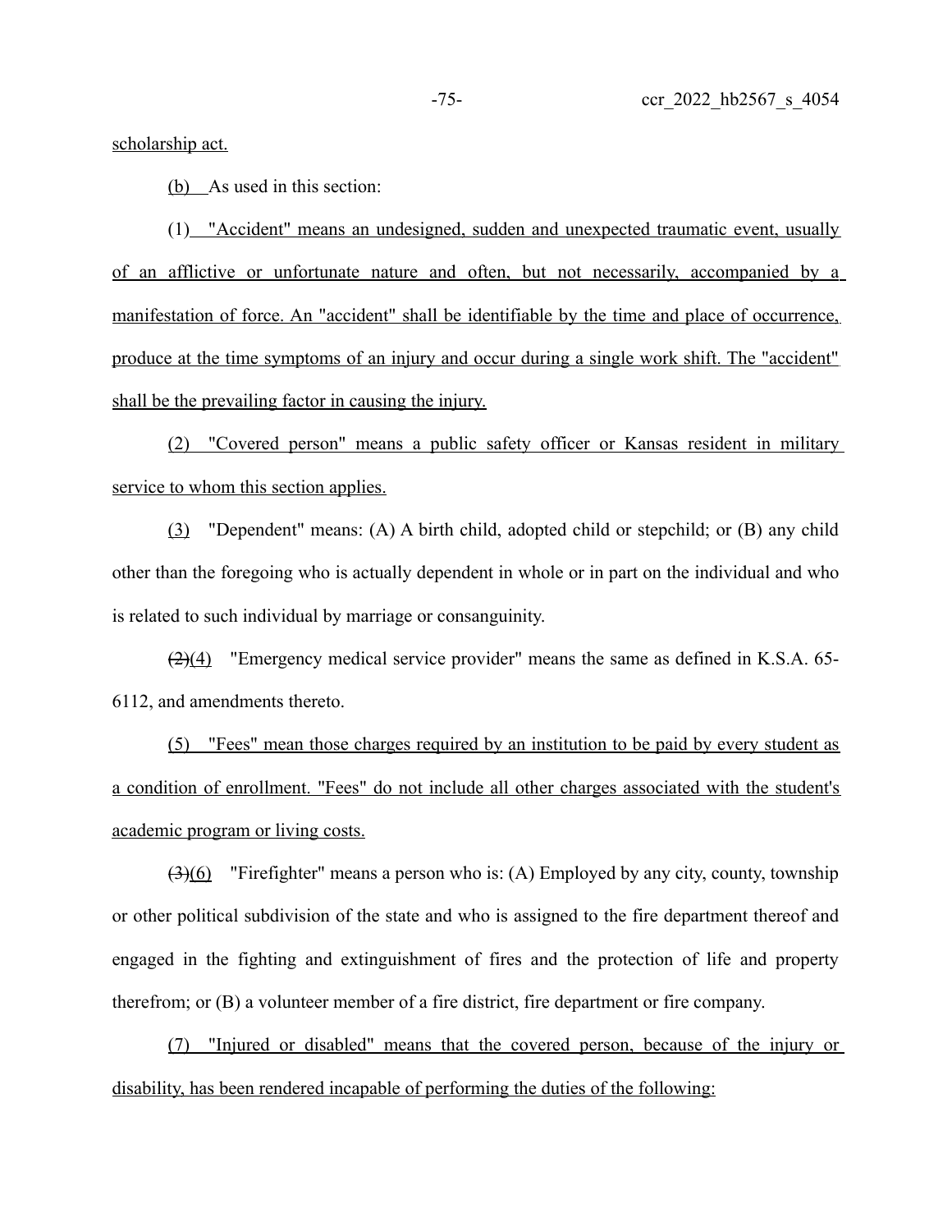scholarship act.

(b) As used in this section:

(1) "Accident" means an undesigned, sudden and unexpected traumatic event, usually of an afflictive or unfortunate nature and often, but not necessarily, accompanied by a manifestation of force. An "accident" shall be identifiable by the time and place of occurrence, produce at the time symptoms of an injury and occur during a single work shift. The "accident" shall be the prevailing factor in causing the injury.

(2) "Covered person" means a public safety officer or Kansas resident in military service to whom this section applies.

(3) "Dependent" means: (A) A birth child, adopted child or stepchild; or (B) any child other than the foregoing who is actually dependent in whole or in part on the individual and who is related to such individual by marriage or consanguinity.

~~(2)~~(4) "Emergency medical service provider" means the same as defined in K.S.A. 65-6112, and amendments thereto.

(5) "Fees" mean those charges required by an institution to be paid by every student as a condition of enrollment. "Fees" do not include all other charges associated with the student's academic program or living costs.

~~(3)~~(6) "Firefighter" means a person who is: (A) Employed by any city, county, township or other political subdivision of the state and who is assigned to the fire department thereof and engaged in the fighting and extinguishment of fires and the protection of life and property therefrom; or (B) a volunteer member of a fire district, fire department or fire company.

(7) "Injured or disabled" means that the covered person, because of the injury or disability, has been rendered incapable of performing the duties of the following: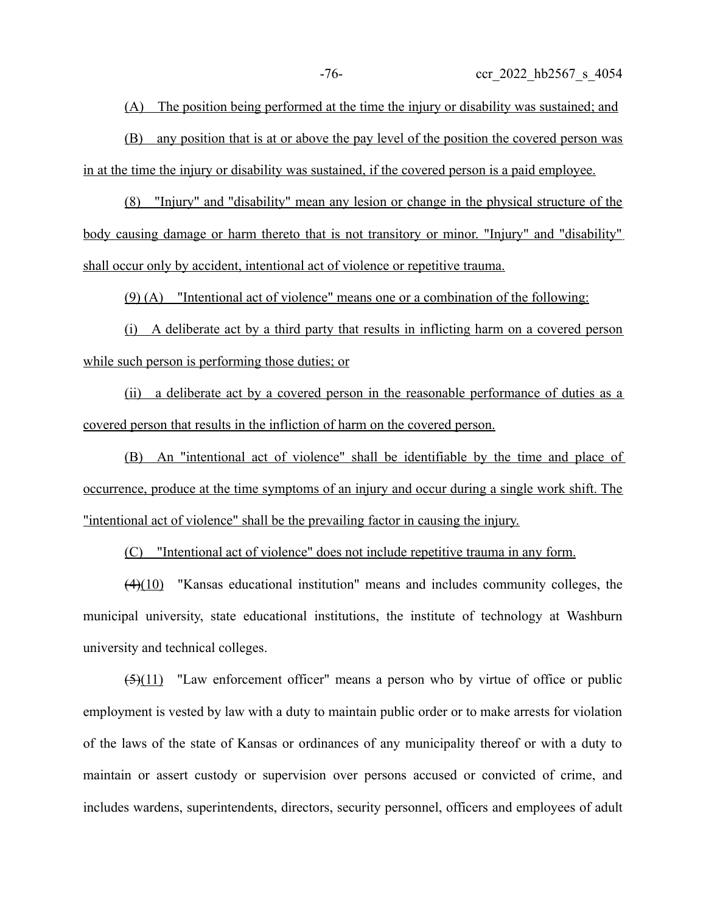(A) The position being performed at the time the injury or disability was sustained; and

(B) any position that is at or above the pay level of the position the covered person was in at the time the injury or disability was sustained, if the covered person is a paid employee.

(8) "Injury" and "disability" mean any lesion or change in the physical structure of the body causing damage or harm thereto that is not transitory or minor. "Injury" and "disability" shall occur only by accident, intentional act of violence or repetitive trauma.

(9) (A) "Intentional act of violence" means one or a combination of the following:

(i) A deliberate act by a third party that results in inflicting harm on a covered person while such person is performing those duties; or

(ii) a deliberate act by a covered person in the reasonable performance of duties as a covered person that results in the infliction of harm on the covered person.

(B) An "intentional act of violence" shall be identifiable by the time and place of occurrence, produce at the time symptoms of an injury and occur during a single work shift. The "intentional act of violence" shall be the prevailing factor in causing the injury.

(C) "Intentional act of violence" does not include repetitive trauma in any form.

~~(4)~~(10) "Kansas educational institution" means and includes community colleges, the municipal university, state educational institutions, the institute of technology at Washburn university and technical colleges.

~~(5)~~(11) "Law enforcement officer" means a person who by virtue of office or public employment is vested by law with a duty to maintain public order or to make arrests for violation of the laws of the state of Kansas or ordinances of any municipality thereof or with a duty to maintain or assert custody or supervision over persons accused or convicted of crime, and includes wardens, superintendents, directors, security personnel, officers and employees of adult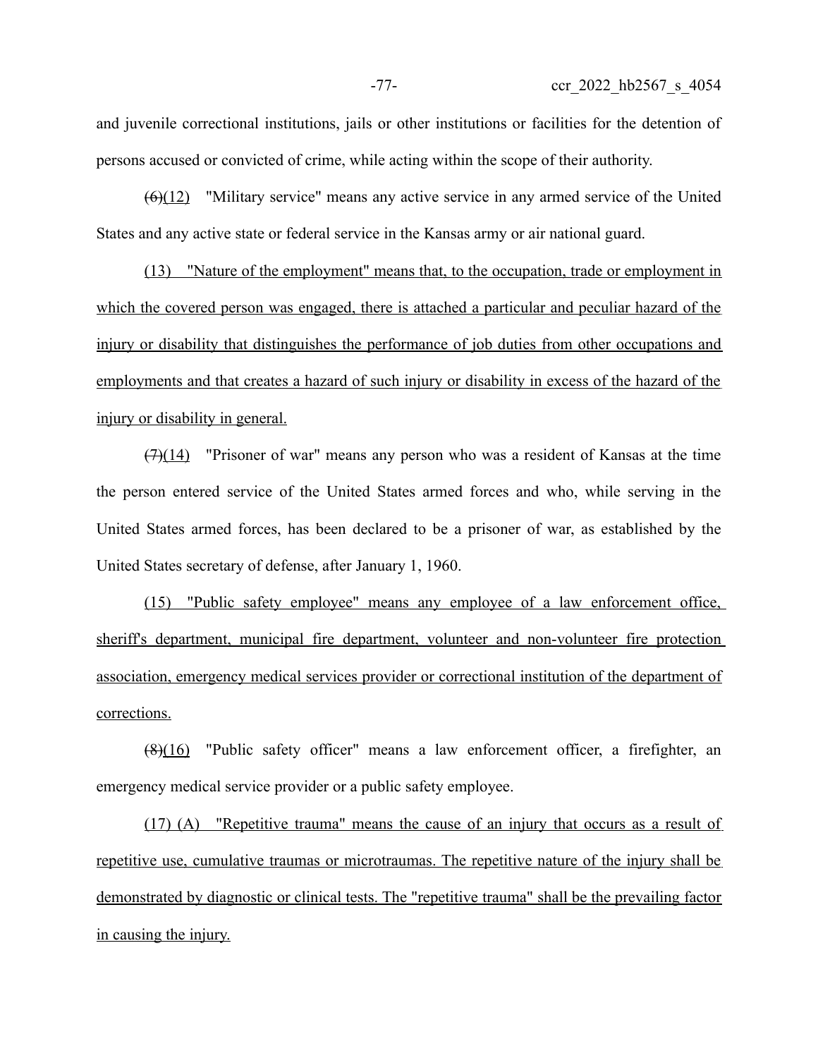and juvenile correctional institutions, jails or other institutions or facilities for the detention of persons accused or convicted of crime, while acting within the scope of their authority.

~~(6)~~(12) "Military service" means any active service in any armed service of the United States and any active state or federal service in the Kansas army or air national guard.

(13) "Nature of the employment" means that, to the occupation, trade or employment in which the covered person was engaged, there is attached a particular and peculiar hazard of the injury or disability that distinguishes the performance of job duties from other occupations and employments and that creates a hazard of such injury or disability in excess of the hazard of the injury or disability in general.

~~(7)~~(14) "Prisoner of war" means any person who was a resident of Kansas at the time the person entered service of the United States armed forces and who, while serving in the United States armed forces, has been declared to be a prisoner of war, as established by the United States secretary of defense, after January 1, 1960.

(15) "Public safety employee" means any employee of a law enforcement office, sheriff's department, municipal fire department, volunteer and non-volunteer fire protection association, emergency medical services provider or correctional institution of the department of corrections.

~~(8)~~(16) "Public safety officer" means a law enforcement officer, a firefighter, an emergency medical service provider or a public safety employee.

(17) (A) "Repetitive trauma" means the cause of an injury that occurs as a result of repetitive use, cumulative traumas or microtraumas. The repetitive nature of the injury shall be demonstrated by diagnostic or clinical tests. The "repetitive trauma" shall be the prevailing factor in causing the injury.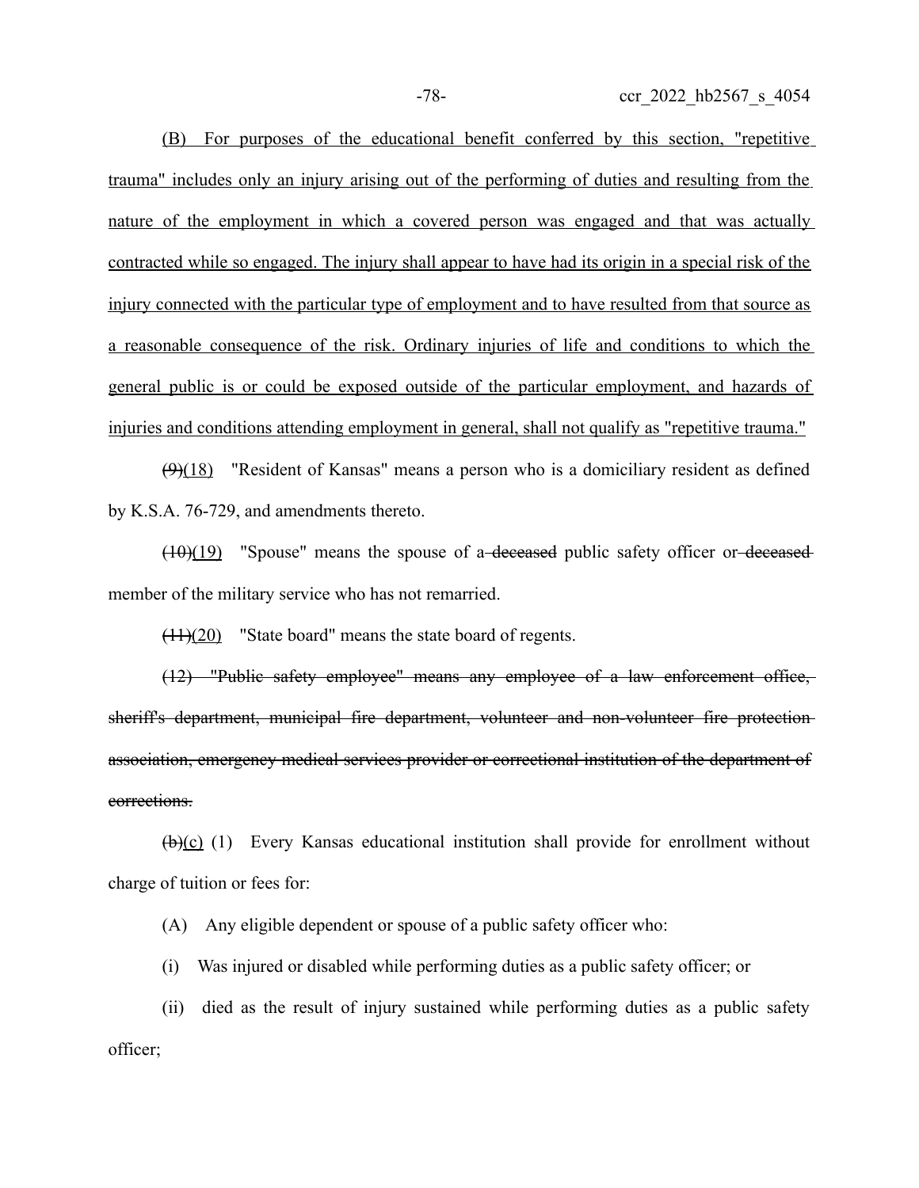(B) For purposes of the educational benefit conferred by this section, "repetitive trauma" includes only an injury arising out of the performing of duties and resulting from the nature of the employment in which a covered person was engaged and that was actually contracted while so engaged. The injury shall appear to have had its origin in a special risk of the injury connected with the particular type of employment and to have resulted from that source as a reasonable consequence of the risk. Ordinary injuries of life and conditions to which the general public is or could be exposed outside of the particular employment, and hazards of injuries and conditions attending employment in general, shall not qualify as "repetitive trauma."

~~(9)~~(18) "Resident of Kansas" means a person who is a domiciliary resident as defined by K.S.A. 76-729, and amendments thereto.

~~(10)~~(19) "Spouse" means the spouse of a ~~deceased~~ public safety officer or ~~deceased~~ member of the military service who has not remarried.

~~(11)~~(20) "State board" means the state board of regents.

~~(12) "Public safety employee" means any employee of a law enforcement office, sheriff's department, municipal fire department, volunteer and non-volunteer fire protection association, emergency medical services provider or correctional institution of the department of corrections.~~

~~(b)~~(c) (1) Every Kansas educational institution shall provide for enrollment without charge of tuition or fees for:

(A) Any eligible dependent or spouse of a public safety officer who:

(i) Was injured or disabled while performing duties as a public safety officer; or

(ii) died as the result of injury sustained while performing duties as a public safety officer;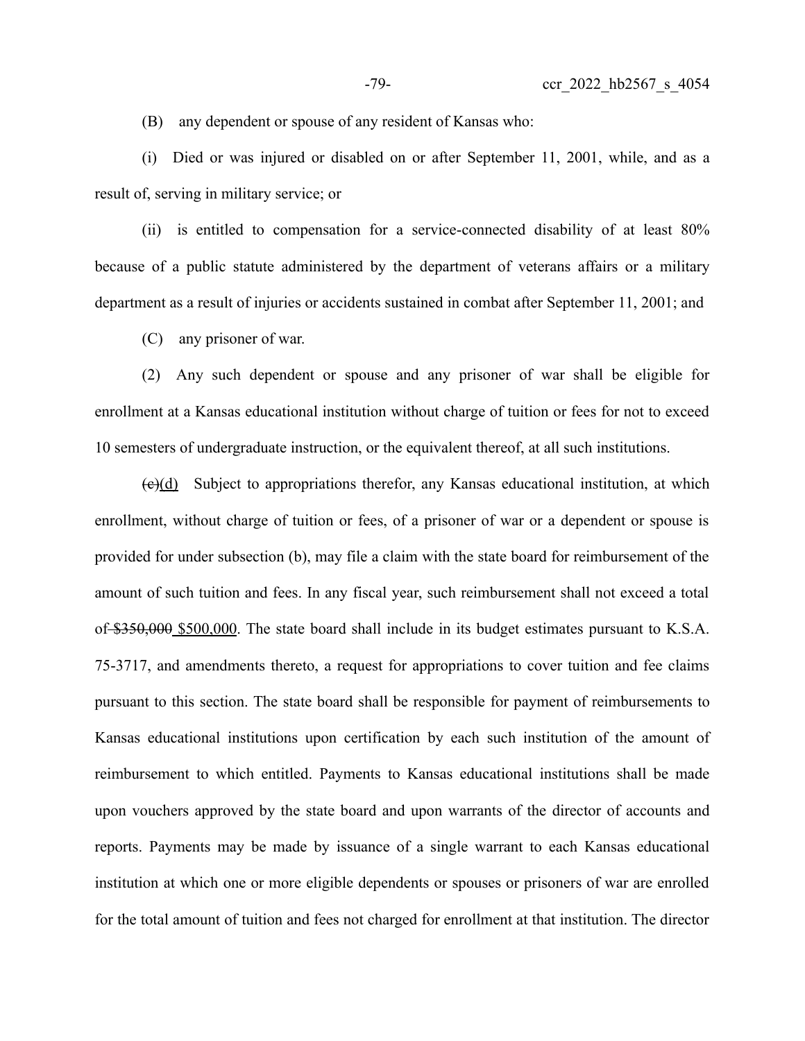(B) any dependent or spouse of any resident of Kansas who:

(i) Died or was injured or disabled on or after September 11, 2001, while, and as a result of, serving in military service; or

(ii) is entitled to compensation for a service-connected disability of at least 80% because of a public statute administered by the department of veterans affairs or a military department as a result of injuries or accidents sustained in combat after September 11, 2001; and

(C) any prisoner of war.

(2) Any such dependent or spouse and any prisoner of war shall be eligible for enrollment at a Kansas educational institution without charge of tuition or fees for not to exceed 10 semesters of undergraduate instruction, or the equivalent thereof, at all such institutions.

~~(c)~~(d) Subject to appropriations therefor, any Kansas educational institution, at which enrollment, without charge of tuition or fees, of a prisoner of war or a dependent or spouse is provided for under subsection (b), may file a claim with the state board for reimbursement of the amount of such tuition and fees. In any fiscal year, such reimbursement shall not exceed a total of ~~$350,000~~ $500,000. The state board shall include in its budget estimates pursuant to K.S.A. 75-3717, and amendments thereto, a request for appropriations to cover tuition and fee claims pursuant to this section. The state board shall be responsible for payment of reimbursements to Kansas educational institutions upon certification by each such institution of the amount of reimbursement to which entitled. Payments to Kansas educational institutions shall be made upon vouchers approved by the state board and upon warrants of the director of accounts and reports. Payments may be made by issuance of a single warrant to each Kansas educational institution at which one or more eligible dependents or spouses or prisoners of war are enrolled for the total amount of tuition and fees not charged for enrollment at that institution. The director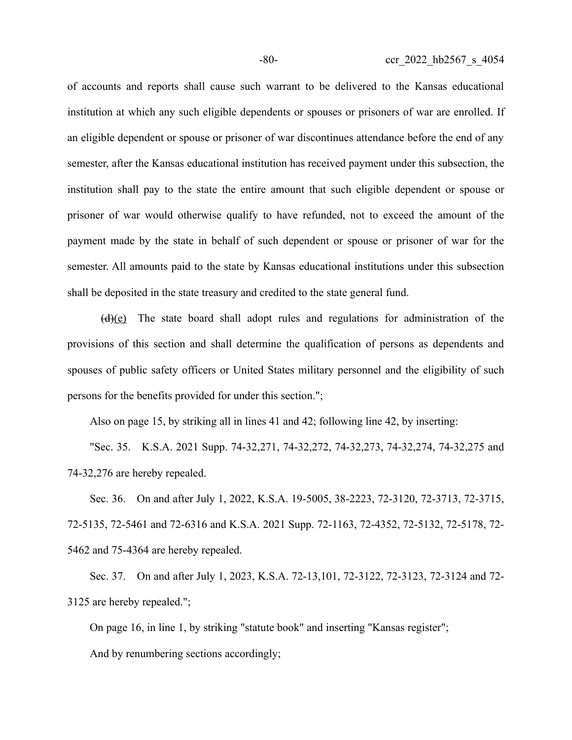of accounts and reports shall cause such warrant to be delivered to the Kansas educational institution at which any such eligible dependents or spouses or prisoners of war are enrolled. If an eligible dependent or spouse or prisoner of war discontinues attendance before the end of any semester, after the Kansas educational institution has received payment under this subsection, the institution shall pay to the state the entire amount that such eligible dependent or spouse or prisoner of war would otherwise qualify to have refunded, not to exceed the amount of the payment made by the state in behalf of such dependent or spouse or prisoner of war for the semester. All amounts paid to the state by Kansas educational institutions under this subsection shall be deposited in the state treasury and credited to the state general fund.

~~(d)~~(e) The state board shall adopt rules and regulations for administration of the provisions of this section and shall determine the qualification of persons as dependents and spouses of public safety officers or United States military personnel and the eligibility of such persons for the benefits provided for under this section.";

Also on page 15, by striking all in lines 41 and 42; following line 42, by inserting:

"Sec. 35. K.S.A. 2021 Supp. 74-32,271, 74-32,272, 74-32,273, 74-32,274, 74-32,275 and 74-32,276 are hereby repealed.

Sec. 36. On and after July 1, 2022, K.S.A. 19-5005, 38-2223, 72-3120, 72-3713, 72-3715, 72-5135, 72-5461 and 72-6316 and K.S.A. 2021 Supp. 72-1163, 72-4352, 72-5132, 72-5178, 72-5462 and 75-4364 are hereby repealed.

Sec. 37. On and after July 1, 2023, K.S.A. 72-13,101, 72-3122, 72-3123, 72-3124 and 72-3125 are hereby repealed.";

On page 16, in line 1, by striking "statute book" and inserting "Kansas register";

And by renumbering sections accordingly;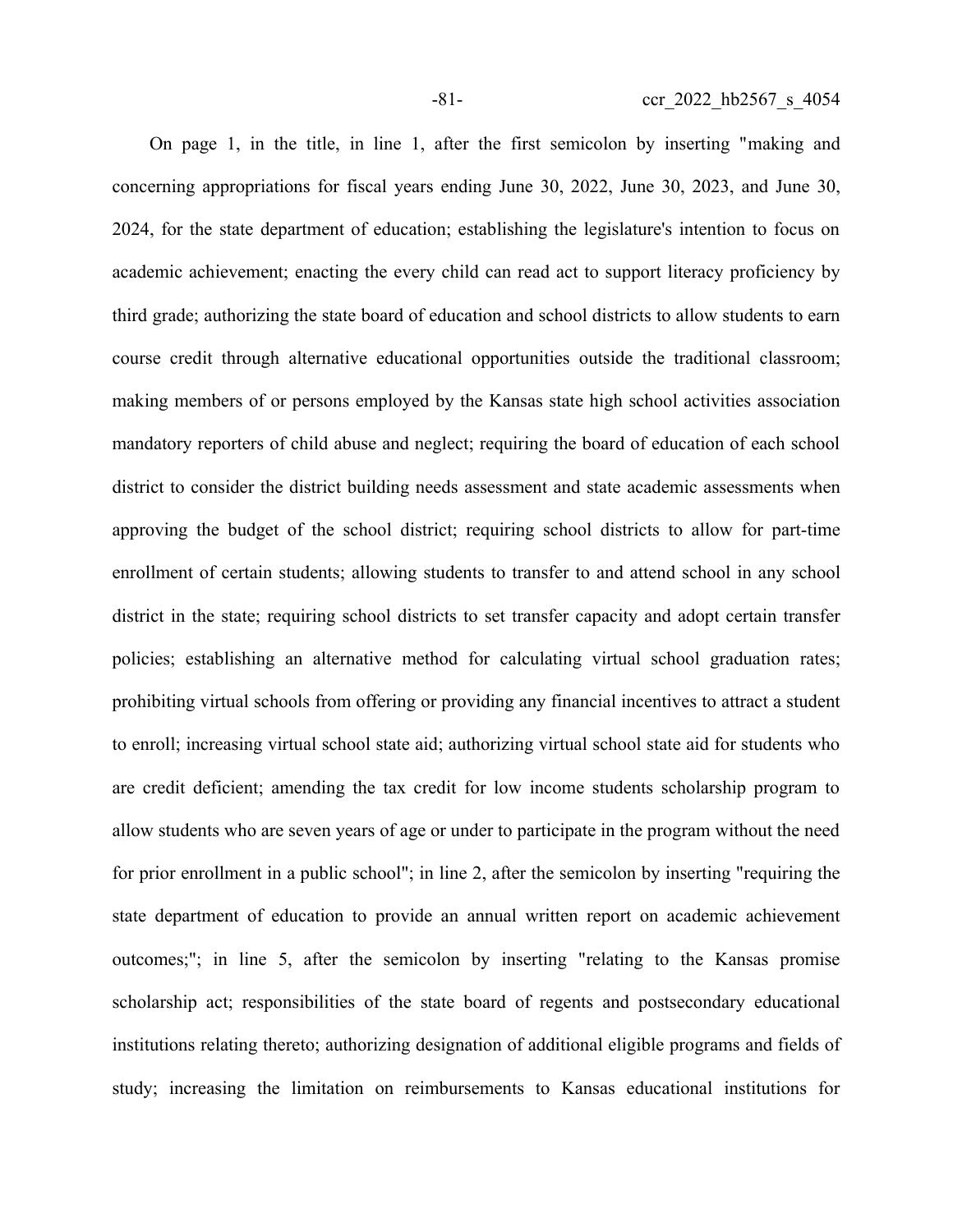On page 1, in the title, in line 1, after the first semicolon by inserting "making and concerning appropriations for fiscal years ending June 30, 2022, June 30, 2023, and June 30, 2024, for the state department of education; establishing the legislature's intention to focus on academic achievement; enacting the every child can read act to support literacy proficiency by third grade; authorizing the state board of education and school districts to allow students to earn course credit through alternative educational opportunities outside the traditional classroom; making members of or persons employed by the Kansas state high school activities association mandatory reporters of child abuse and neglect; requiring the board of education of each school district to consider the district building needs assessment and state academic assessments when approving the budget of the school district; requiring school districts to allow for part-time enrollment of certain students; allowing students to transfer to and attend school in any school district in the state; requiring school districts to set transfer capacity and adopt certain transfer policies; establishing an alternative method for calculating virtual school graduation rates; prohibiting virtual schools from offering or providing any financial incentives to attract a student to enroll; increasing virtual school state aid; authorizing virtual school state aid for students who are credit deficient; amending the tax credit for low income students scholarship program to allow students who are seven years of age or under to participate in the program without the need for prior enrollment in a public school"; in line 2, after the semicolon by inserting "requiring the state department of education to provide an annual written report on academic achievement outcomes;"; in line 5, after the semicolon by inserting "relating to the Kansas promise scholarship act; responsibilities of the state board of regents and postsecondary educational institutions relating thereto; authorizing designation of additional eligible programs and fields of study; increasing the limitation on reimbursements to Kansas educational institutions for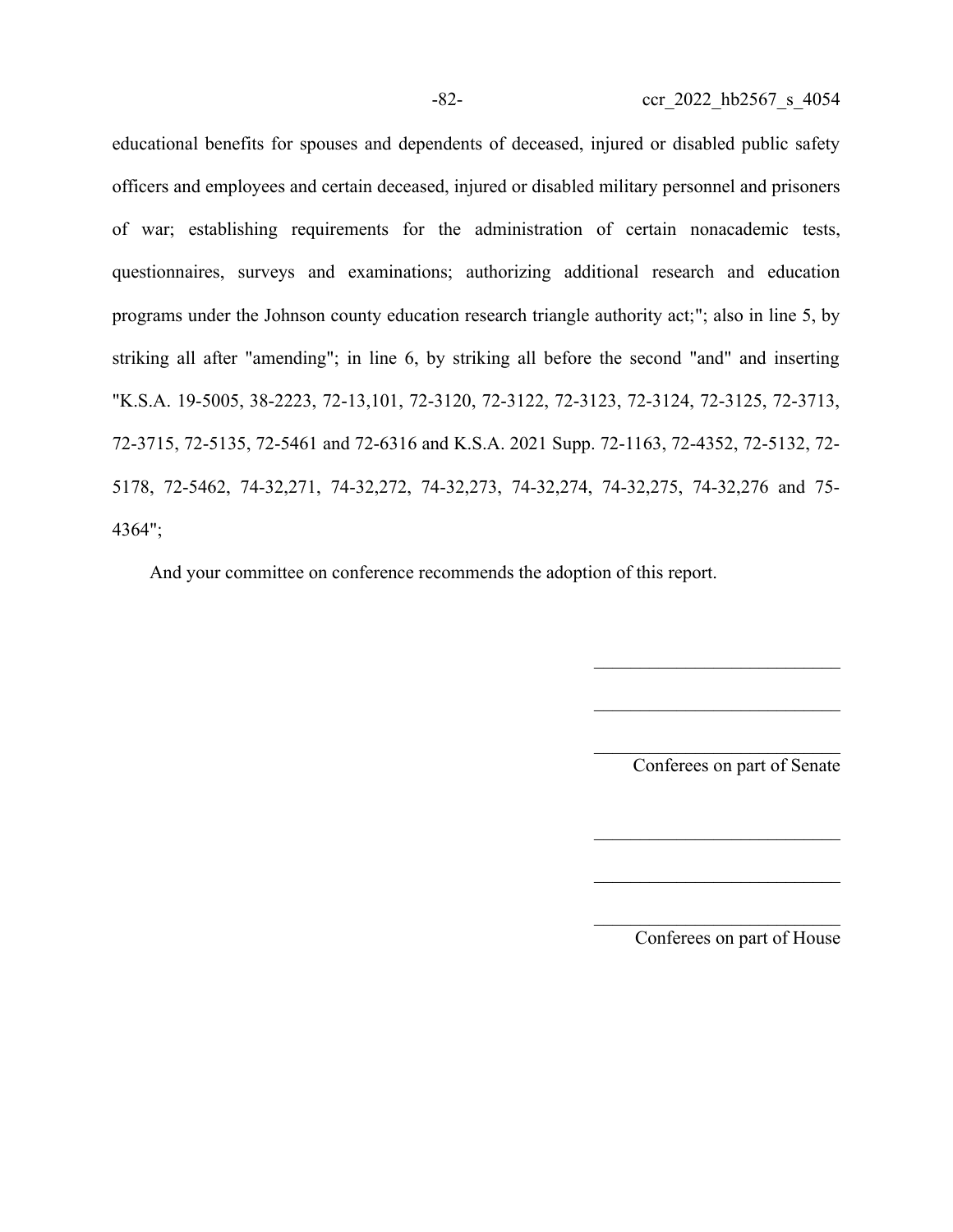educational benefits for spouses and dependents of deceased, injured or disabled public safety officers and employees and certain deceased, injured or disabled military personnel and prisoners of war; establishing requirements for the administration of certain nonacademic tests, questionnaires, surveys and examinations; authorizing additional research and education programs under the Johnson county education research triangle authority act;"; also in line 5, by striking all after "amending"; in line 6, by striking all before the second "and" and inserting "K.S.A. 19-5005, 38-2223, 72-13,101, 72-3120, 72-3122, 72-3123, 72-3124, 72-3125, 72-3713, 72-3715, 72-5135, 72-5461 and 72-6316 and K.S.A. 2021 Supp. 72-1163, 72-4352, 72-5132, 72-5178, 72-5462, 74-32,271, 74-32,272, 74-32,273, 74-32,274, 74-32,275, 74-32,276 and 75-4364";

And your committee on conference recommends the adoption of this report.

\_\_\_\_\_\_\_\_\_\_\_\_\_\_\_\_\_\_\_\_\_\_\_\_\_\_

\_\_\_\_\_\_\_\_\_\_\_\_\_\_\_\_\_\_\_\_\_\_\_\_\_\_

\_\_\_\_\_\_\_\_\_\_\_\_\_\_\_\_\_\_\_\_\_\_\_\_\_\_

Conferees on part of Senate

\_\_\_\_\_\_\_\_\_\_\_\_\_\_\_\_\_\_\_\_\_\_\_\_\_\_

\_\_\_\_\_\_\_\_\_\_\_\_\_\_\_\_\_\_\_\_\_\_\_\_\_\_

\_\_\_\_\_\_\_\_\_\_\_\_\_\_\_\_\_\_\_\_\_\_\_\_\_\_

Conferees on part of House